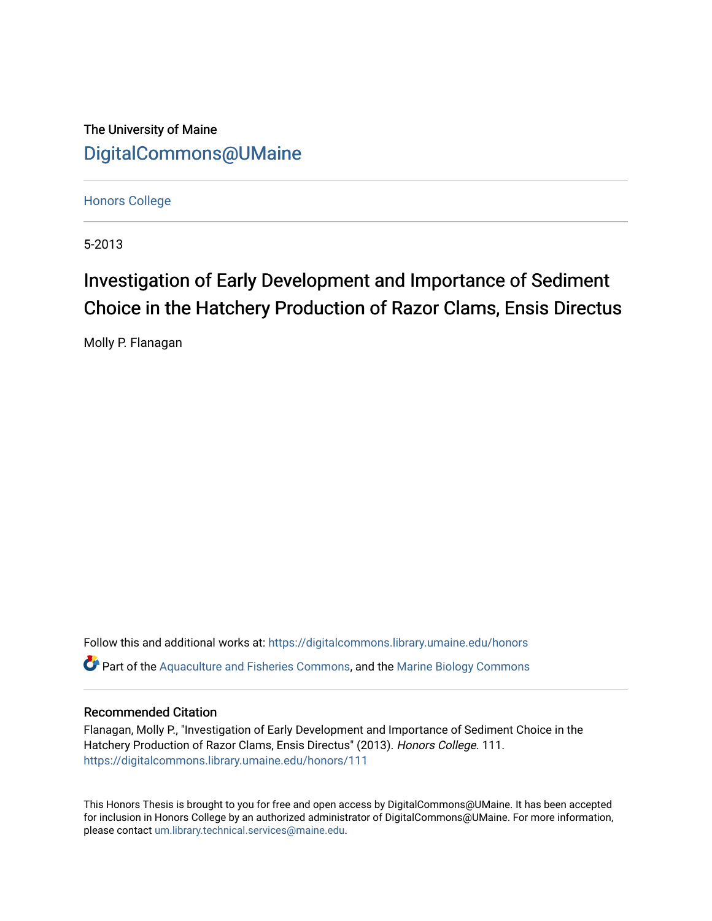The University of Maine

DigitalCommons@UMaine

Honors College

5-2013

# Investigation of Early Development and Importance of Sediment Choice in the Hatchery Production of Razor Clams, Ensis Directus

Molly P. Flanagan

Follow this and additional works at: https://digitalcommons.library.umaine.edu/honors

Part of the Aquaculture and Fisheries Commons, and the Marine Biology Commons

## Recommended Citation

Flanagan, Molly P., "Investigation of Early Development and Importance of Sediment Choice in the Hatchery Production of Razor Clams, Ensis Directus" (2013). *Honors College*. 111.
https://digitalcommons.library.umaine.edu/honors/111

This Honors Thesis is brought to you for free and open access by DigitalCommons@UMaine. It has been accepted for inclusion in Honors College by an authorized administrator of DigitalCommons@UMaine. For more information, please contact um.library.technical.services@maine.edu.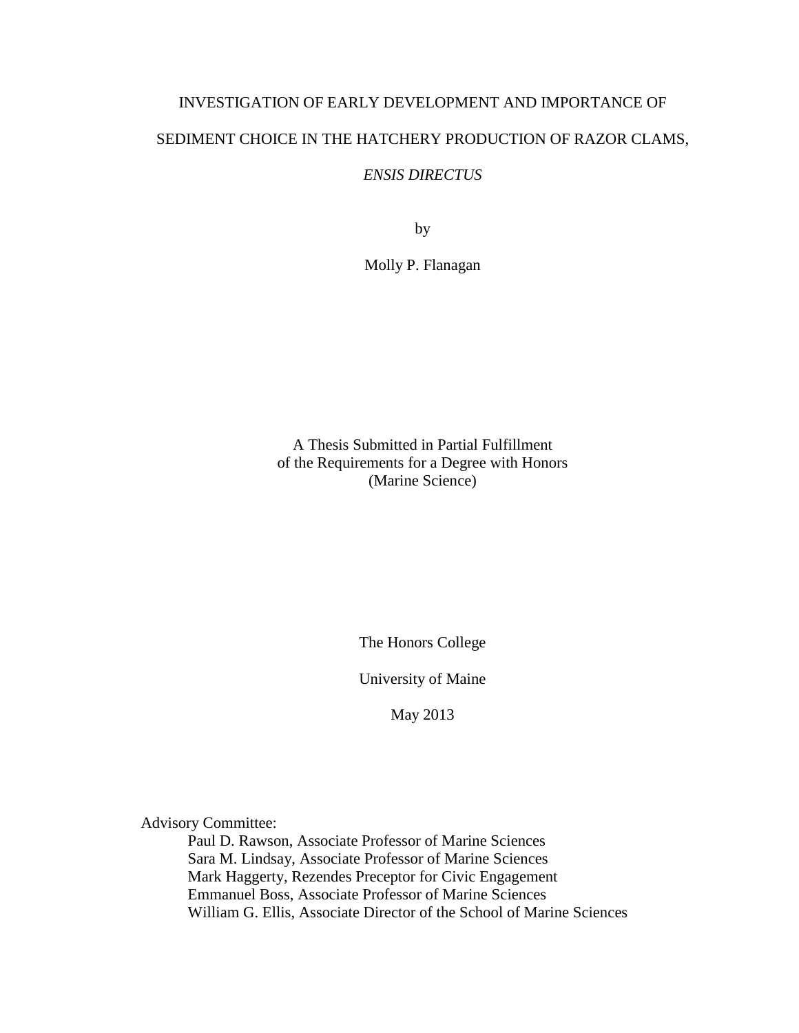# INVESTIGATION OF EARLY DEVELOPMENT AND IMPORTANCE OF SEDIMENT CHOICE IN THE HATCHERY PRODUCTION OF RAZOR CLAMS, *ENSIS DIRECTUS*

by

Molly P. Flanagan

A Thesis Submitted in Partial Fulfillment
of the Requirements for a Degree with Honors
(Marine Science)

The Honors College

University of Maine

May 2013

Advisory Committee:

Paul D. Rawson, Associate Professor of Marine Sciences
Sara M. Lindsay, Associate Professor of Marine Sciences
Mark Haggerty, Rezendes Preceptor for Civic Engagement
Emmanuel Boss, Associate Professor of Marine Sciences
William G. Ellis, Associate Director of the School of Marine Sciences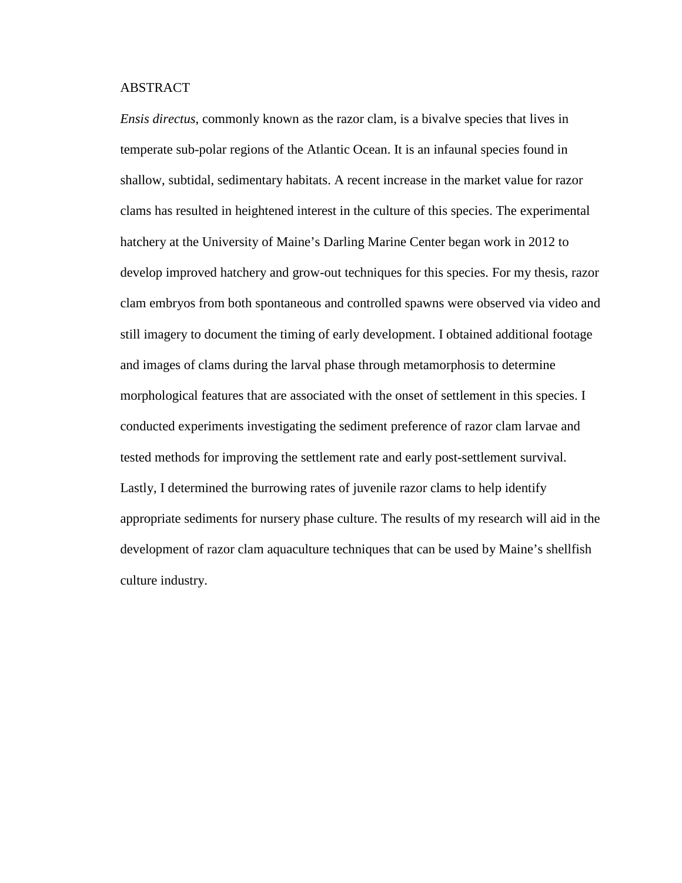# ABSTRACT

*Ensis directus*, commonly known as the razor clam, is a bivalve species that lives in temperate sub-polar regions of the Atlantic Ocean. It is an infaunal species found in shallow, subtidal, sedimentary habitats. A recent increase in the market value for razor clams has resulted in heightened interest in the culture of this species. The experimental hatchery at the University of Maine's Darling Marine Center began work in 2012 to develop improved hatchery and grow-out techniques for this species. For my thesis, razor clam embryos from both spontaneous and controlled spawns were observed via video and still imagery to document the timing of early development. I obtained additional footage and images of clams during the larval phase through metamorphosis to determine morphological features that are associated with the onset of settlement in this species. I conducted experiments investigating the sediment preference of razor clam larvae and tested methods for improving the settlement rate and early post-settlement survival. Lastly, I determined the burrowing rates of juvenile razor clams to help identify appropriate sediments for nursery phase culture. The results of my research will aid in the development of razor clam aquaculture techniques that can be used by Maine's shellfish culture industry.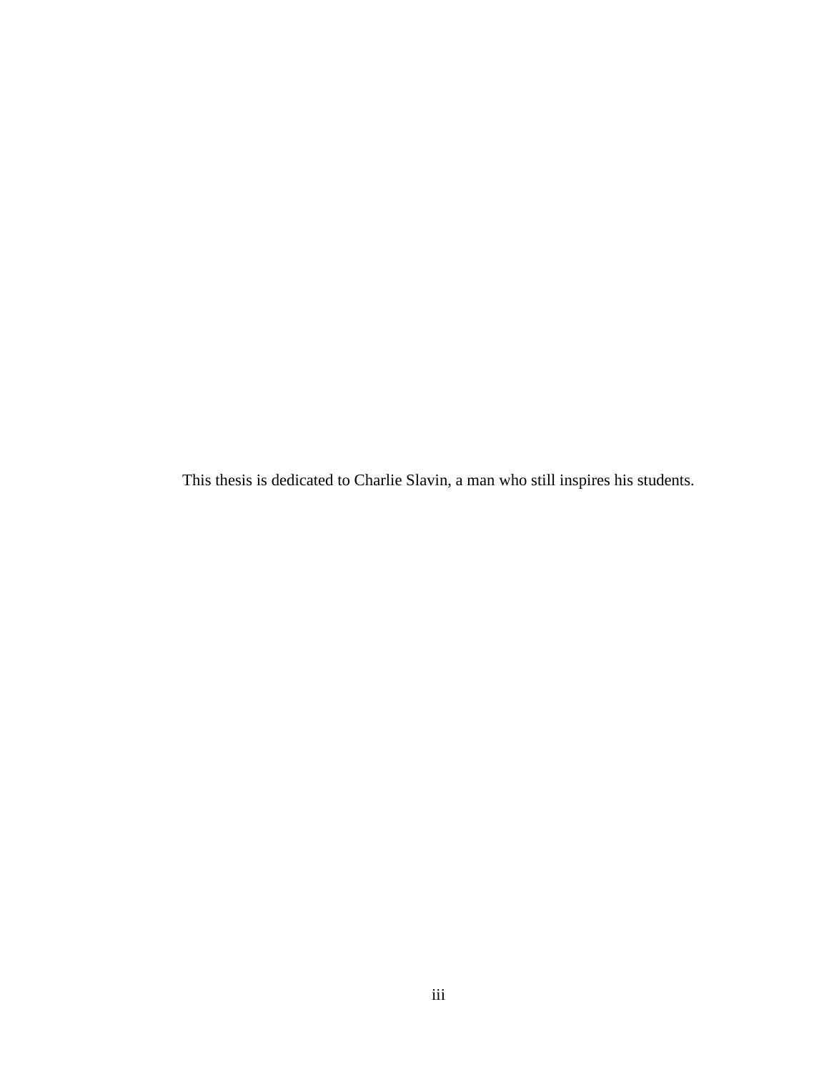This thesis is dedicated to Charlie Slavin, a man who still inspires his students.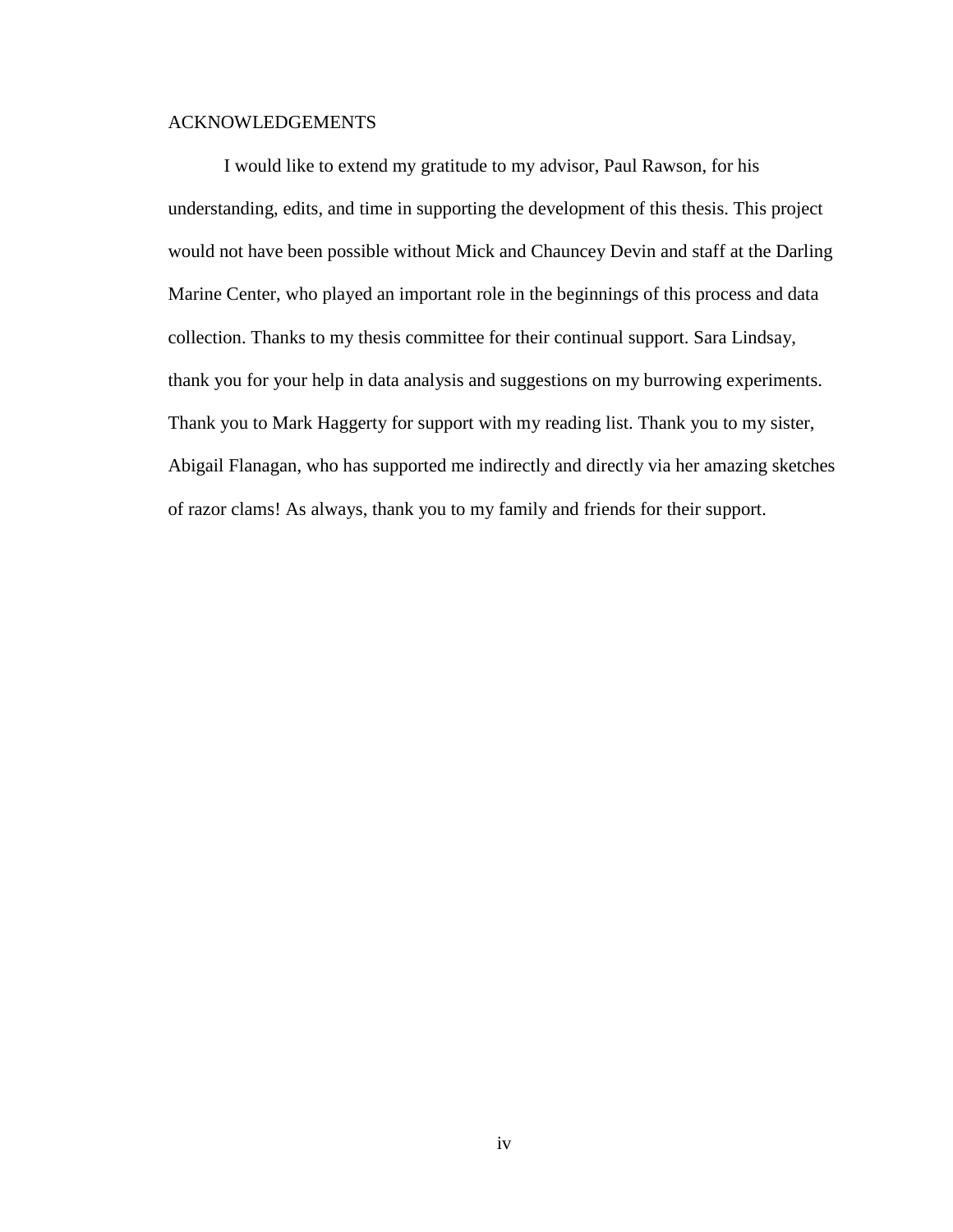# ACKNOWLEDGEMENTS

I would like to extend my gratitude to my advisor, Paul Rawson, for his understanding, edits, and time in supporting the development of this thesis. This project would not have been possible without Mick and Chauncey Devin and staff at the Darling Marine Center, who played an important role in the beginnings of this process and data collection. Thanks to my thesis committee for their continual support. Sara Lindsay, thank you for your help in data analysis and suggestions on my burrowing experiments. Thank you to Mark Haggerty for support with my reading list. Thank you to my sister, Abigail Flanagan, who has supported me indirectly and directly via her amazing sketches of razor clams! As always, thank you to my family and friends for their support.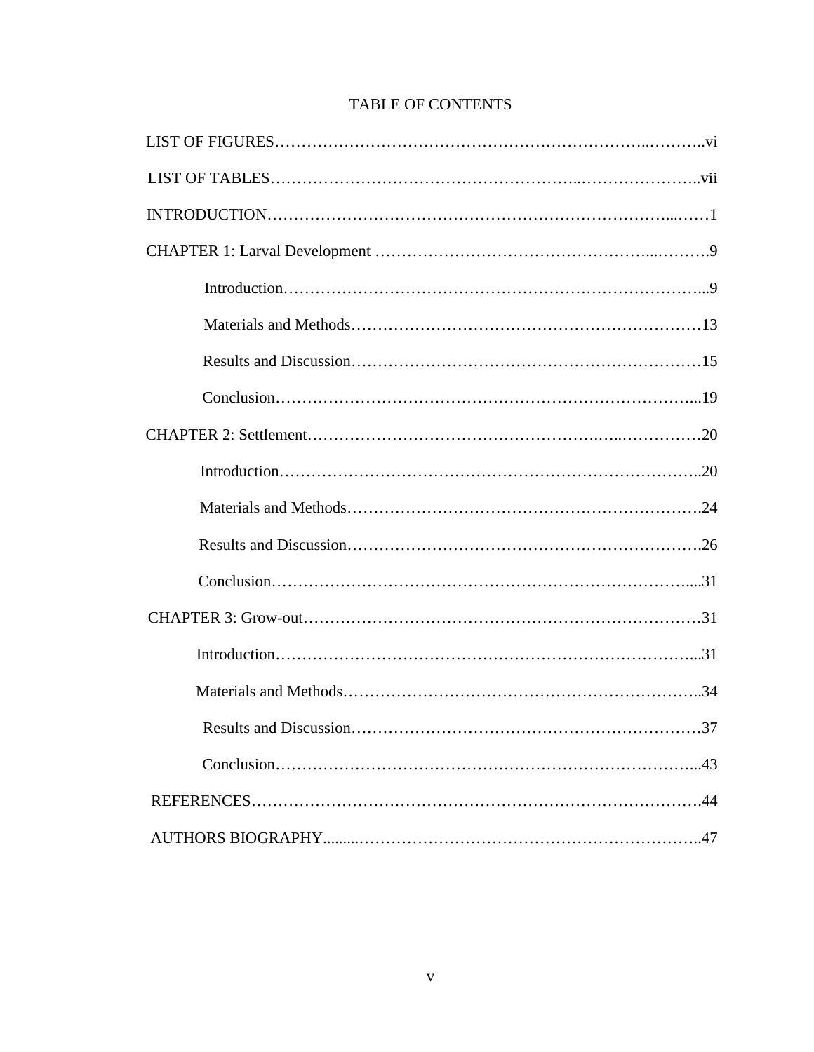# TABLE OF CONTENTS

LIST OF FIGURES……………………………………………………………..………..vi

LIST OF TABLES………………………………………………..…………………..vii

INTRODUCTION…………………………………………………………………...……1

CHAPTER 1: Larval Development …………………………………………...……….9

- Introduction……………………………………………………………………...9
- Materials and Methods…………………………………………………………13
- Results and Discussion…………………………………………………………15
- Conclusion……………………………………………………………………...19

CHAPTER 2: Settlement………………………………………….…..……………20

- Introduction……………………………………………………………………..20
- Materials and Methods………………………………………………………….24
- Results and Discussion………………………………………………………….26
- Conclusion……………………………………………………………………....31

CHAPTER 3: Grow-out…………………………………………………………………31

- Introduction……………………………………………………………………...31
- Materials and Methods…………………………………………………………..34
- Results and Discussion…………………………………………………………37
- Conclusion……………………………………………………………………...43

REFERENCES…………………………………………………………………………….44

AUTHORS BIOGRAPHY.........………………………………………………………..47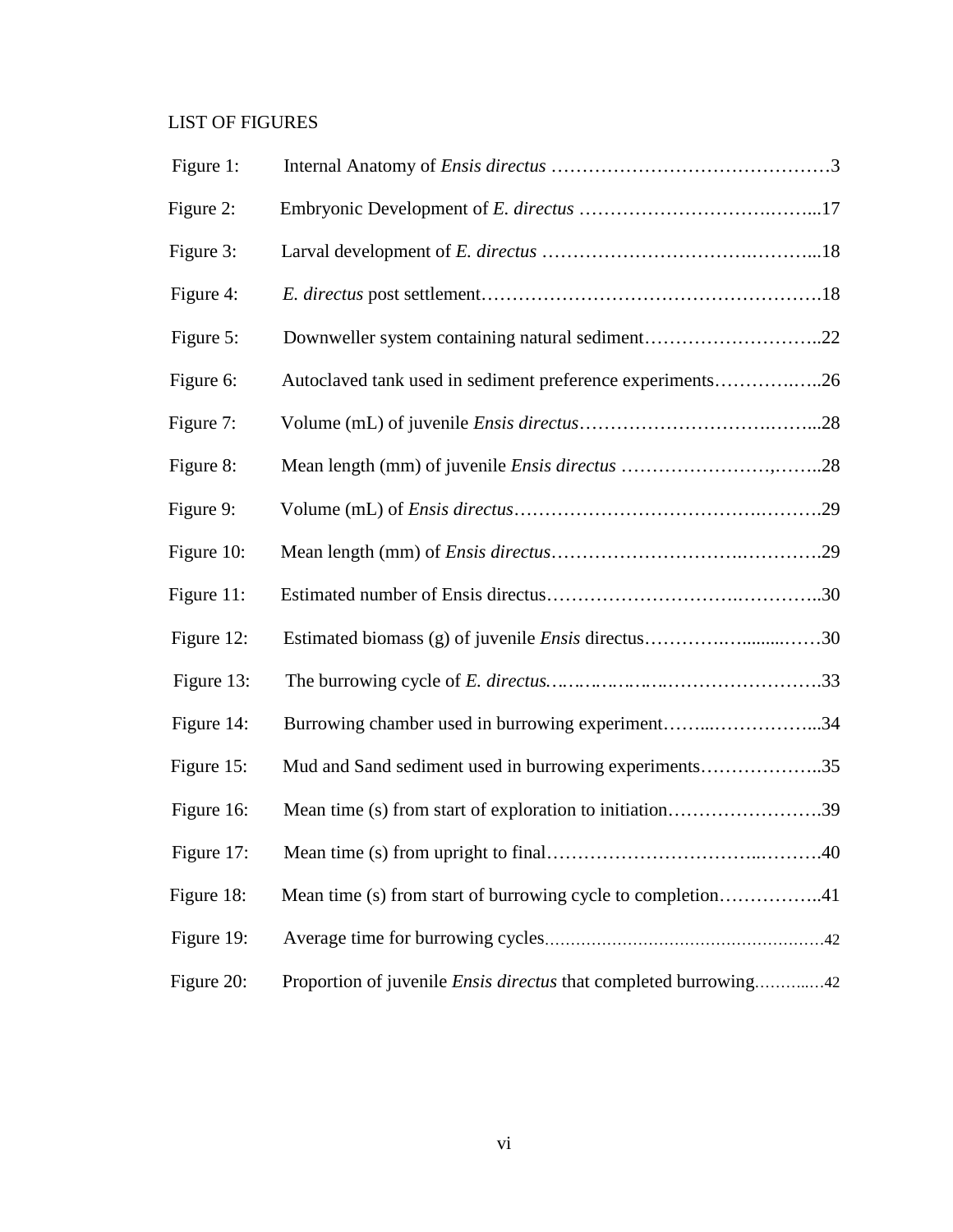## LIST OF FIGURES

| | | |
|---|---|---|
| Figure 1: | Internal Anatomy of *Ensis directus* | 3 |
| Figure 2: | Embryonic Development of *E. directus* | 17 |
| Figure 3: | Larval development of *E. directus* | 18 |
| Figure 4: | *E. directus* post settlement | 18 |
| Figure 5: | Downweller system containing natural sediment | 22 |
| Figure 6: | Autoclaved tank used in sediment preference experiments | 26 |
| Figure 7: | Volume (mL) of juvenile *Ensis directus* | 28 |
| Figure 8: | Mean length (mm) of juvenile *Ensis directus* | 28 |
| Figure 9: | Volume (mL) of *Ensis directus* | 29 |
| Figure 10: | Mean length (mm) of *Ensis directus* | 29 |
| Figure 11: | Estimated number of Ensis directus | 30 |
| Figure 12: | Estimated biomass (g) of juvenile *Ensis* directus | 30 |
| Figure 13: | The burrowing cycle of *E. directus* | 33 |
| Figure 14: | Burrowing chamber used in burrowing experiment | 34 |
| Figure 15: | Mud and Sand sediment used in burrowing experiments | 35 |
| Figure 16: | Mean time (s) from start of exploration to initiation | 39 |
| Figure 17: | Mean time (s) from upright to final | 40 |
| Figure 18: | Mean time (s) from start of burrowing cycle to completion | 41 |
| Figure 19: | Average time for burrowing cycles | 42 |
| Figure 20: | Proportion of juvenile *Ensis directus* that completed burrowing | 42 |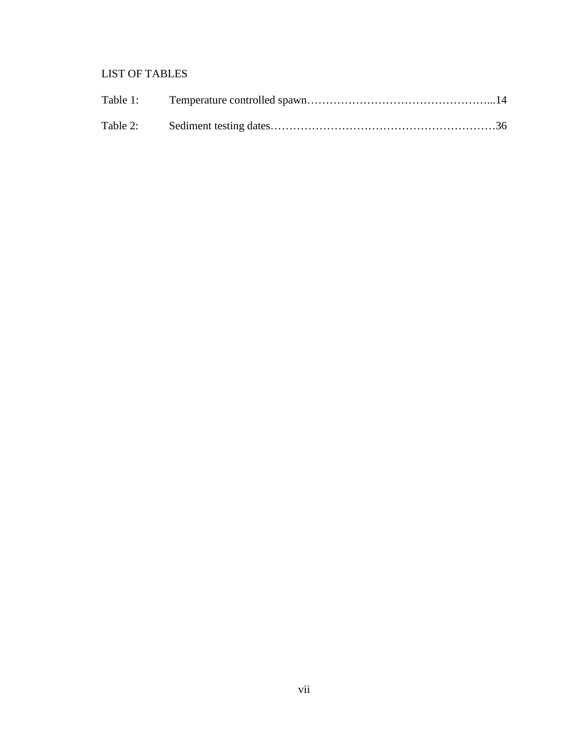# LIST OF TABLES

Table 1: Temperature controlled spawn…………………………………………...14

Table 2: Sediment testing dates……………………………………………………36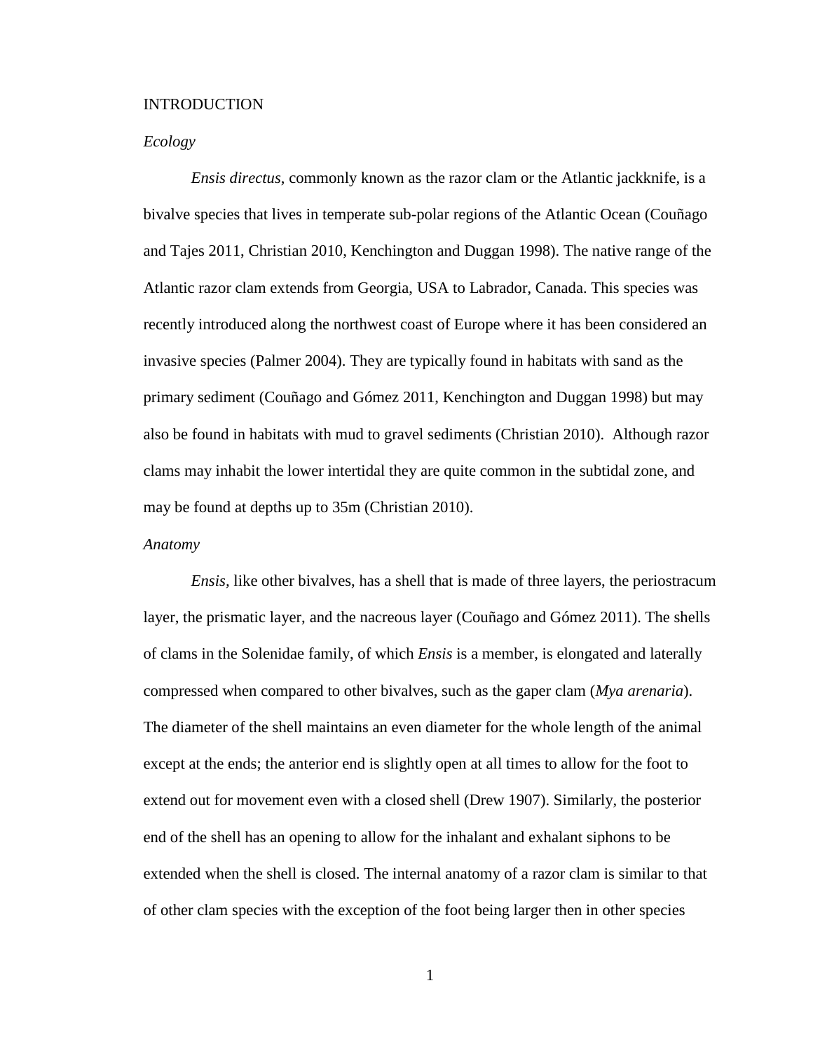# INTRODUCTION

## *Ecology*

*Ensis directus*, commonly known as the razor clam or the Atlantic jackknife, is a bivalve species that lives in temperate sub-polar regions of the Atlantic Ocean (Couñago and Tajes 2011, Christian 2010, Kenchington and Duggan 1998). The native range of the Atlantic razor clam extends from Georgia, USA to Labrador, Canada. This species was recently introduced along the northwest coast of Europe where it has been considered an invasive species (Palmer 2004). They are typically found in habitats with sand as the primary sediment (Couñago and Gómez 2011, Kenchington and Duggan 1998) but may also be found in habitats with mud to gravel sediments (Christian 2010). Although razor clams may inhabit the lower intertidal they are quite common in the subtidal zone, and may be found at depths up to 35m (Christian 2010).

## *Anatomy*

*Ensis*, like other bivalves, has a shell that is made of three layers, the periostracum layer, the prismatic layer, and the nacreous layer (Couñago and Gómez 2011). The shells of clams in the Solenidae family, of which *Ensis* is a member, is elongated and laterally compressed when compared to other bivalves, such as the gaper clam (*Mya arenaria*). The diameter of the shell maintains an even diameter for the whole length of the animal except at the ends; the anterior end is slightly open at all times to allow for the foot to extend out for movement even with a closed shell (Drew 1907). Similarly, the posterior end of the shell has an opening to allow for the inhalant and exhalant siphons to be extended when the shell is closed. The internal anatomy of a razor clam is similar to that of other clam species with the exception of the foot being larger then in other species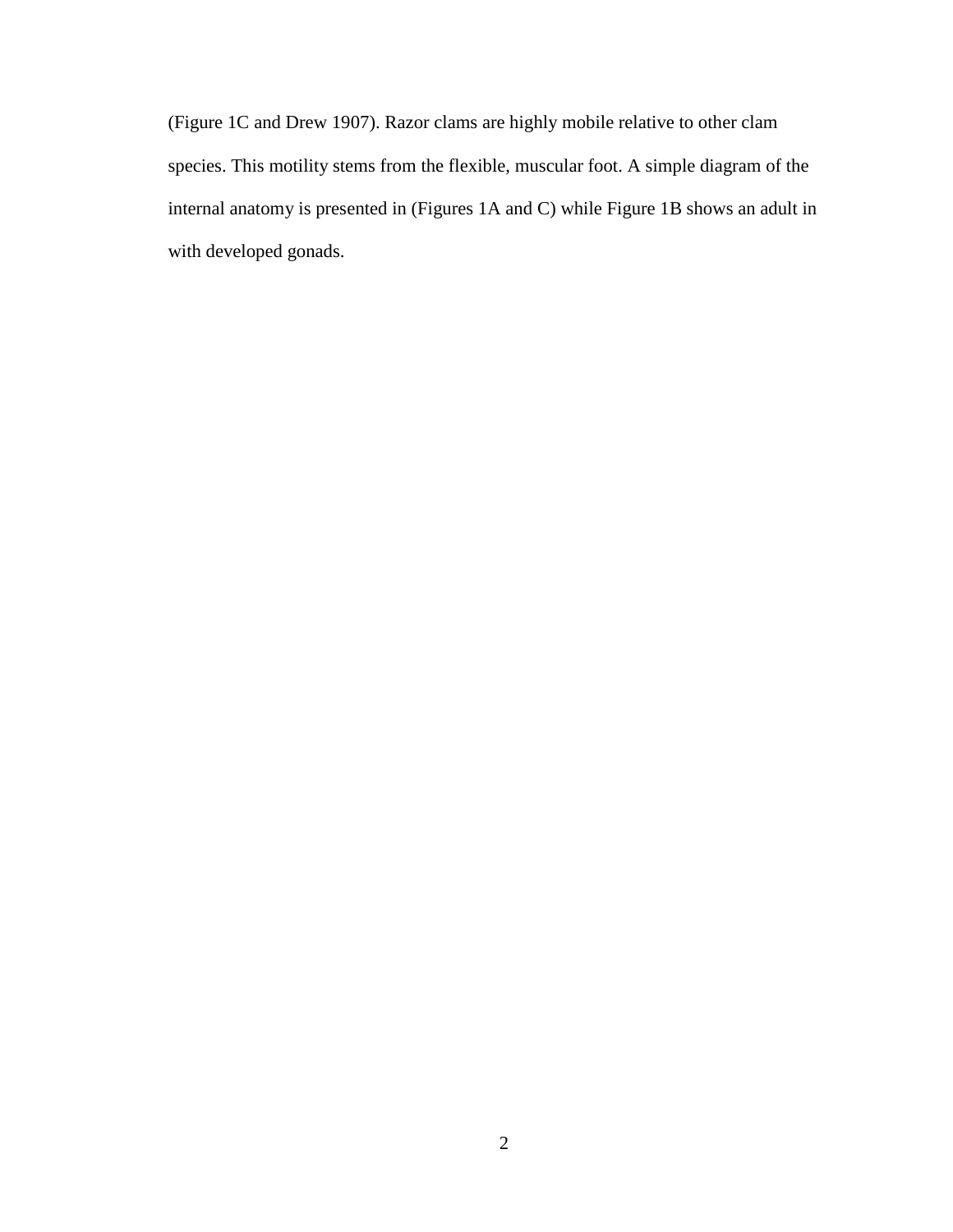(Figure 1C and Drew 1907). Razor clams are highly mobile relative to other clam species. This motility stems from the flexible, muscular foot. A simple diagram of the internal anatomy is presented in (Figures 1A and C) while Figure 1B shows an adult in with developed gonads.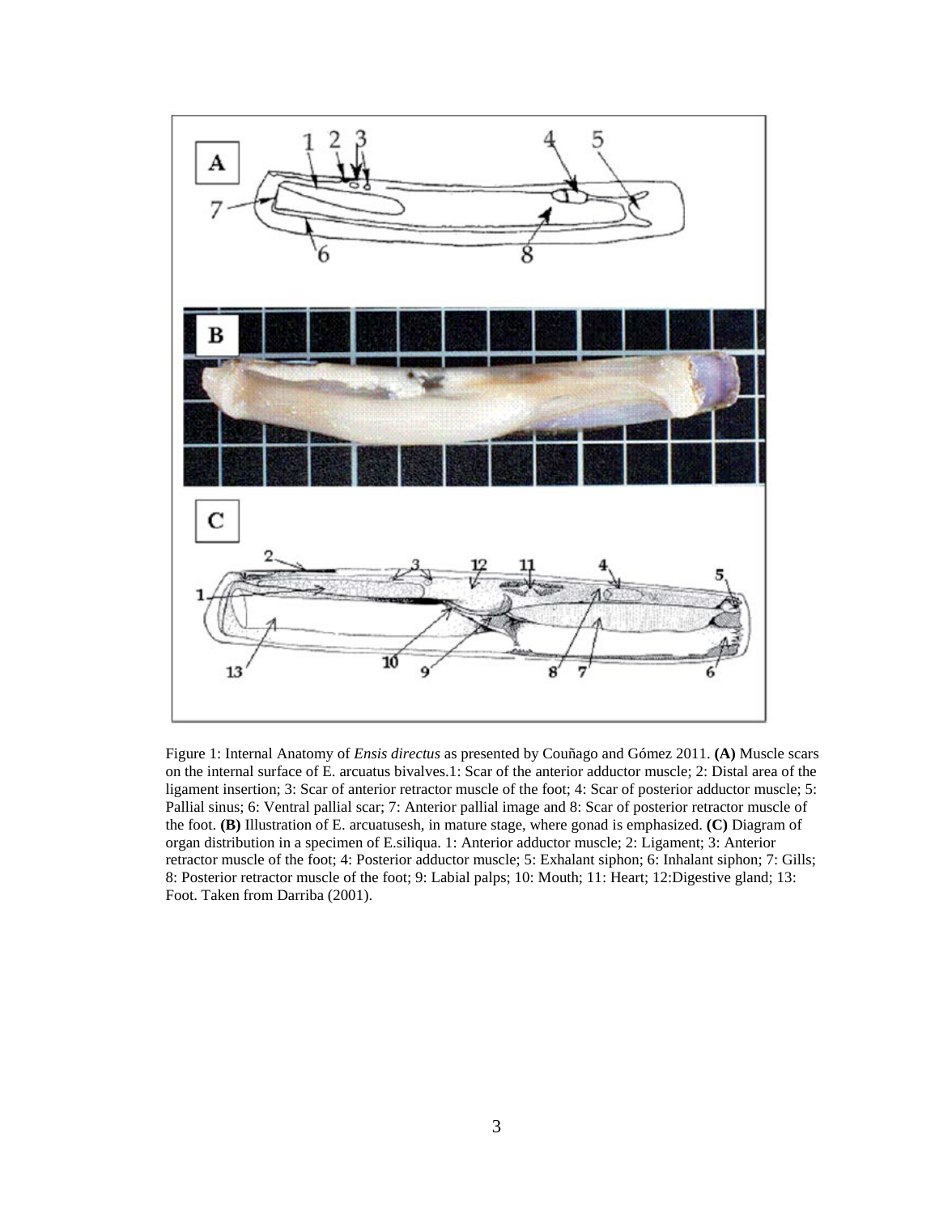Figure 1: Internal Anatomy of *Ensis directus* as presented by Couñago and Gómez 2011. **(A)** Muscle scars on the internal surface of E. arcuatus bivalves.1: Scar of the anterior adductor muscle; 2: Distal area of the ligament insertion; 3: Scar of anterior retractor muscle of the foot; 4: Scar of posterior adductor muscle; 5: Pallial sinus; 6: Ventral pallial scar; 7: Anterior pallial image and 8: Scar of posterior retractor muscle of the foot. **(B)** Illustration of E. arcuatusesh, in mature stage, where gonad is emphasized. **(C)** Diagram of organ distribution in a specimen of E.siliqua. 1: Anterior adductor muscle; 2: Ligament; 3: Anterior retractor muscle of the foot; 4: Posterior adductor muscle; 5: Exhalant siphon; 6: Inhalant siphon; 7: Gills; 8: Posterior retractor muscle of the foot; 9: Labial palps; 10: Mouth; 11: Heart; 12:Digestive gland; 13: Foot. Taken from Darriba (2001).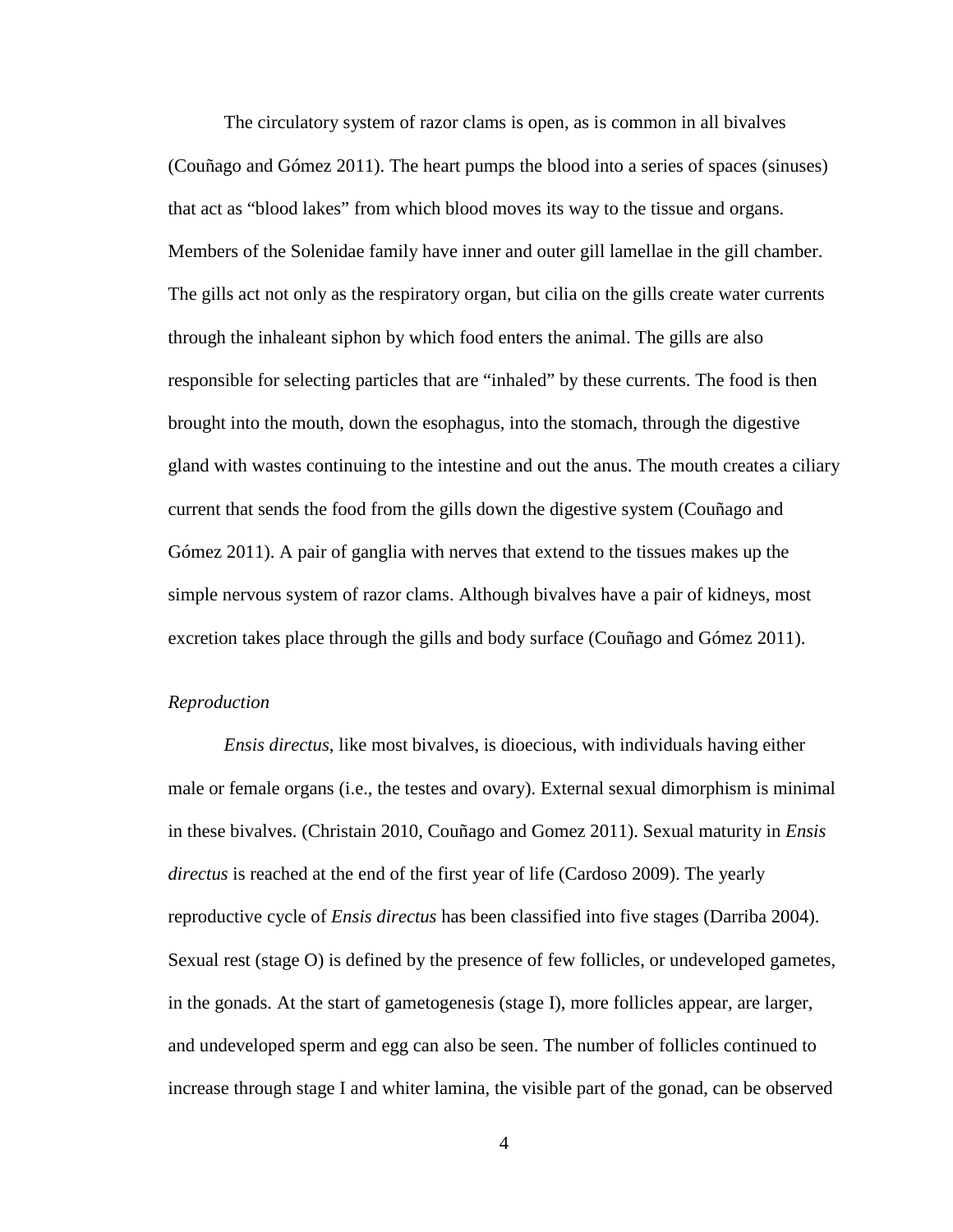The circulatory system of razor clams is open, as is common in all bivalves (Couñago and Gómez 2011). The heart pumps the blood into a series of spaces (sinuses) that act as “blood lakes” from which blood moves its way to the tissue and organs. Members of the Solenidae family have inner and outer gill lamellae in the gill chamber. The gills act not only as the respiratory organ, but cilia on the gills create water currents through the inhaleant siphon by which food enters the animal. The gills are also responsible for selecting particles that are “inhaled” by these currents. The food is then brought into the mouth, down the esophagus, into the stomach, through the digestive gland with wastes continuing to the intestine and out the anus. The mouth creates a ciliary current that sends the food from the gills down the digestive system (Couñago and Gómez 2011). A pair of ganglia with nerves that extend to the tissues makes up the simple nervous system of razor clams. Although bivalves have a pair of kidneys, most excretion takes place through the gills and body surface (Couñago and Gómez 2011).

*Reproduction*

*Ensis directus*, like most bivalves, is dioecious, with individuals having either male or female organs (i.e., the testes and ovary). External sexual dimorphism is minimal in these bivalves. (Christain 2010, Couñago and Gomez 2011). Sexual maturity in *Ensis directus* is reached at the end of the first year of life (Cardoso 2009). The yearly reproductive cycle of *Ensis directus* has been classified into five stages (Darriba 2004). Sexual rest (stage O) is defined by the presence of few follicles, or undeveloped gametes, in the gonads. At the start of gametogenesis (stage I), more follicles appear, are larger, and undeveloped sperm and egg can also be seen. The number of follicles continued to increase through stage I and whiter lamina, the visible part of the gonad, can be observed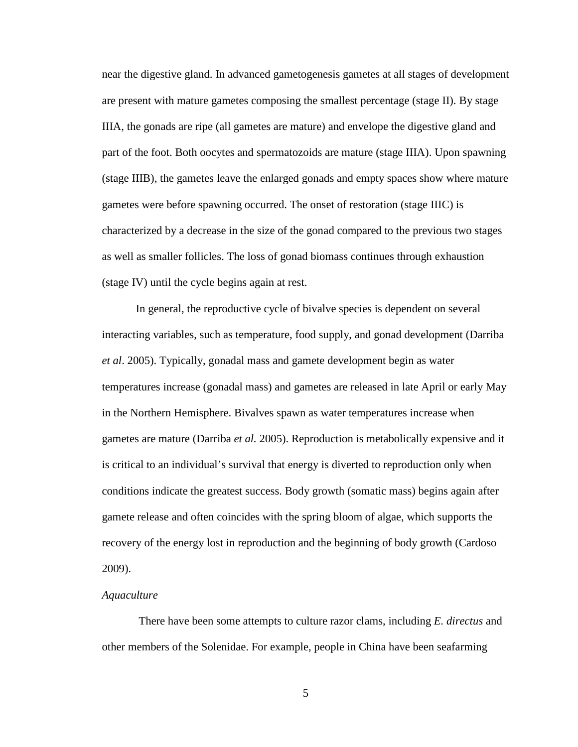near the digestive gland. In advanced gametogenesis gametes at all stages of development are present with mature gametes composing the smallest percentage (stage II). By stage IIIA, the gonads are ripe (all gametes are mature) and envelope the digestive gland and part of the foot. Both oocytes and spermatozoids are mature (stage IIIA). Upon spawning (stage IIIB), the gametes leave the enlarged gonads and empty spaces show where mature gametes were before spawning occurred. The onset of restoration (stage IIIC) is characterized by a decrease in the size of the gonad compared to the previous two stages as well as smaller follicles. The loss of gonad biomass continues through exhaustion (stage IV) until the cycle begins again at rest.

In general, the reproductive cycle of bivalve species is dependent on several interacting variables, such as temperature, food supply, and gonad development (Darriba *et al*. 2005). Typically, gonadal mass and gamete development begin as water temperatures increase (gonadal mass) and gametes are released in late April or early May in the Northern Hemisphere. Bivalves spawn as water temperatures increase when gametes are mature (Darriba *et al.* 2005). Reproduction is metabolically expensive and it is critical to an individual's survival that energy is diverted to reproduction only when conditions indicate the greatest success. Body growth (somatic mass) begins again after gamete release and often coincides with the spring bloom of algae, which supports the recovery of the energy lost in reproduction and the beginning of body growth (Cardoso 2009).

*Aquaculture*

There have been some attempts to culture razor clams, including *E. directus* and other members of the Solenidae. For example, people in China have been seafarming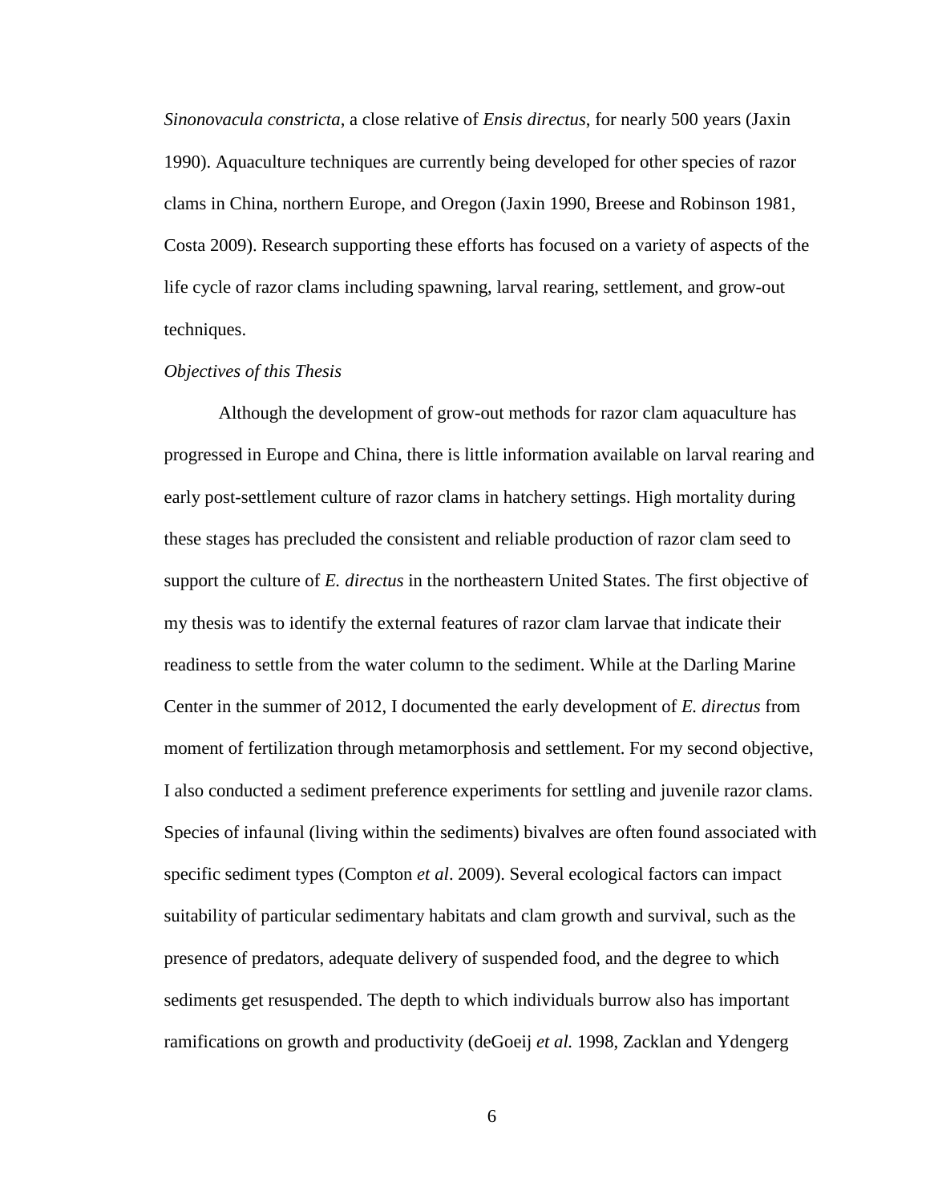*Sinonovacula constricta*, a close relative of *Ensis directus*, for nearly 500 years (Jaxin 1990). Aquaculture techniques are currently being developed for other species of razor clams in China, northern Europe, and Oregon (Jaxin 1990, Breese and Robinson 1981, Costa 2009). Research supporting these efforts has focused on a variety of aspects of the life cycle of razor clams including spawning, larval rearing, settlement, and grow-out techniques.

*Objectives of this Thesis*

Although the development of grow-out methods for razor clam aquaculture has progressed in Europe and China, there is little information available on larval rearing and early post-settlement culture of razor clams in hatchery settings. High mortality during these stages has precluded the consistent and reliable production of razor clam seed to support the culture of *E. directus* in the northeastern United States. The first objective of my thesis was to identify the external features of razor clam larvae that indicate their readiness to settle from the water column to the sediment. While at the Darling Marine Center in the summer of 2012, I documented the early development of *E. directus* from moment of fertilization through metamorphosis and settlement. For my second objective, I also conducted a sediment preference experiments for settling and juvenile razor clams. Species of infaunal (living within the sediments) bivalves are often found associated with specific sediment types (Compton *et al*. 2009). Several ecological factors can impact suitability of particular sedimentary habitats and clam growth and survival, such as the presence of predators, adequate delivery of suspended food, and the degree to which sediments get resuspended. The depth to which individuals burrow also has important ramifications on growth and productivity (deGoeij *et al.* 1998, Zacklan and Ydengerg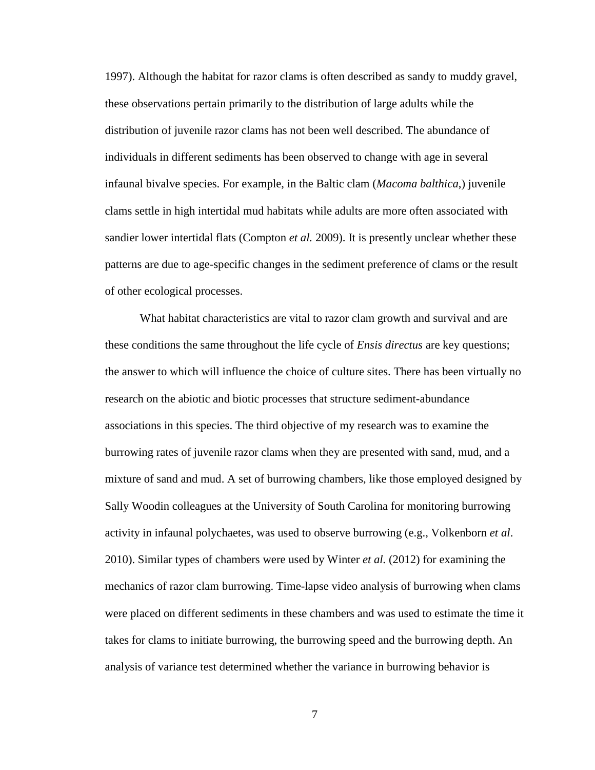1997). Although the habitat for razor clams is often described as sandy to muddy gravel, these observations pertain primarily to the distribution of large adults while the distribution of juvenile razor clams has not been well described. The abundance of individuals in different sediments has been observed to change with age in several infaunal bivalve species. For example, in the Baltic clam (*Macoma balthica*,) juvenile clams settle in high intertidal mud habitats while adults are more often associated with sandier lower intertidal flats (Compton *et al.* 2009). It is presently unclear whether these patterns are due to age-specific changes in the sediment preference of clams or the result of other ecological processes.

What habitat characteristics are vital to razor clam growth and survival and are these conditions the same throughout the life cycle of *Ensis directus* are key questions; the answer to which will influence the choice of culture sites. There has been virtually no research on the abiotic and biotic processes that structure sediment-abundance associations in this species. The third objective of my research was to examine the burrowing rates of juvenile razor clams when they are presented with sand, mud, and a mixture of sand and mud. A set of burrowing chambers, like those employed designed by Sally Woodin colleagues at the University of South Carolina for monitoring burrowing activity in infaunal polychaetes, was used to observe burrowing (e.g., Volkenborn *et al*. 2010). Similar types of chambers were used by Winter *et al.* (2012) for examining the mechanics of razor clam burrowing. Time-lapse video analysis of burrowing when clams were placed on different sediments in these chambers and was used to estimate the time it takes for clams to initiate burrowing, the burrowing speed and the burrowing depth. An analysis of variance test determined whether the variance in burrowing behavior is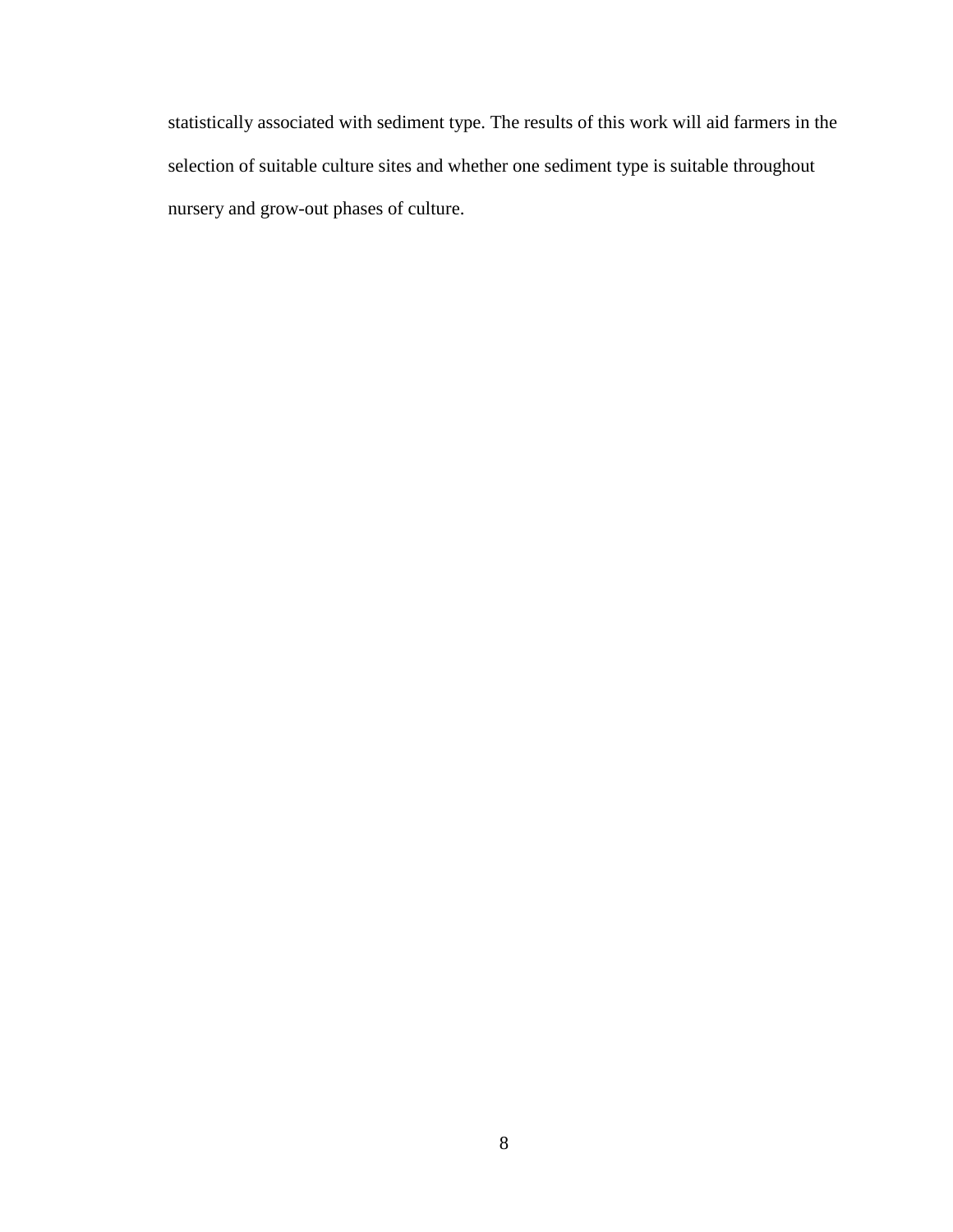statistically associated with sediment type. The results of this work will aid farmers in the selection of suitable culture sites and whether one sediment type is suitable throughout nursery and grow-out phases of culture.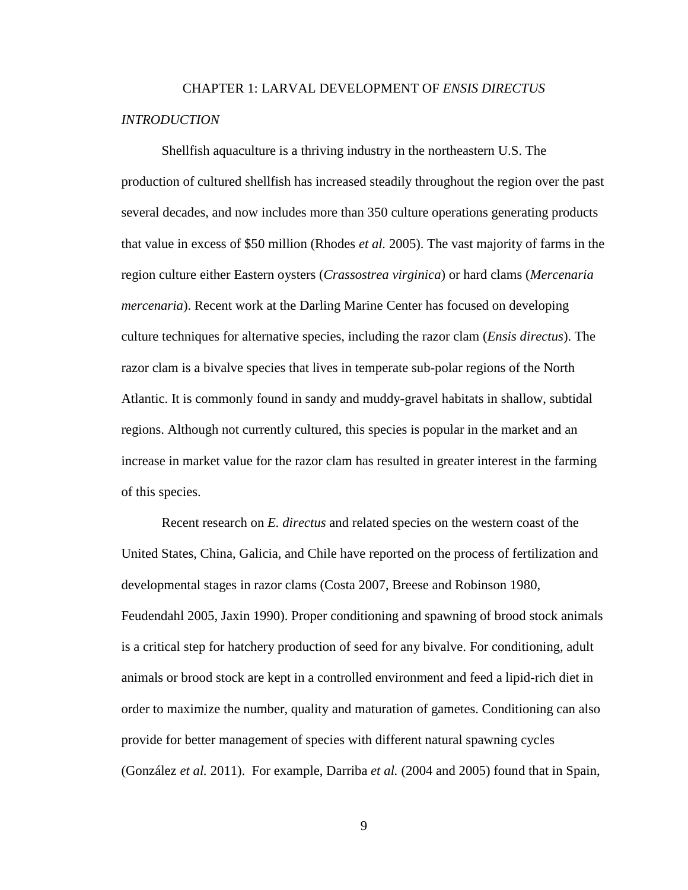# CHAPTER 1: LARVAL DEVELOPMENT OF *ENSIS DIRECTUS*

## *INTRODUCTION*

Shellfish aquaculture is a thriving industry in the northeastern U.S. The production of cultured shellfish has increased steadily throughout the region over the past several decades, and now includes more than 350 culture operations generating products that value in excess of $50 million (Rhodes *et al.* 2005). The vast majority of farms in the region culture either Eastern oysters (*Crassostrea virginica*) or hard clams (*Mercenaria mercenaria*). Recent work at the Darling Marine Center has focused on developing culture techniques for alternative species, including the razor clam (*Ensis directus*). The razor clam is a bivalve species that lives in temperate sub-polar regions of the North Atlantic. It is commonly found in sandy and muddy-gravel habitats in shallow, subtidal regions. Although not currently cultured, this species is popular in the market and an increase in market value for the razor clam has resulted in greater interest in the farming of this species.

Recent research on *E. directus* and related species on the western coast of the United States, China, Galicia, and Chile have reported on the process of fertilization and developmental stages in razor clams (Costa 2007, Breese and Robinson 1980, Feudendahl 2005, Jaxin 1990). Proper conditioning and spawning of brood stock animals is a critical step for hatchery production of seed for any bivalve. For conditioning, adult animals or brood stock are kept in a controlled environment and feed a lipid-rich diet in order to maximize the number, quality and maturation of gametes. Conditioning can also provide for better management of species with different natural spawning cycles (González *et al.* 2011). For example, Darriba *et al.* (2004 and 2005) found that in Spain,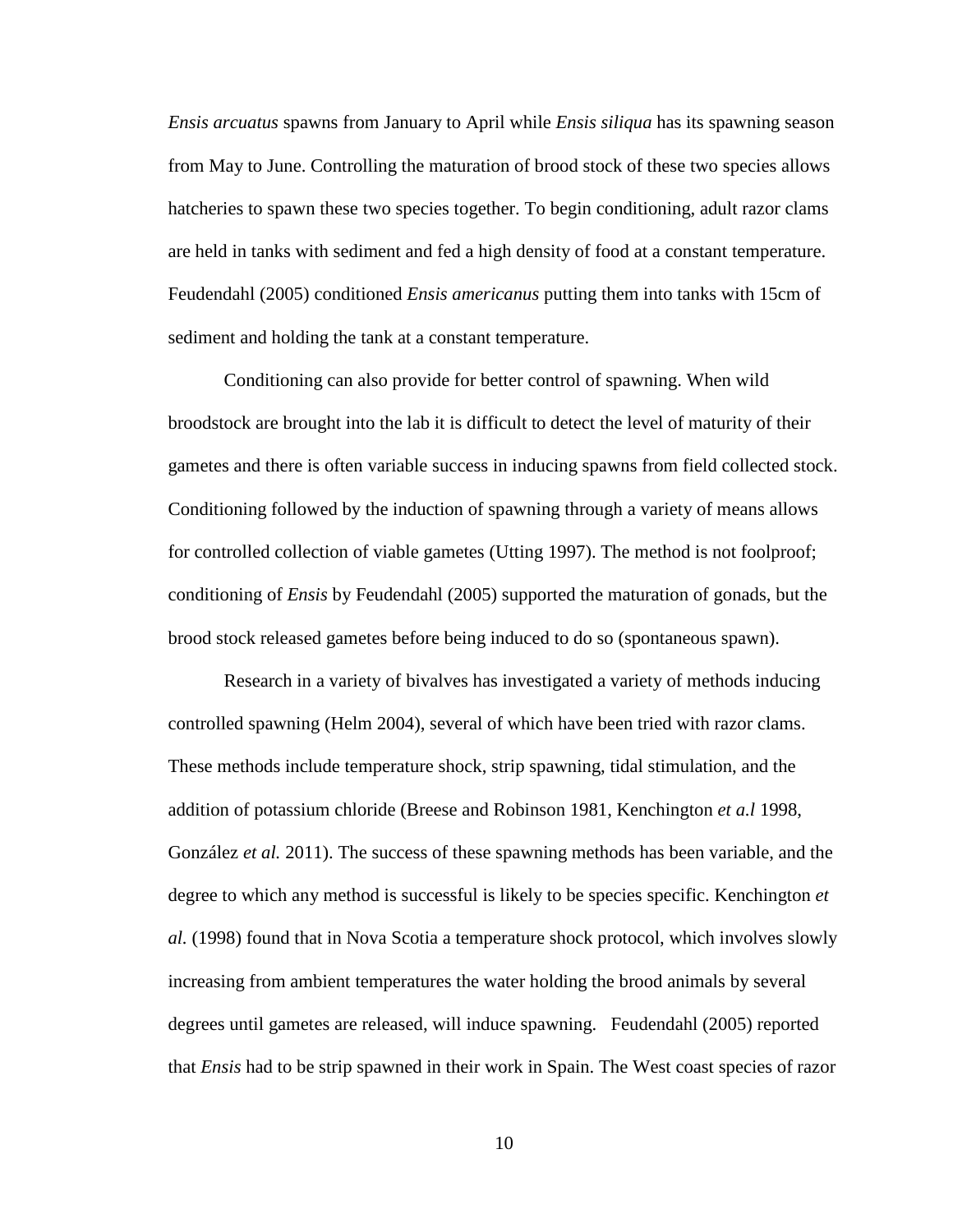*Ensis arcuatus* spawns from January to April while *Ensis siliqua* has its spawning season from May to June. Controlling the maturation of brood stock of these two species allows hatcheries to spawn these two species together. To begin conditioning, adult razor clams are held in tanks with sediment and fed a high density of food at a constant temperature. Feudendahl (2005) conditioned *Ensis americanus* putting them into tanks with 15cm of sediment and holding the tank at a constant temperature.

Conditioning can also provide for better control of spawning. When wild broodstock are brought into the lab it is difficult to detect the level of maturity of their gametes and there is often variable success in inducing spawns from field collected stock. Conditioning followed by the induction of spawning through a variety of means allows for controlled collection of viable gametes (Utting 1997). The method is not foolproof; conditioning of *Ensis* by Feudendahl (2005) supported the maturation of gonads, but the brood stock released gametes before being induced to do so (spontaneous spawn).

Research in a variety of bivalves has investigated a variety of methods inducing controlled spawning (Helm 2004), several of which have been tried with razor clams. These methods include temperature shock, strip spawning, tidal stimulation, and the addition of potassium chloride (Breese and Robinson 1981, Kenchington *et a.l* 1998, González *et al.* 2011). The success of these spawning methods has been variable, and the degree to which any method is successful is likely to be species specific. Kenchington *et al.* (1998) found that in Nova Scotia a temperature shock protocol, which involves slowly increasing from ambient temperatures the water holding the brood animals by several degrees until gametes are released, will induce spawning. Feudendahl (2005) reported that *Ensis* had to be strip spawned in their work in Spain. The West coast species of razor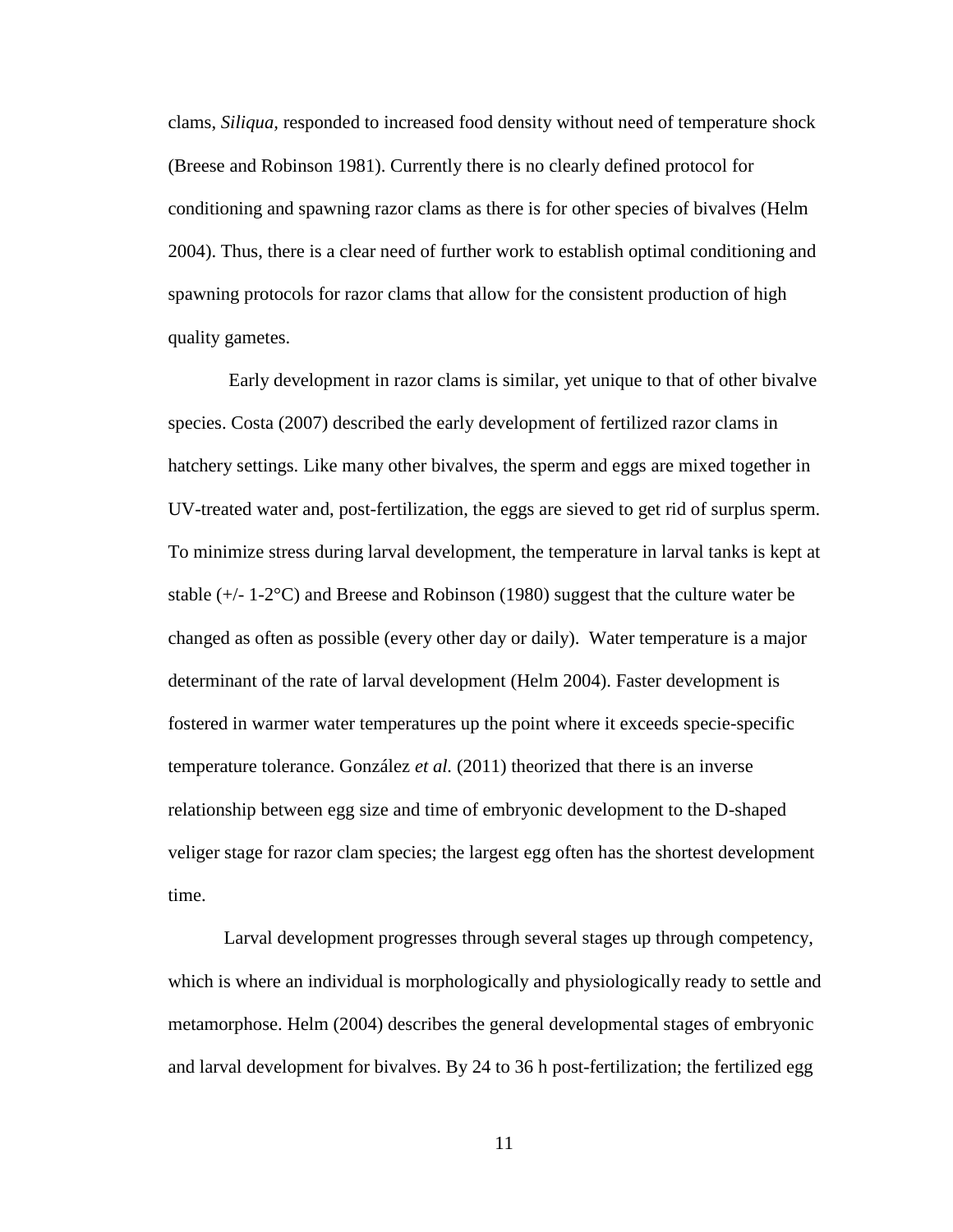clams, *Siliqua*, responded to increased food density without need of temperature shock (Breese and Robinson 1981). Currently there is no clearly defined protocol for conditioning and spawning razor clams as there is for other species of bivalves (Helm 2004). Thus, there is a clear need of further work to establish optimal conditioning and spawning protocols for razor clams that allow for the consistent production of high quality gametes.

Early development in razor clams is similar, yet unique to that of other bivalve species. Costa (2007) described the early development of fertilized razor clams in hatchery settings. Like many other bivalves, the sperm and eggs are mixed together in UV-treated water and, post-fertilization, the eggs are sieved to get rid of surplus sperm. To minimize stress during larval development, the temperature in larval tanks is kept at stable (+/- 1-2°C) and Breese and Robinson (1980) suggest that the culture water be changed as often as possible (every other day or daily). Water temperature is a major determinant of the rate of larval development (Helm 2004). Faster development is fostered in warmer water temperatures up the point where it exceeds specie-specific temperature tolerance. González *et al.* (2011) theorized that there is an inverse relationship between egg size and time of embryonic development to the D-shaped veliger stage for razor clam species; the largest egg often has the shortest development time.

Larval development progresses through several stages up through competency, which is where an individual is morphologically and physiologically ready to settle and metamorphose. Helm (2004) describes the general developmental stages of embryonic and larval development for bivalves. By 24 to 36 h post-fertilization; the fertilized egg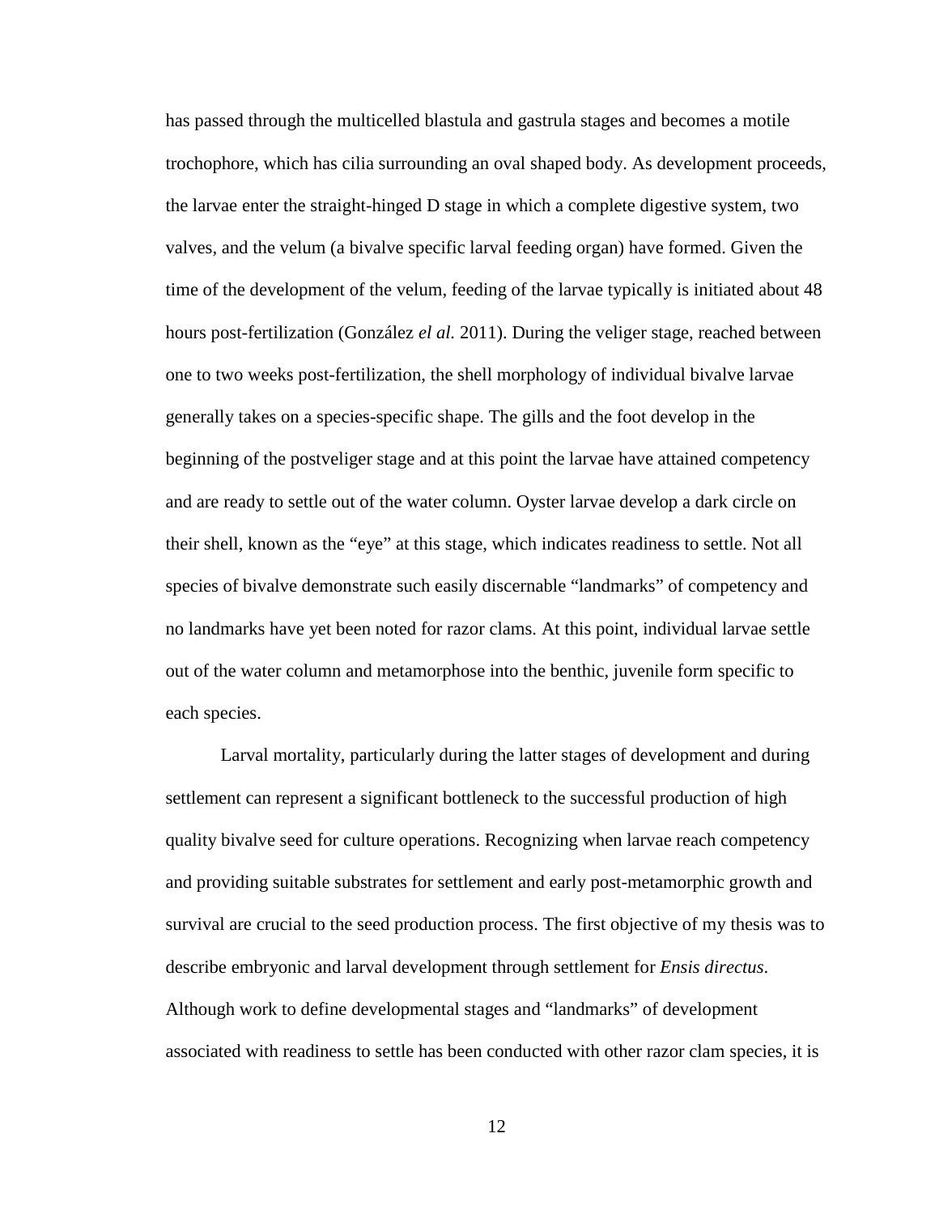has passed through the multicelled blastula and gastrula stages and becomes a motile trochophore, which has cilia surrounding an oval shaped body. As development proceeds, the larvae enter the straight-hinged D stage in which a complete digestive system, two valves, and the velum (a bivalve specific larval feeding organ) have formed. Given the time of the development of the velum, feeding of the larvae typically is initiated about 48 hours post-fertilization (González *el al.* 2011). During the veliger stage, reached between one to two weeks post-fertilization, the shell morphology of individual bivalve larvae generally takes on a species-specific shape. The gills and the foot develop in the beginning of the postveliger stage and at this point the larvae have attained competency and are ready to settle out of the water column. Oyster larvae develop a dark circle on their shell, known as the "eye" at this stage, which indicates readiness to settle. Not all species of bivalve demonstrate such easily discernable "landmarks" of competency and no landmarks have yet been noted for razor clams. At this point, individual larvae settle out of the water column and metamorphose into the benthic, juvenile form specific to each species.

Larval mortality, particularly during the latter stages of development and during settlement can represent a significant bottleneck to the successful production of high quality bivalve seed for culture operations. Recognizing when larvae reach competency and providing suitable substrates for settlement and early post-metamorphic growth and survival are crucial to the seed production process. The first objective of my thesis was to describe embryonic and larval development through settlement for *Ensis directus*. Although work to define developmental stages and "landmarks" of development associated with readiness to settle has been conducted with other razor clam species, it is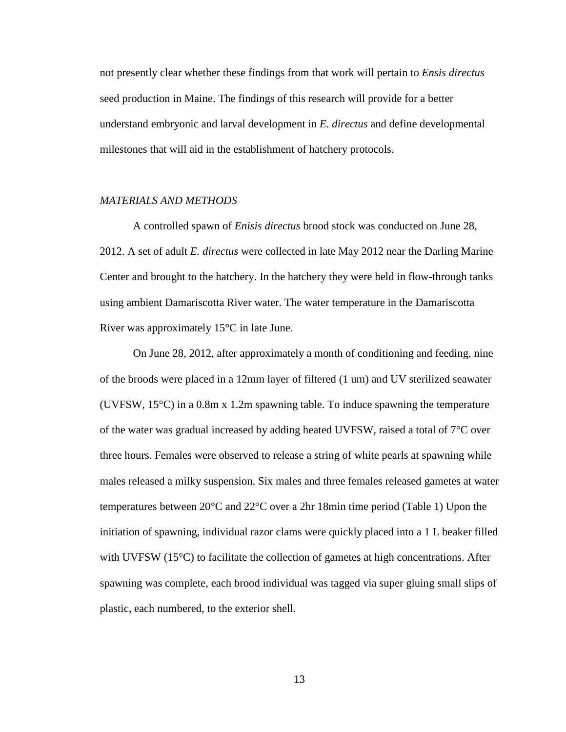not presently clear whether these findings from that work will pertain to *Ensis directus* seed production in Maine. The findings of this research will provide for a better understand embryonic and larval development in *E. directus* and define developmental milestones that will aid in the establishment of hatchery protocols.

## *MATERIALS AND METHODS*

A controlled spawn of *Enisis directus* brood stock was conducted on June 28, 2012. A set of adult *E. directus* were collected in late May 2012 near the Darling Marine Center and brought to the hatchery. In the hatchery they were held in flow-through tanks using ambient Damariscotta River water. The water temperature in the Damariscotta River was approximately 15°C in late June.

On June 28, 2012, after approximately a month of conditioning and feeding, nine of the broods were placed in a 12mm layer of filtered (1 um) and UV sterilized seawater (UVFSW, 15°C) in a 0.8m x 1.2m spawning table. To induce spawning the temperature of the water was gradual increased by adding heated UVFSW, raised a total of 7°C over three hours. Females were observed to release a string of white pearls at spawning while males released a milky suspension. Six males and three females released gametes at water temperatures between 20°C and 22°C over a 2hr 18min time period (Table 1) Upon the initiation of spawning, individual razor clams were quickly placed into a 1 L beaker filled with UVFSW (15°C) to facilitate the collection of gametes at high concentrations. After spawning was complete, each brood individual was tagged via super gluing small slips of plastic, each numbered, to the exterior shell.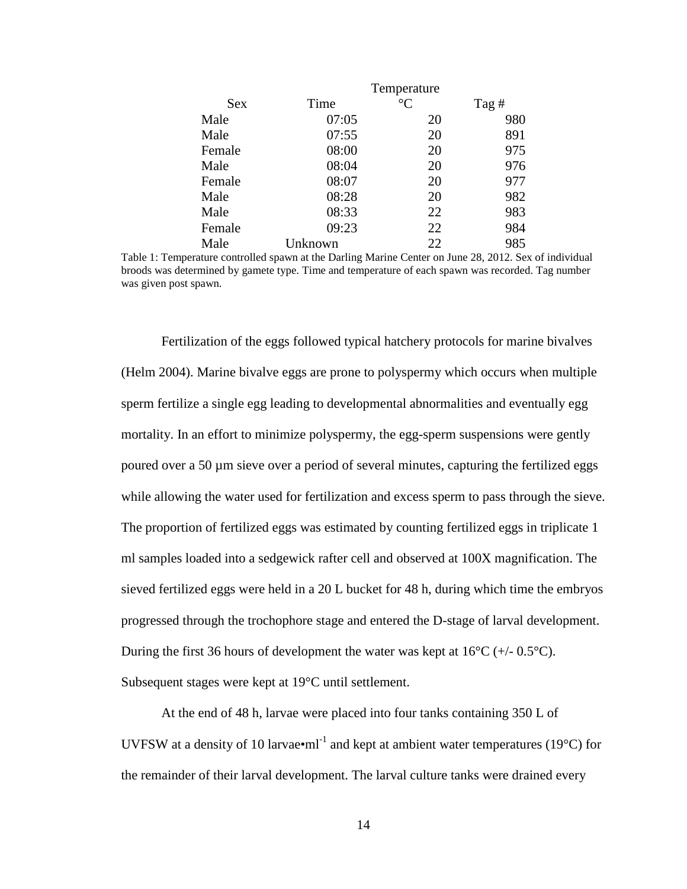| Sex | Time | Temperature °C | Tag # |
|---|---|---|---|
| Male | 07:05 | 20 | 980 |
| Male | 07:55 | 20 | 891 |
| Female | 08:00 | 20 | 975 |
| Male | 08:04 | 20 | 976 |
| Female | 08:07 | 20 | 977 |
| Male | 08:28 | 20 | 982 |
| Male | 08:33 | 22 | 983 |
| Female | 09:23 | 22 | 984 |
| Male | Unknown | 22 | 985 |

Table 1: Temperature controlled spawn at the Darling Marine Center on June 28, 2012. Sex of individual broods was determined by gamete type. Time and temperature of each spawn was recorded. Tag number was given post spawn.

Fertilization of the eggs followed typical hatchery protocols for marine bivalves (Helm 2004). Marine bivalve eggs are prone to polyspermy which occurs when multiple sperm fertilize a single egg leading to developmental abnormalities and eventually egg mortality. In an effort to minimize polyspermy, the egg-sperm suspensions were gently poured over a 50 µm sieve over a period of several minutes, capturing the fertilized eggs while allowing the water used for fertilization and excess sperm to pass through the sieve. The proportion of fertilized eggs was estimated by counting fertilized eggs in triplicate 1 ml samples loaded into a sedgewick rafter cell and observed at 100X magnification. The sieved fertilized eggs were held in a 20 L bucket for 48 h, during which time the embryos progressed through the trochophore stage and entered the D-stage of larval development. During the first 36 hours of development the water was kept at 16°C (+/- 0.5°C). Subsequent stages were kept at 19°C until settlement.

At the end of 48 h, larvae were placed into four tanks containing 350 L of UVFSW at a density of 10 larvae•$ml^{-1}$ and kept at ambient water temperatures (19°C) for the remainder of their larval development. The larval culture tanks were drained every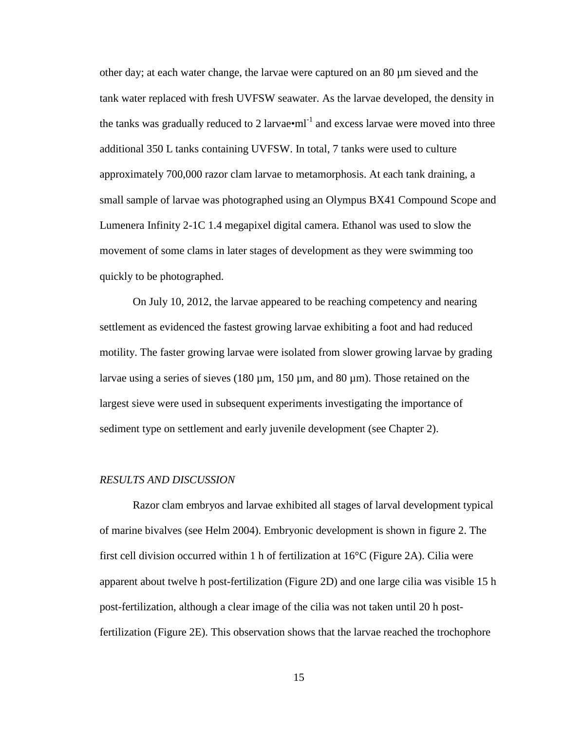other day; at each water change, the larvae were captured on an 80 µm sieved and the tank water replaced with fresh UVFSW seawater. As the larvae developed, the density in the tanks was gradually reduced to 2 larvae•$ml^{-1}$ and excess larvae were moved into three additional 350 L tanks containing UVFSW. In total, 7 tanks were used to culture approximately 700,000 razor clam larvae to metamorphosis. At each tank draining, a small sample of larvae was photographed using an Olympus BX41 Compound Scope and Lumenera Infinity 2-1C 1.4 megapixel digital camera. Ethanol was used to slow the movement of some clams in later stages of development as they were swimming too quickly to be photographed.

On July 10, 2012, the larvae appeared to be reaching competency and nearing settlement as evidenced the fastest growing larvae exhibiting a foot and had reduced motility. The faster growing larvae were isolated from slower growing larvae by grading larvae using a series of sieves (180 µm, 150 µm, and 80 µm). Those retained on the largest sieve were used in subsequent experiments investigating the importance of sediment type on settlement and early juvenile development (see Chapter 2).

### *RESULTS AND DISCUSSION*

Razor clam embryos and larvae exhibited all stages of larval development typical of marine bivalves (see Helm 2004). Embryonic development is shown in figure 2. The first cell division occurred within 1 h of fertilization at 16°C (Figure 2A). Cilia were apparent about twelve h post-fertilization (Figure 2D) and one large cilia was visible 15 h post-fertilization, although a clear image of the cilia was not taken until 20 h post-fertilization (Figure 2E). This observation shows that the larvae reached the trochophore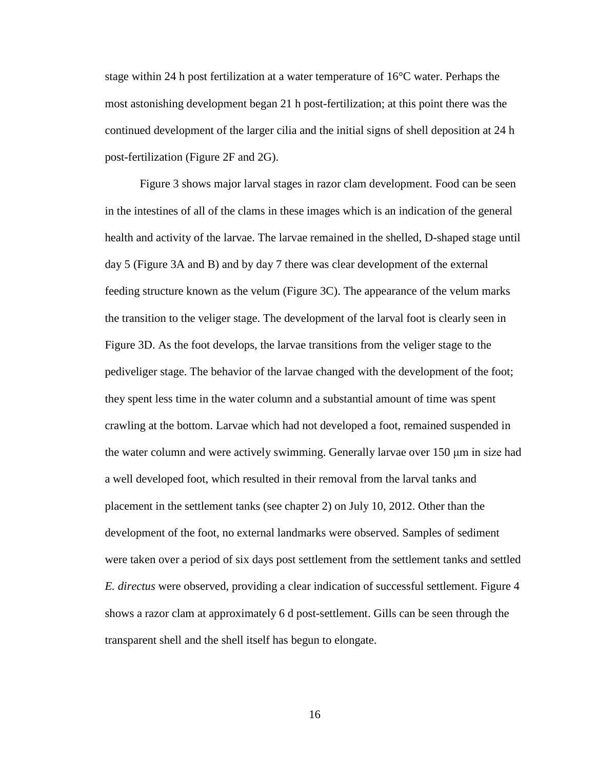stage within 24 h post fertilization at a water temperature of 16°C water. Perhaps the most astonishing development began 21 h post-fertilization; at this point there was the continued development of the larger cilia and the initial signs of shell deposition at 24 h post-fertilization (Figure 2F and 2G).

Figure 3 shows major larval stages in razor clam development. Food can be seen in the intestines of all of the clams in these images which is an indication of the general health and activity of the larvae. The larvae remained in the shelled, D-shaped stage until day 5 (Figure 3A and B) and by day 7 there was clear development of the external feeding structure known as the velum (Figure 3C). The appearance of the velum marks the transition to the veliger stage. The development of the larval foot is clearly seen in Figure 3D. As the foot develops, the larvae transitions from the veliger stage to the pediveliger stage. The behavior of the larvae changed with the development of the foot; they spent less time in the water column and a substantial amount of time was spent crawling at the bottom. Larvae which had not developed a foot, remained suspended in the water column and were actively swimming. Generally larvae over 150 μm in size had a well developed foot, which resulted in their removal from the larval tanks and placement in the settlement tanks (see chapter 2) on July 10, 2012. Other than the development of the foot, no external landmarks were observed. Samples of sediment were taken over a period of six days post settlement from the settlement tanks and settled *E. directus* were observed, providing a clear indication of successful settlement. Figure 4 shows a razor clam at approximately 6 d post-settlement. Gills can be seen through the transparent shell and the shell itself has begun to elongate.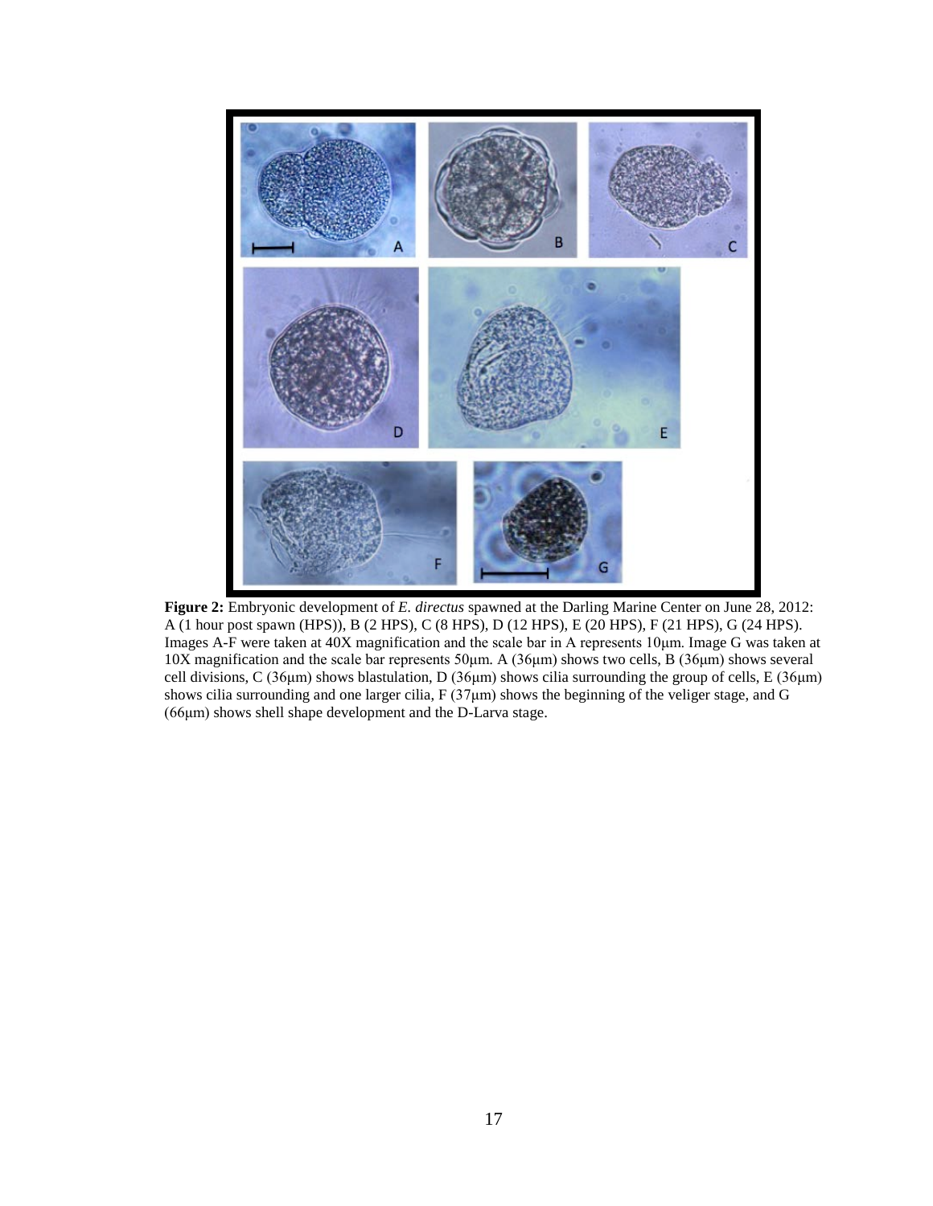**Figure 2:** Embryonic development of *E. directus* spawned at the Darling Marine Center on June 28, 2012: A (1 hour post spawn (HPS)), B (2 HPS), C (8 HPS), D (12 HPS), E (20 HPS), F (21 HPS), G (24 HPS). Images A-F were taken at 40X magnification and the scale bar in A represents 10μm. Image G was taken at 10X magnification and the scale bar represents 50μm. A (36μm) shows two cells, B (36μm) shows several cell divisions, C (36μm) shows blastulation, D (36μm) shows cilia surrounding the group of cells, E (36μm) shows cilia surrounding and one larger cilia, F (37μm) shows the beginning of the veliger stage, and G (66μm) shows shell shape development and the D-Larva stage.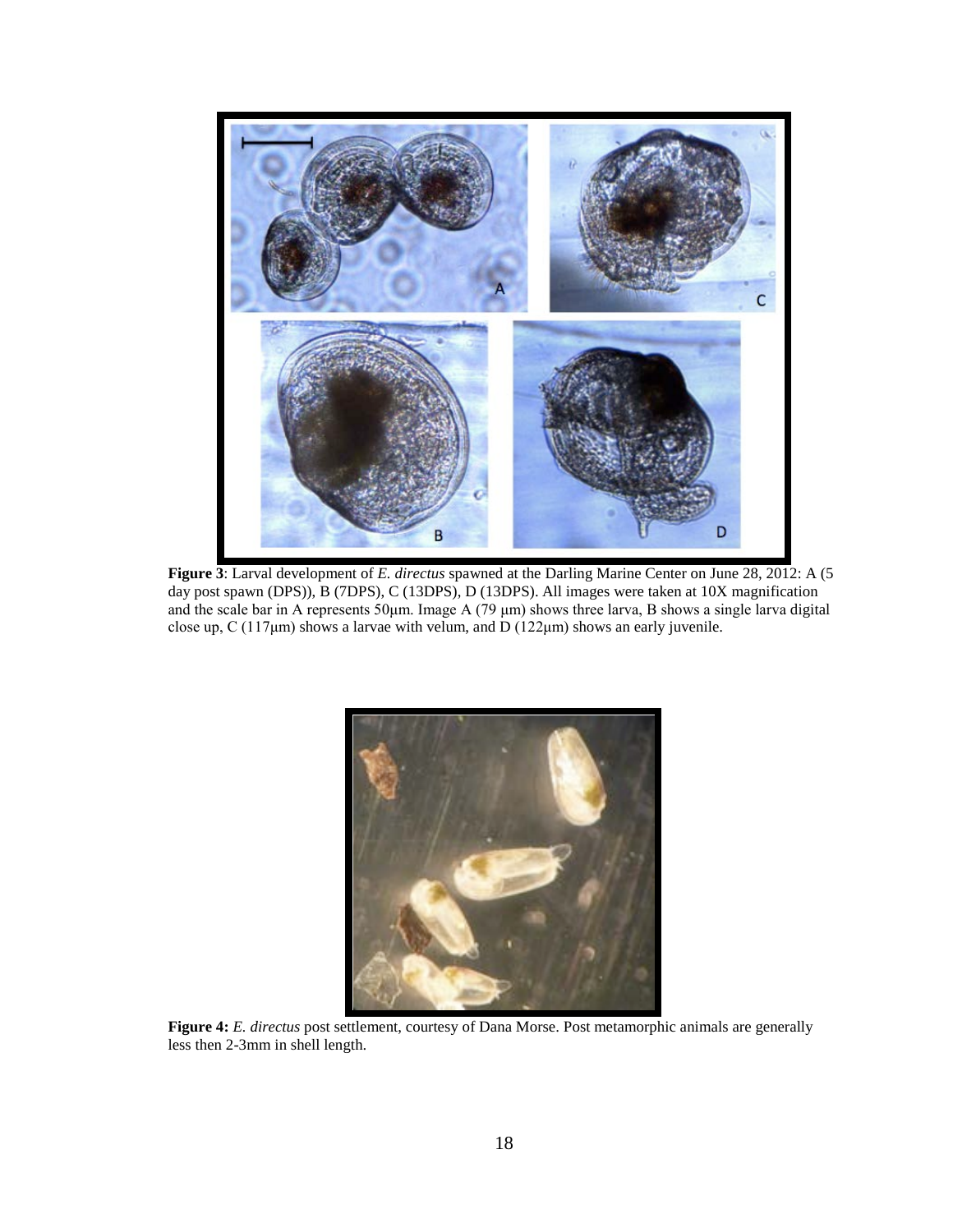**Figure 3**: Larval development of *E. directus* spawned at the Darling Marine Center on June 28, 2012: A (5 day post spawn (DPS)), B (7DPS), C (13DPS), D (13DPS). All images were taken at 10X magnification and the scale bar in A represents 50µm. Image A (79 µm) shows three larva, B shows a single larva digital close up, C (117µm) shows a larvae with velum, and D (122µm) shows an early juvenile.

**Figure 4:** *E. directus* post settlement, courtesy of Dana Morse. Post metamorphic animals are generally less then 2-3mm in shell length.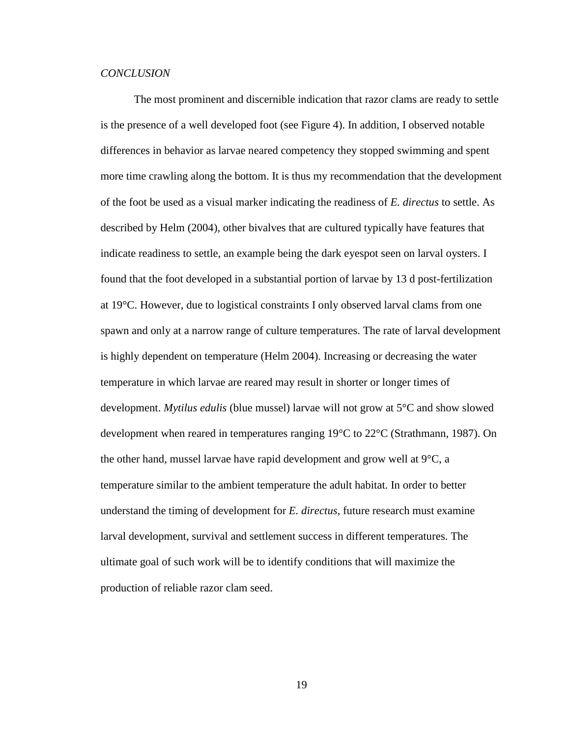*CONCLUSION*

The most prominent and discernible indication that razor clams are ready to settle is the presence of a well developed foot (see Figure 4). In addition, I observed notable differences in behavior as larvae neared competency they stopped swimming and spent more time crawling along the bottom. It is thus my recommendation that the development of the foot be used as a visual marker indicating the readiness of *E. directus* to settle. As described by Helm (2004), other bivalves that are cultured typically have features that indicate readiness to settle, an example being the dark eyespot seen on larval oysters. I found that the foot developed in a substantial portion of larvae by 13 d post-fertilization at 19°C. However, due to logistical constraints I only observed larval clams from one spawn and only at a narrow range of culture temperatures. The rate of larval development is highly dependent on temperature (Helm 2004). Increasing or decreasing the water temperature in which larvae are reared may result in shorter or longer times of development. *Mytilus edulis* (blue mussel) larvae will not grow at 5°C and show slowed development when reared in temperatures ranging 19°C to 22°C (Strathmann, 1987). On the other hand, mussel larvae have rapid development and grow well at 9°C, a temperature similar to the ambient temperature the adult habitat. In order to better understand the timing of development for *E. directus*, future research must examine larval development, survival and settlement success in different temperatures. The ultimate goal of such work will be to identify conditions that will maximize the production of reliable razor clam seed.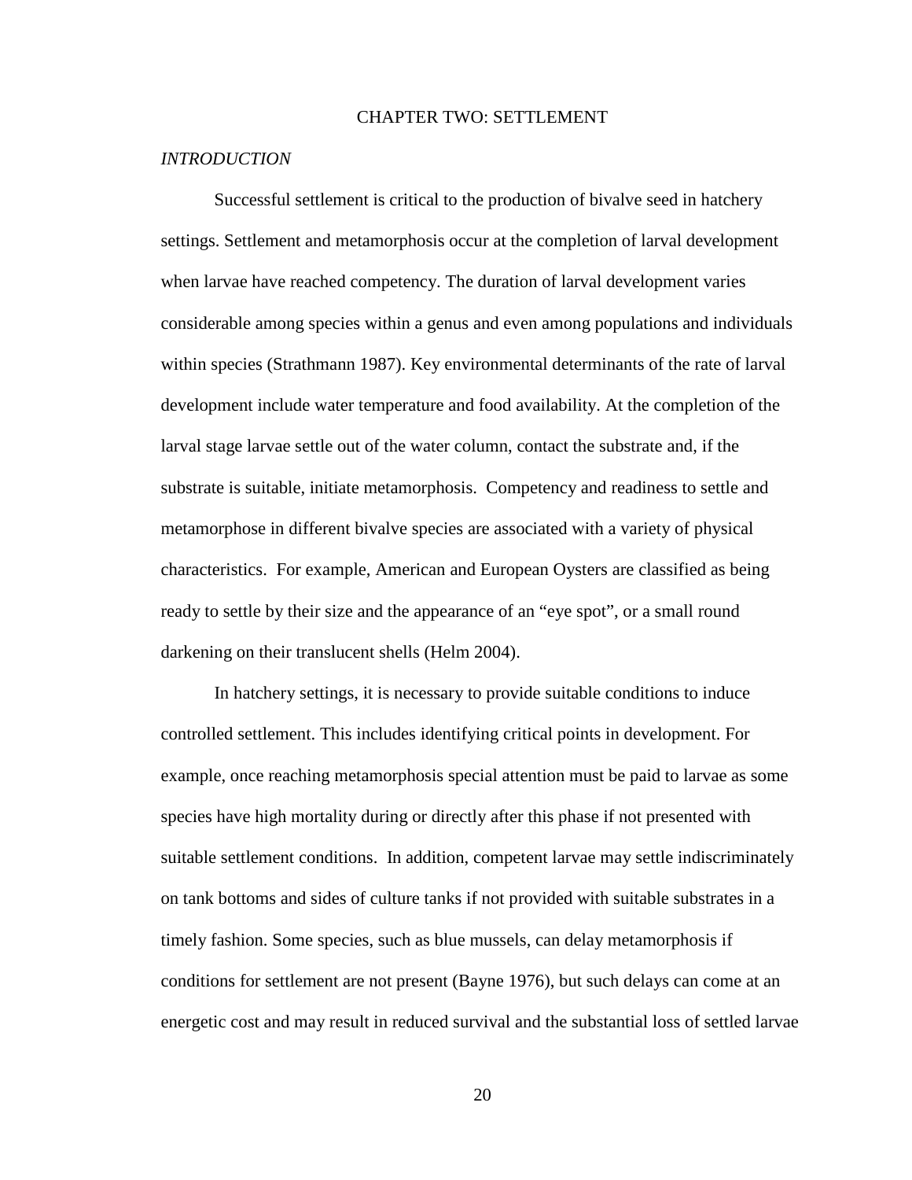# CHAPTER TWO: SETTLEMENT

*INTRODUCTION*

Successful settlement is critical to the production of bivalve seed in hatchery settings. Settlement and metamorphosis occur at the completion of larval development when larvae have reached competency. The duration of larval development varies considerable among species within a genus and even among populations and individuals within species (Strathmann 1987). Key environmental determinants of the rate of larval development include water temperature and food availability. At the completion of the larval stage larvae settle out of the water column, contact the substrate and, if the substrate is suitable, initiate metamorphosis. Competency and readiness to settle and metamorphose in different bivalve species are associated with a variety of physical characteristics. For example, American and European Oysters are classified as being ready to settle by their size and the appearance of an "eye spot", or a small round darkening on their translucent shells (Helm 2004).

In hatchery settings, it is necessary to provide suitable conditions to induce controlled settlement. This includes identifying critical points in development. For example, once reaching metamorphosis special attention must be paid to larvae as some species have high mortality during or directly after this phase if not presented with suitable settlement conditions. In addition, competent larvae may settle indiscriminately on tank bottoms and sides of culture tanks if not provided with suitable substrates in a timely fashion. Some species, such as blue mussels, can delay metamorphosis if conditions for settlement are not present (Bayne 1976), but such delays can come at an energetic cost and may result in reduced survival and the substantial loss of settled larvae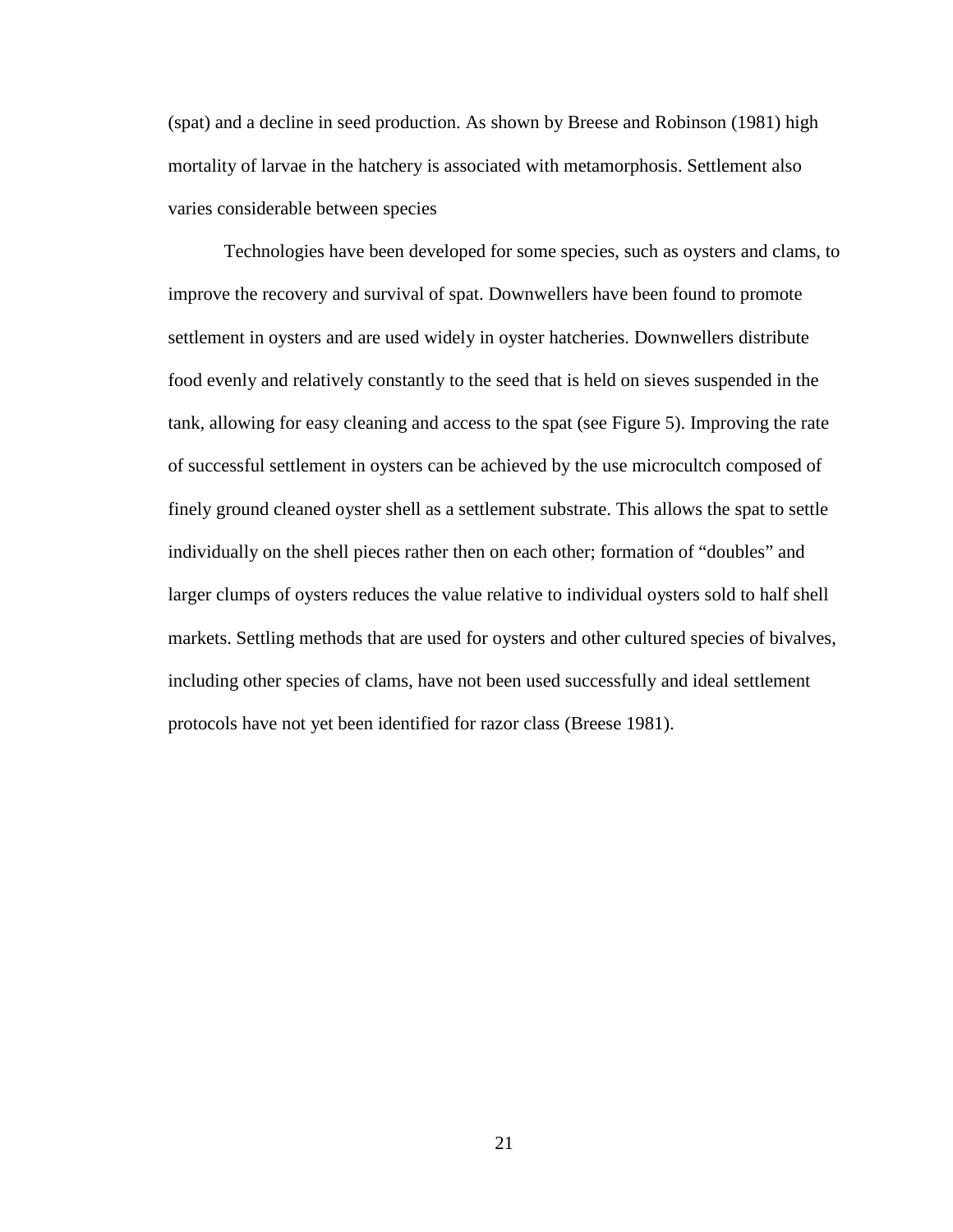(spat) and a decline in seed production. As shown by Breese and Robinson (1981) high mortality of larvae in the hatchery is associated with metamorphosis. Settlement also varies considerable between species

Technologies have been developed for some species, such as oysters and clams, to improve the recovery and survival of spat. Downwellers have been found to promote settlement in oysters and are used widely in oyster hatcheries. Downwellers distribute food evenly and relatively constantly to the seed that is held on sieves suspended in the tank, allowing for easy cleaning and access to the spat (see Figure 5). Improving the rate of successful settlement in oysters can be achieved by the use microcultch composed of finely ground cleaned oyster shell as a settlement substrate. This allows the spat to settle individually on the shell pieces rather then on each other; formation of "doubles" and larger clumps of oysters reduces the value relative to individual oysters sold to half shell markets. Settling methods that are used for oysters and other cultured species of bivalves, including other species of clams, have not been used successfully and ideal settlement protocols have not yet been identified for razor class (Breese 1981).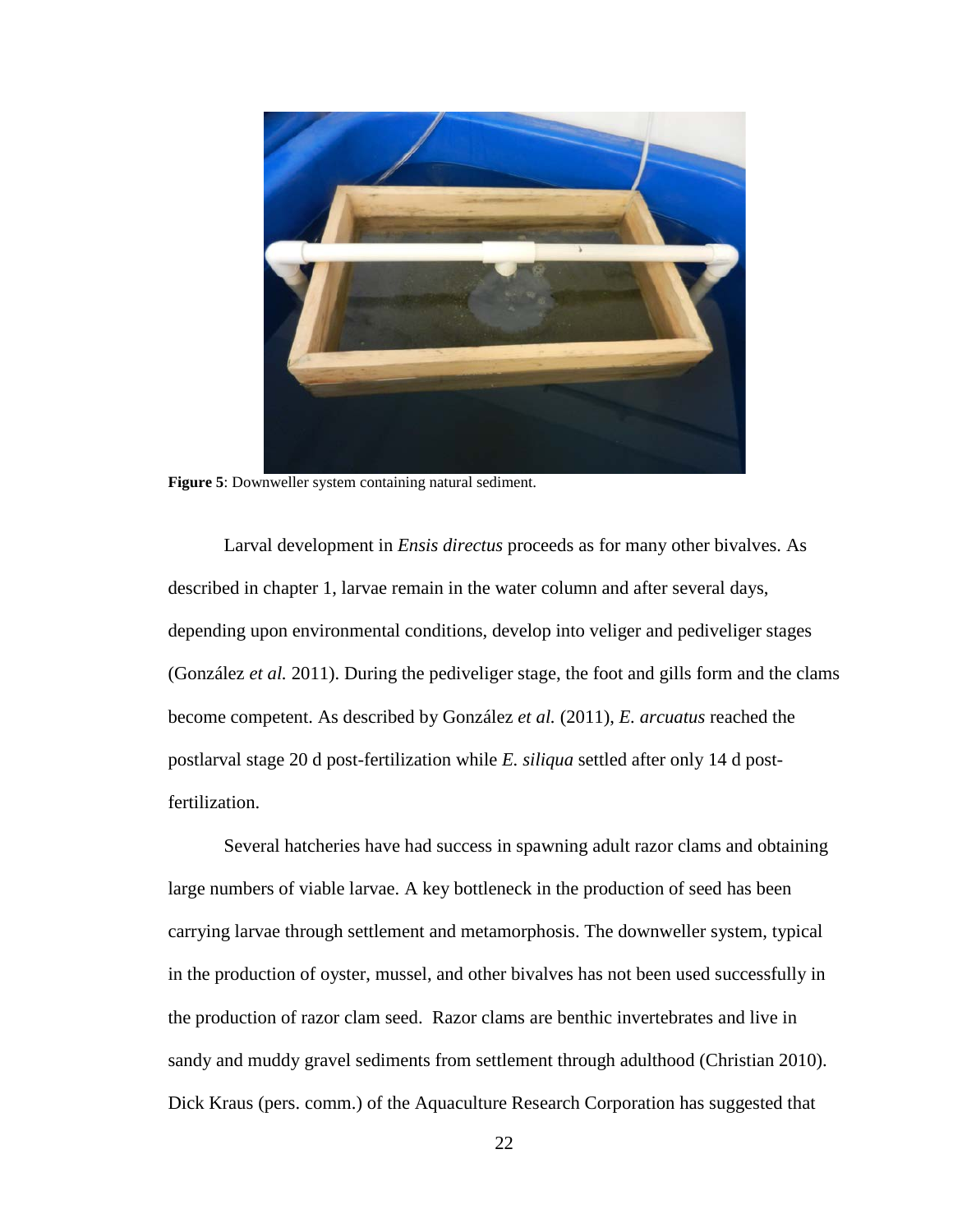**Figure 5**: Downweller system containing natural sediment.

Larval development in *Ensis directus* proceeds as for many other bivalves. As described in chapter 1, larvae remain in the water column and after several days, depending upon environmental conditions, develop into veliger and pediveliger stages (González *et al.* 2011). During the pediveliger stage, the foot and gills form and the clams become competent. As described by González *et al.* (2011), *E. arcuatus* reached the postlarval stage 20 d post-fertilization while *E. siliqua* settled after only 14 d post-fertilization.

Several hatcheries have had success in spawning adult razor clams and obtaining large numbers of viable larvae. A key bottleneck in the production of seed has been carrying larvae through settlement and metamorphosis. The downweller system, typical in the production of oyster, mussel, and other bivalves has not been used successfully in the production of razor clam seed. Razor clams are benthic invertebrates and live in sandy and muddy gravel sediments from settlement through adulthood (Christian 2010). Dick Kraus (pers. comm.) of the Aquaculture Research Corporation has suggested that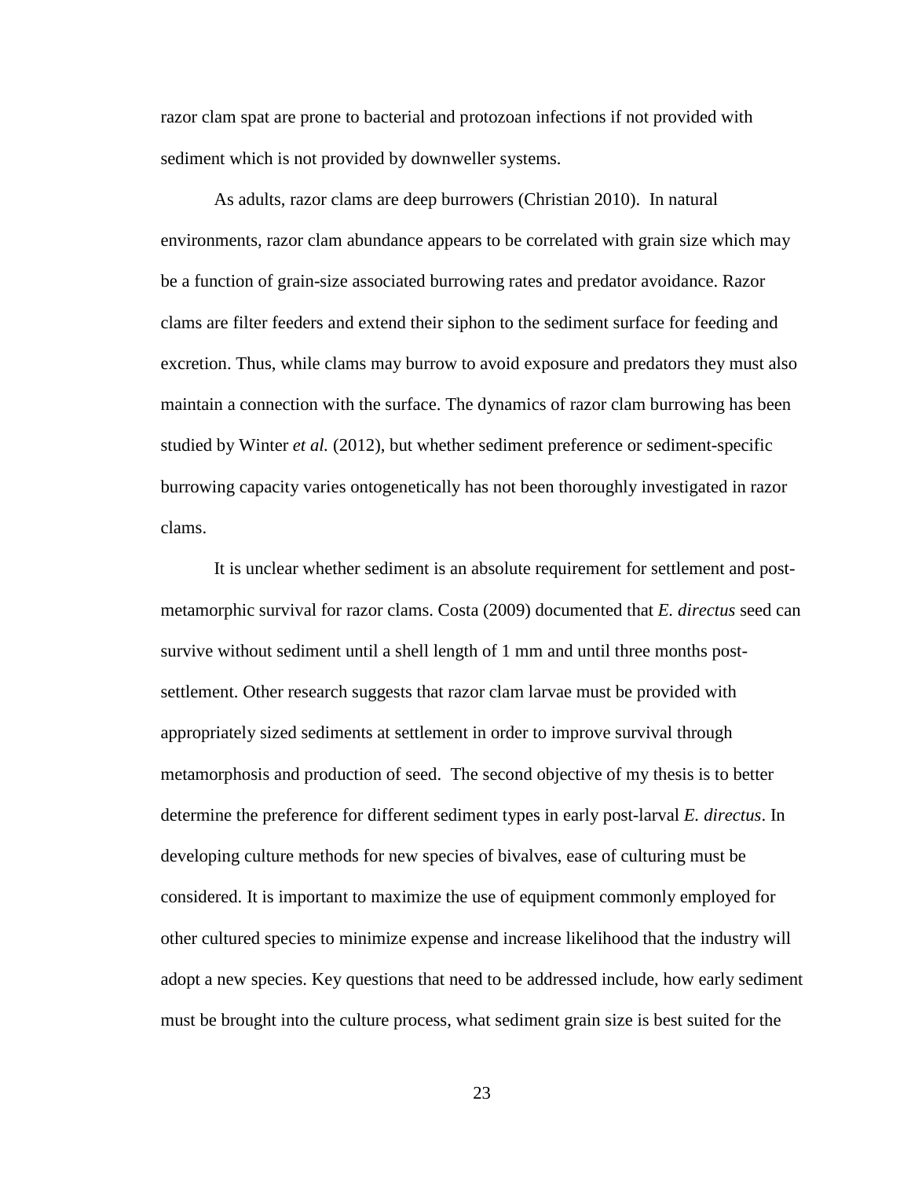razor clam spat are prone to bacterial and protozoan infections if not provided with sediment which is not provided by downweller systems.

As adults, razor clams are deep burrowers (Christian 2010). In natural environments, razor clam abundance appears to be correlated with grain size which may be a function of grain-size associated burrowing rates and predator avoidance. Razor clams are filter feeders and extend their siphon to the sediment surface for feeding and excretion. Thus, while clams may burrow to avoid exposure and predators they must also maintain a connection with the surface. The dynamics of razor clam burrowing has been studied by Winter *et al.* (2012), but whether sediment preference or sediment-specific burrowing capacity varies ontogenetically has not been thoroughly investigated in razor clams.

It is unclear whether sediment is an absolute requirement for settlement and post-metamorphic survival for razor clams. Costa (2009) documented that *E. directus* seed can survive without sediment until a shell length of 1 mm and until three months post-settlement. Other research suggests that razor clam larvae must be provided with appropriately sized sediments at settlement in order to improve survival through metamorphosis and production of seed. The second objective of my thesis is to better determine the preference for different sediment types in early post-larval *E. directus*. In developing culture methods for new species of bivalves, ease of culturing must be considered. It is important to maximize the use of equipment commonly employed for other cultured species to minimize expense and increase likelihood that the industry will adopt a new species. Key questions that need to be addressed include, how early sediment must be brought into the culture process, what sediment grain size is best suited for the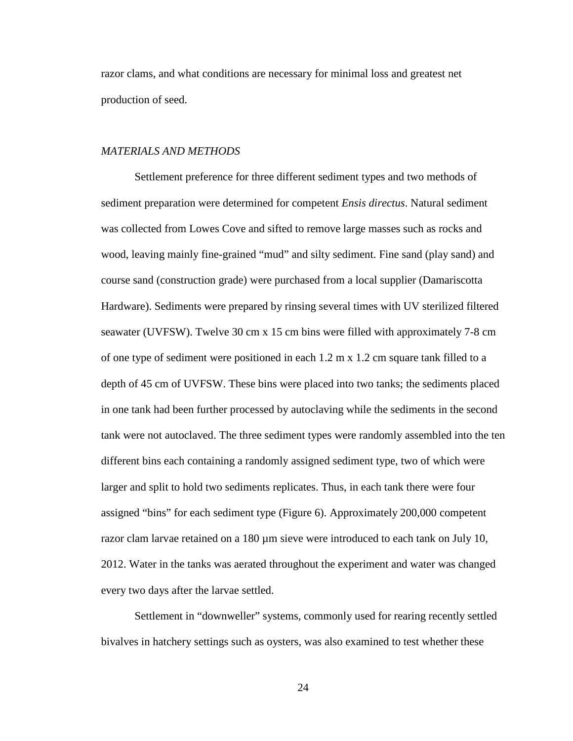razor clams, and what conditions are necessary for minimal loss and greatest net production of seed.

## *MATERIALS AND METHODS*

Settlement preference for three different sediment types and two methods of sediment preparation were determined for competent *Ensis directus*. Natural sediment was collected from Lowes Cove and sifted to remove large masses such as rocks and wood, leaving mainly fine-grained "mud" and silty sediment. Fine sand (play sand) and course sand (construction grade) were purchased from a local supplier (Damariscotta Hardware). Sediments were prepared by rinsing several times with UV sterilized filtered seawater (UVFSW). Twelve 30 cm x 15 cm bins were filled with approximately 7-8 cm of one type of sediment were positioned in each 1.2 m x 1.2 cm square tank filled to a depth of 45 cm of UVFSW. These bins were placed into two tanks; the sediments placed in one tank had been further processed by autoclaving while the sediments in the second tank were not autoclaved. The three sediment types were randomly assembled into the ten different bins each containing a randomly assigned sediment type, two of which were larger and split to hold two sediments replicates. Thus, in each tank there were four assigned "bins" for each sediment type (Figure 6). Approximately 200,000 competent razor clam larvae retained on a 180 µm sieve were introduced to each tank on July 10, 2012. Water in the tanks was aerated throughout the experiment and water was changed every two days after the larvae settled.

Settlement in "downweller" systems, commonly used for rearing recently settled bivalves in hatchery settings such as oysters, was also examined to test whether these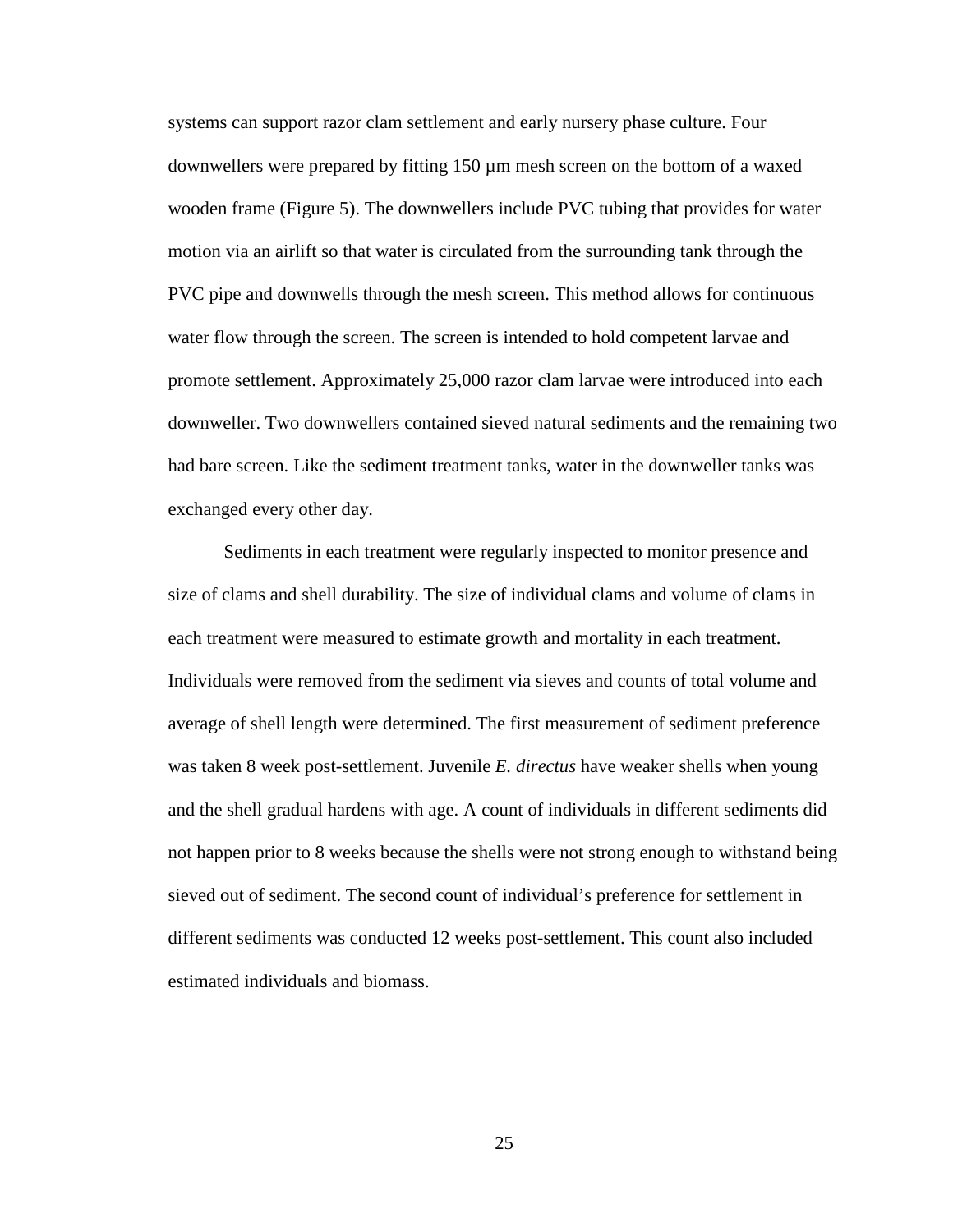systems can support razor clam settlement and early nursery phase culture. Four downwellers were prepared by fitting 150 µm mesh screen on the bottom of a waxed wooden frame (Figure 5). The downwellers include PVC tubing that provides for water motion via an airlift so that water is circulated from the surrounding tank through the PVC pipe and downwells through the mesh screen. This method allows for continuous water flow through the screen. The screen is intended to hold competent larvae and promote settlement. Approximately 25,000 razor clam larvae were introduced into each downweller. Two downwellers contained sieved natural sediments and the remaining two had bare screen. Like the sediment treatment tanks, water in the downweller tanks was exchanged every other day.

Sediments in each treatment were regularly inspected to monitor presence and size of clams and shell durability. The size of individual clams and volume of clams in each treatment were measured to estimate growth and mortality in each treatment. Individuals were removed from the sediment via sieves and counts of total volume and average of shell length were determined. The first measurement of sediment preference was taken 8 week post-settlement. Juvenile *E. directus* have weaker shells when young and the shell gradual hardens with age. A count of individuals in different sediments did not happen prior to 8 weeks because the shells were not strong enough to withstand being sieved out of sediment. The second count of individual's preference for settlement in different sediments was conducted 12 weeks post-settlement. This count also included estimated individuals and biomass.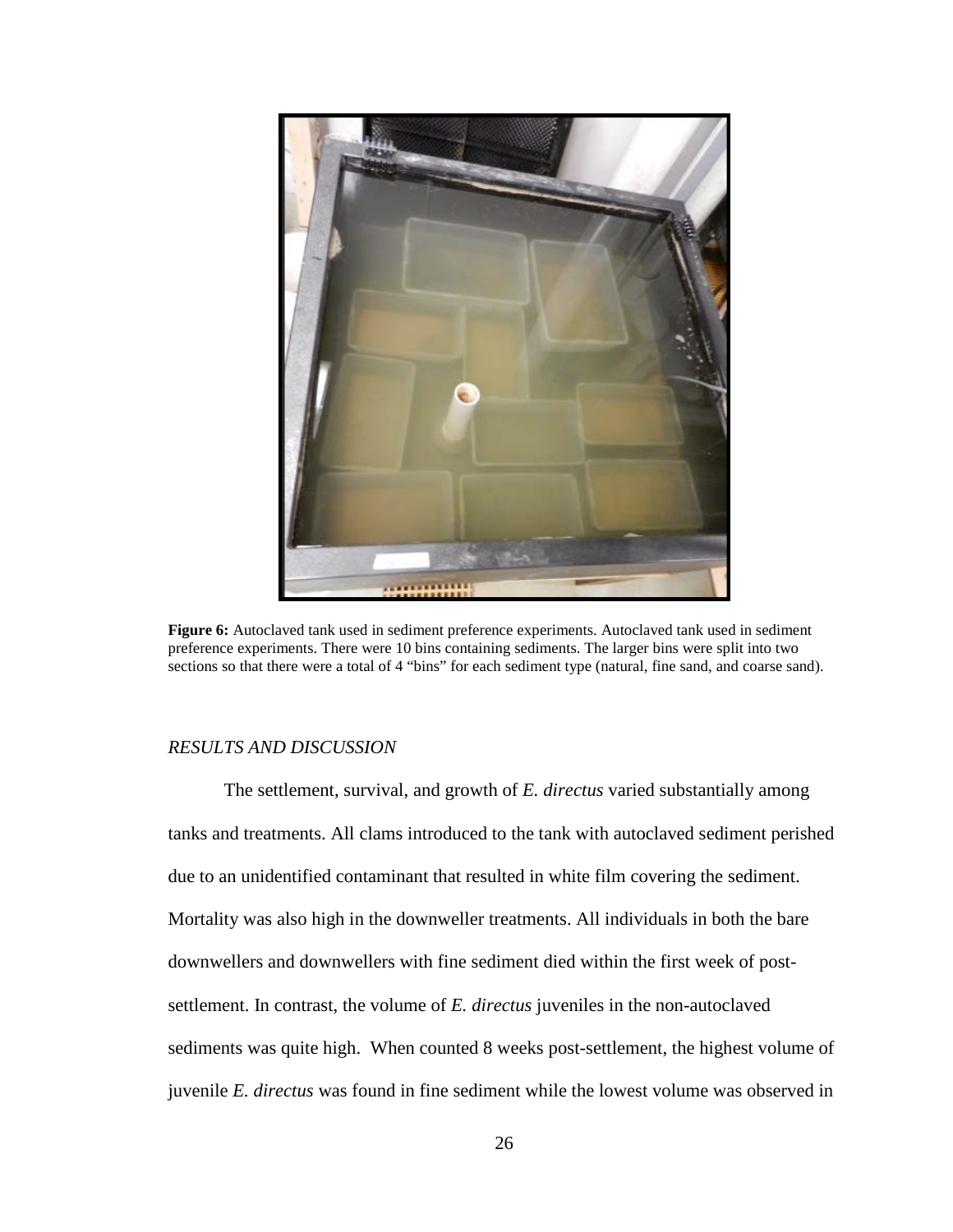**Figure 6:** Autoclaved tank used in sediment preference experiments. Autoclaved tank used in sediment preference experiments. There were 10 bins containing sediments. The larger bins were split into two sections so that there were a total of 4 "bins" for each sediment type (natural, fine sand, and coarse sand).

*RESULTS AND DISCUSSION*

The settlement, survival, and growth of *E. directus* varied substantially among tanks and treatments. All clams introduced to the tank with autoclaved sediment perished due to an unidentified contaminant that resulted in white film covering the sediment. Mortality was also high in the downweller treatments. All individuals in both the bare downwellers and downwellers with fine sediment died within the first week of post-settlement. In contrast, the volume of *E. directus* juveniles in the non-autoclaved sediments was quite high. When counted 8 weeks post-settlement, the highest volume of juvenile *E. directus* was found in fine sediment while the lowest volume was observed in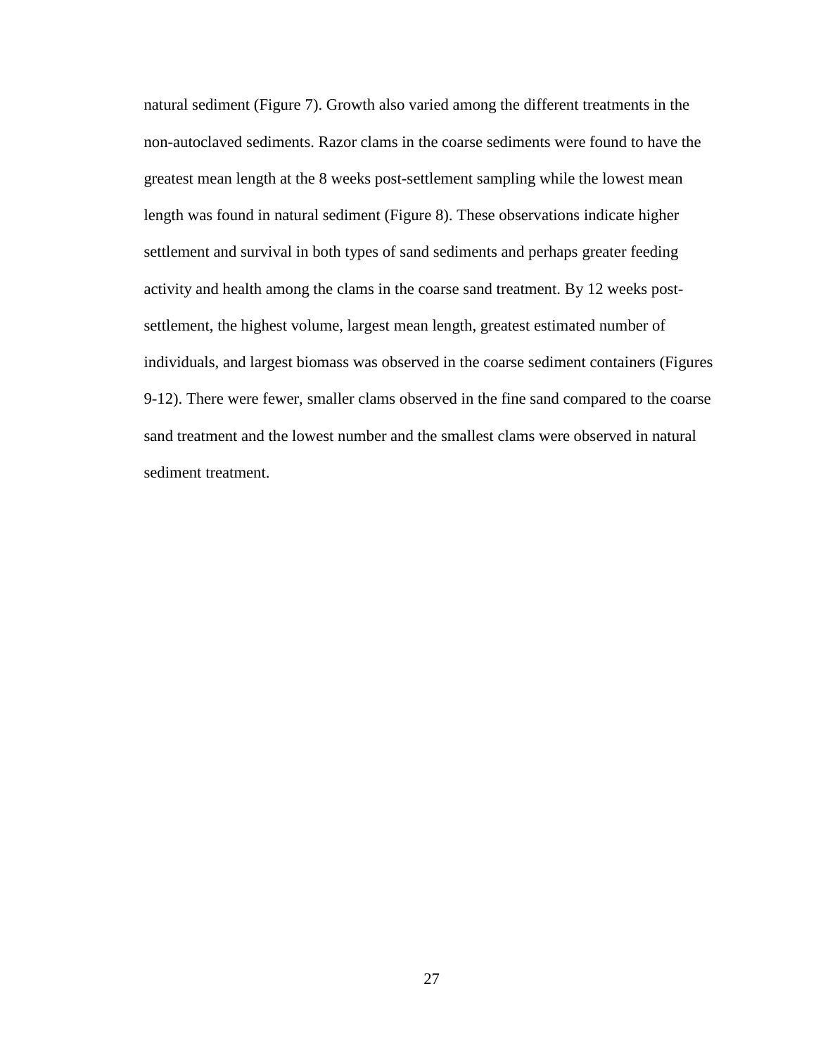natural sediment (Figure 7). Growth also varied among the different treatments in the non-autoclaved sediments. Razor clams in the coarse sediments were found to have the greatest mean length at the 8 weeks post-settlement sampling while the lowest mean length was found in natural sediment (Figure 8). These observations indicate higher settlement and survival in both types of sand sediments and perhaps greater feeding activity and health among the clams in the coarse sand treatment. By 12 weeks post-settlement, the highest volume, largest mean length, greatest estimated number of individuals, and largest biomass was observed in the coarse sediment containers (Figures 9-12). There were fewer, smaller clams observed in the fine sand compared to the coarse sand treatment and the lowest number and the smallest clams were observed in natural sediment treatment.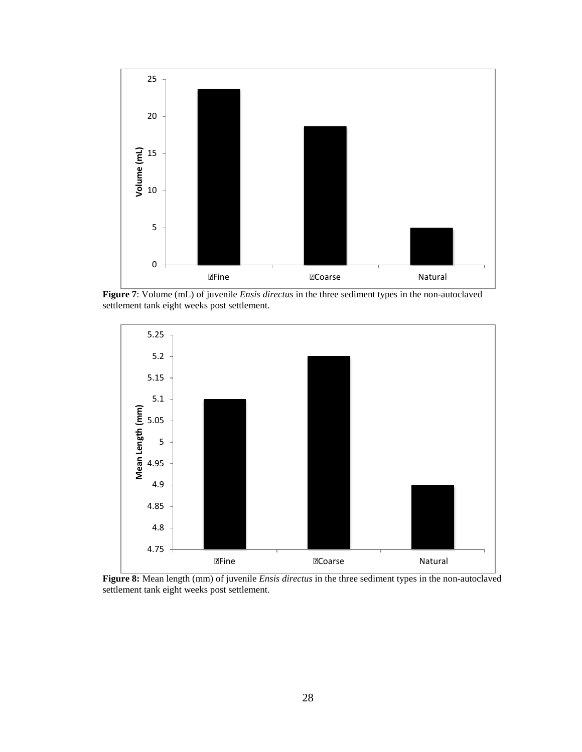**Figure 7**: Volume (mL) of juvenile *Ensis directus* in the three sediment types in the non-autoclaved settlement tank eight weeks post settlement.

**Figure 8:** Mean length (mm) of juvenile *Ensis directus* in the three sediment types in the non-autoclaved settlement tank eight weeks post settlement.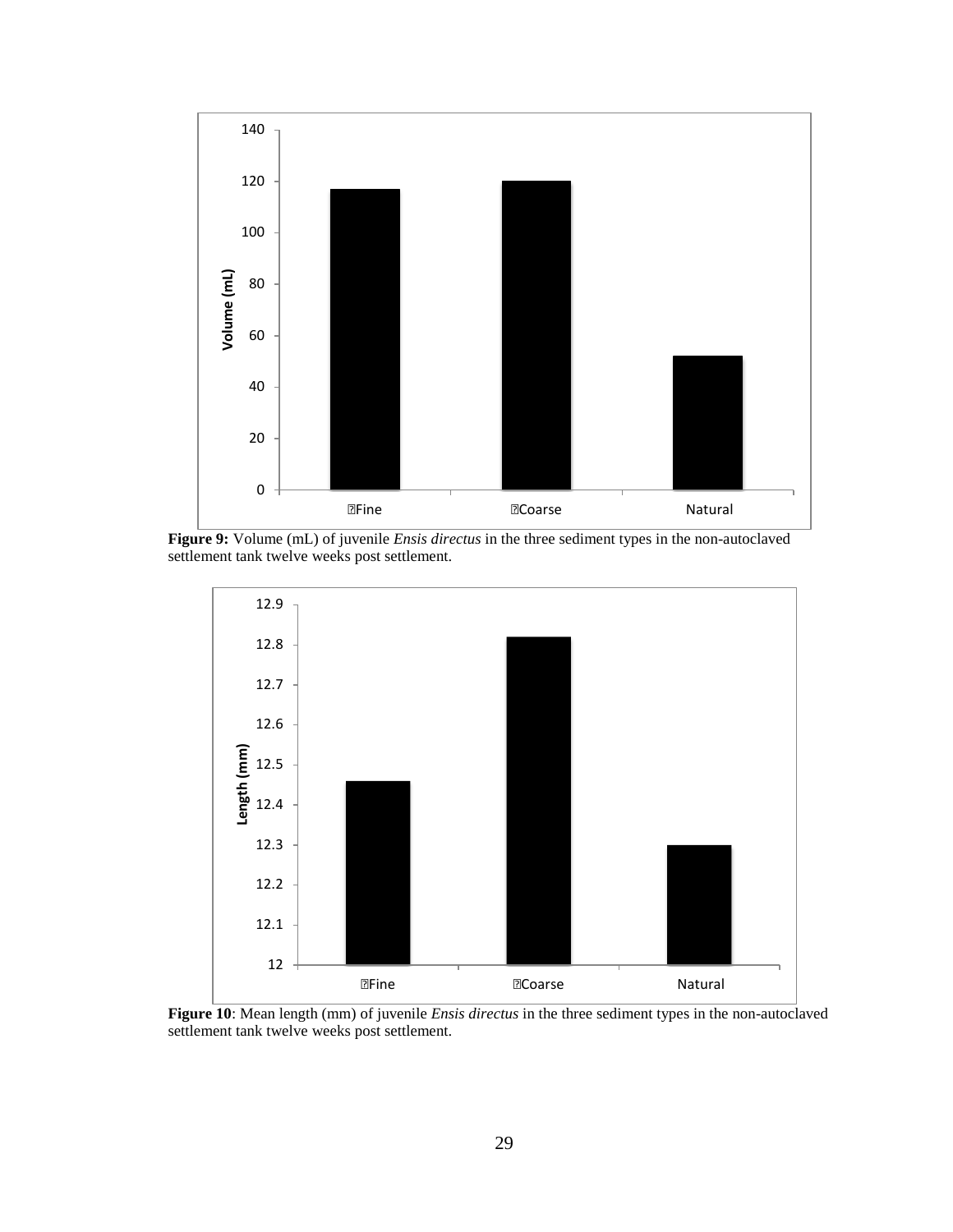**Figure 9:** Volume (mL) of juvenile *Ensis directus* in the three sediment types in the non-autoclaved settlement tank twelve weeks post settlement.

**Figure 10**: Mean length (mm) of juvenile *Ensis directus* in the three sediment types in the non-autoclaved settlement tank twelve weeks post settlement.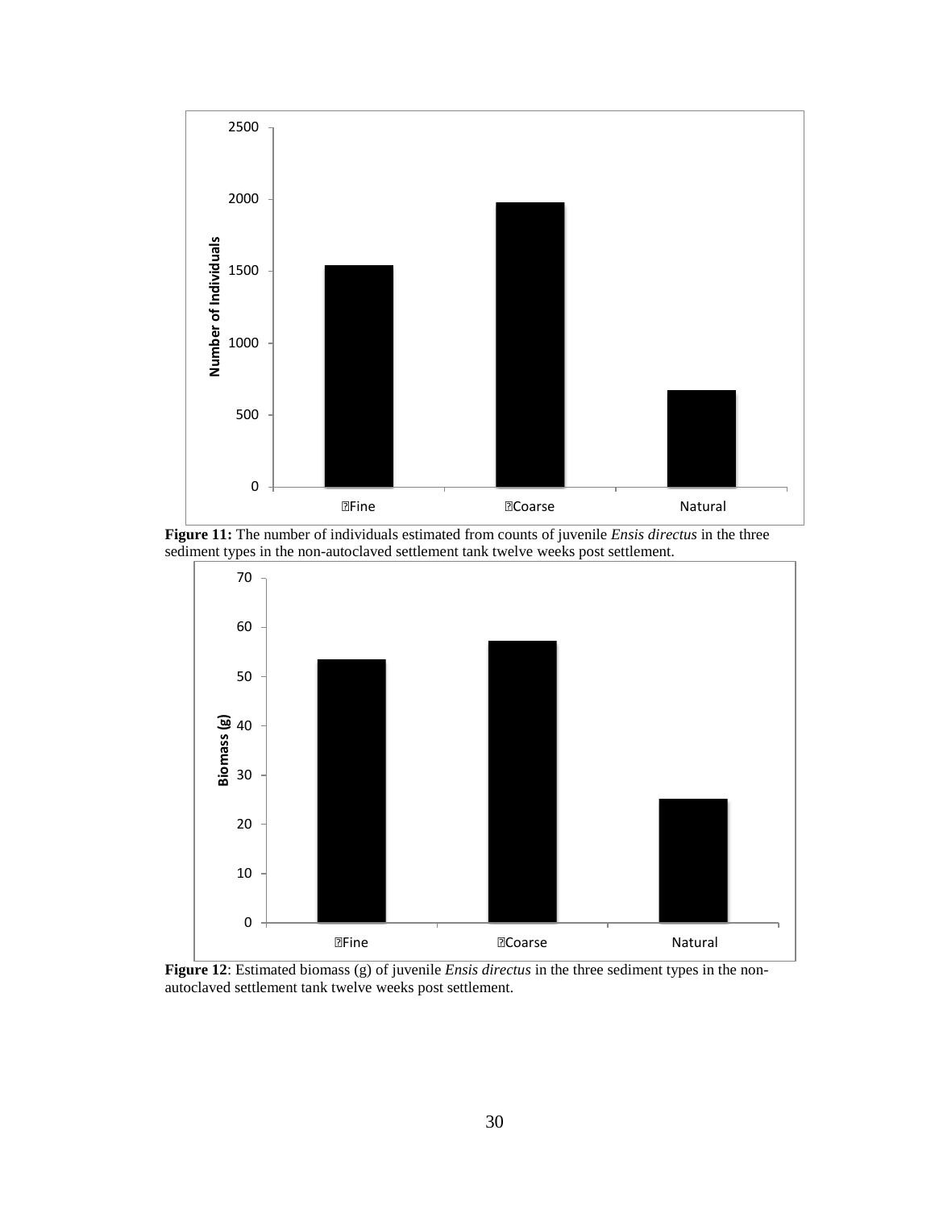**Figure 11:** The number of individuals estimated from counts of juvenile *Ensis directus* in the three sediment types in the non-autoclaved settlement tank twelve weeks post settlement.

**Figure 12**: Estimated biomass (g) of juvenile *Ensis directus* in the three sediment types in the non-autoclaved settlement tank twelve weeks post settlement.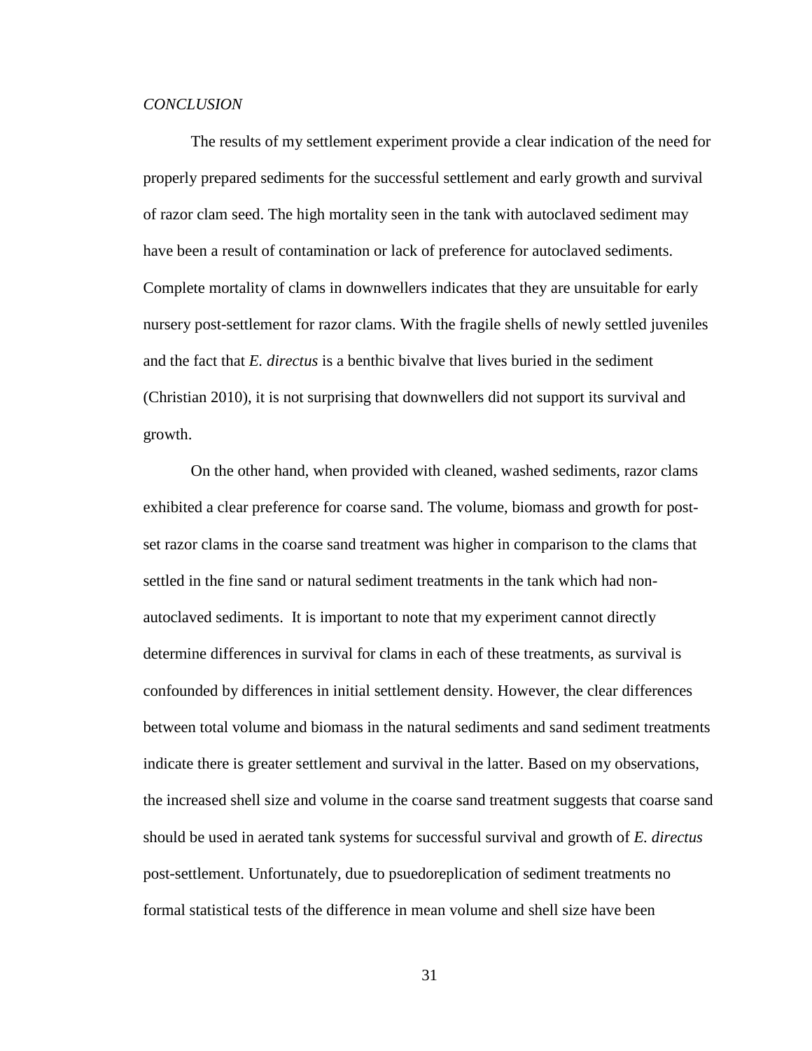*CONCLUSION*

The results of my settlement experiment provide a clear indication of the need for properly prepared sediments for the successful settlement and early growth and survival of razor clam seed. The high mortality seen in the tank with autoclaved sediment may have been a result of contamination or lack of preference for autoclaved sediments. Complete mortality of clams in downwellers indicates that they are unsuitable for early nursery post-settlement for razor clams. With the fragile shells of newly settled juveniles and the fact that *E. directus* is a benthic bivalve that lives buried in the sediment (Christian 2010), it is not surprising that downwellers did not support its survival and growth.

On the other hand, when provided with cleaned, washed sediments, razor clams exhibited a clear preference for coarse sand. The volume, biomass and growth for post-set razor clams in the coarse sand treatment was higher in comparison to the clams that settled in the fine sand or natural sediment treatments in the tank which had non-autoclaved sediments. It is important to note that my experiment cannot directly determine differences in survival for clams in each of these treatments, as survival is confounded by differences in initial settlement density. However, the clear differences between total volume and biomass in the natural sediments and sand sediment treatments indicate there is greater settlement and survival in the latter. Based on my observations, the increased shell size and volume in the coarse sand treatment suggests that coarse sand should be used in aerated tank systems for successful survival and growth of *E. directus* post-settlement. Unfortunately, due to psuedoreplication of sediment treatments no formal statistical tests of the difference in mean volume and shell size have been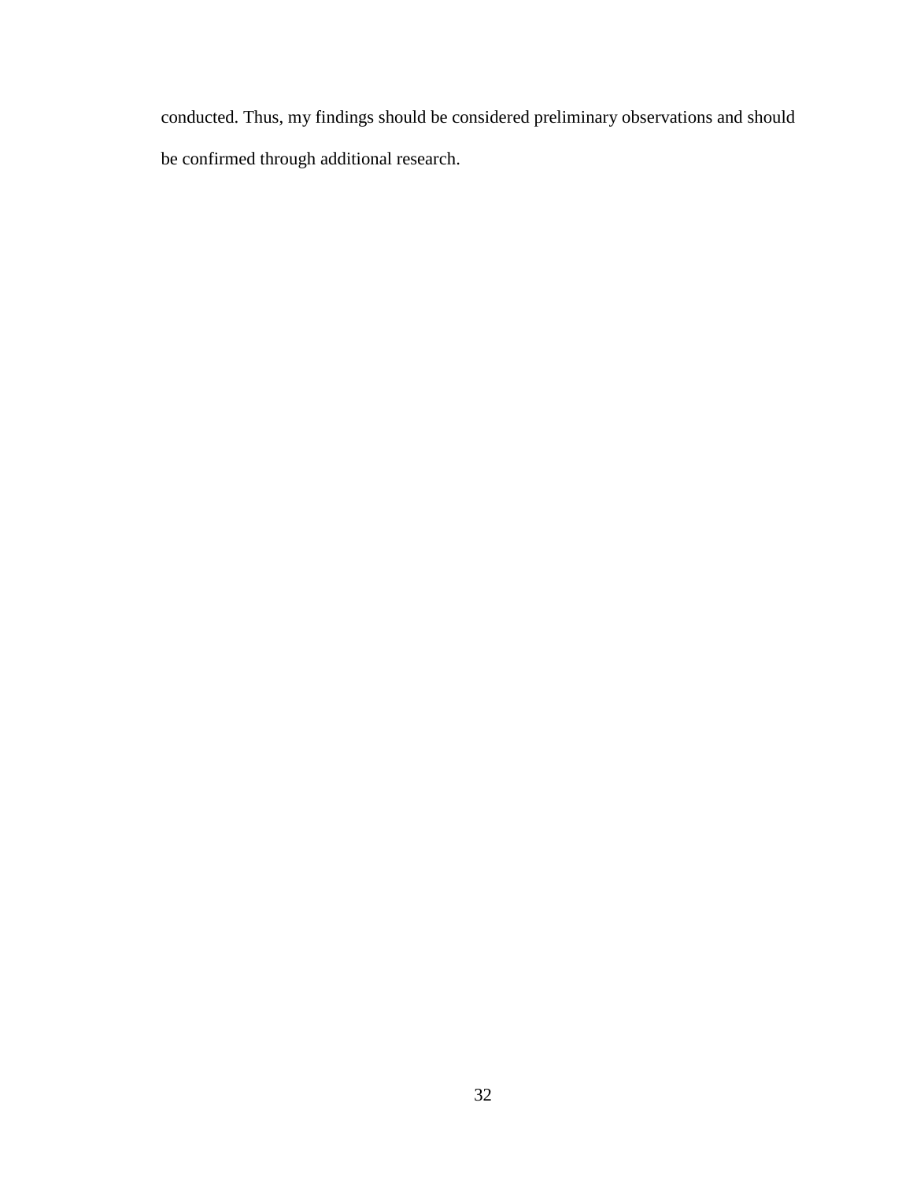conducted. Thus, my findings should be considered preliminary observations and should be confirmed through additional research.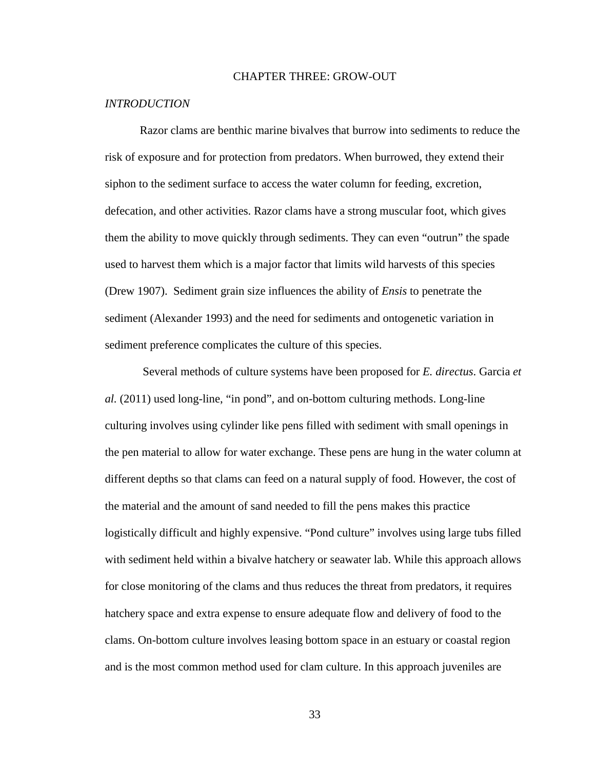# CHAPTER THREE: GROW-OUT

## *INTRODUCTION*

Razor clams are benthic marine bivalves that burrow into sediments to reduce the risk of exposure and for protection from predators. When burrowed, they extend their siphon to the sediment surface to access the water column for feeding, excretion, defecation, and other activities. Razor clams have a strong muscular foot, which gives them the ability to move quickly through sediments. They can even "outrun" the spade used to harvest them which is a major factor that limits wild harvests of this species (Drew 1907). Sediment grain size influences the ability of *Ensis* to penetrate the sediment (Alexander 1993) and the need for sediments and ontogenetic variation in sediment preference complicates the culture of this species.

Several methods of culture systems have been proposed for *E. directus*. Garcia *et al.* (2011) used long-line, "in pond", and on-bottom culturing methods. Long-line culturing involves using cylinder like pens filled with sediment with small openings in the pen material to allow for water exchange. These pens are hung in the water column at different depths so that clams can feed on a natural supply of food. However, the cost of the material and the amount of sand needed to fill the pens makes this practice logistically difficult and highly expensive. "Pond culture" involves using large tubs filled with sediment held within a bivalve hatchery or seawater lab. While this approach allows for close monitoring of the clams and thus reduces the threat from predators, it requires hatchery space and extra expense to ensure adequate flow and delivery of food to the clams. On-bottom culture involves leasing bottom space in an estuary or coastal region and is the most common method used for clam culture. In this approach juveniles are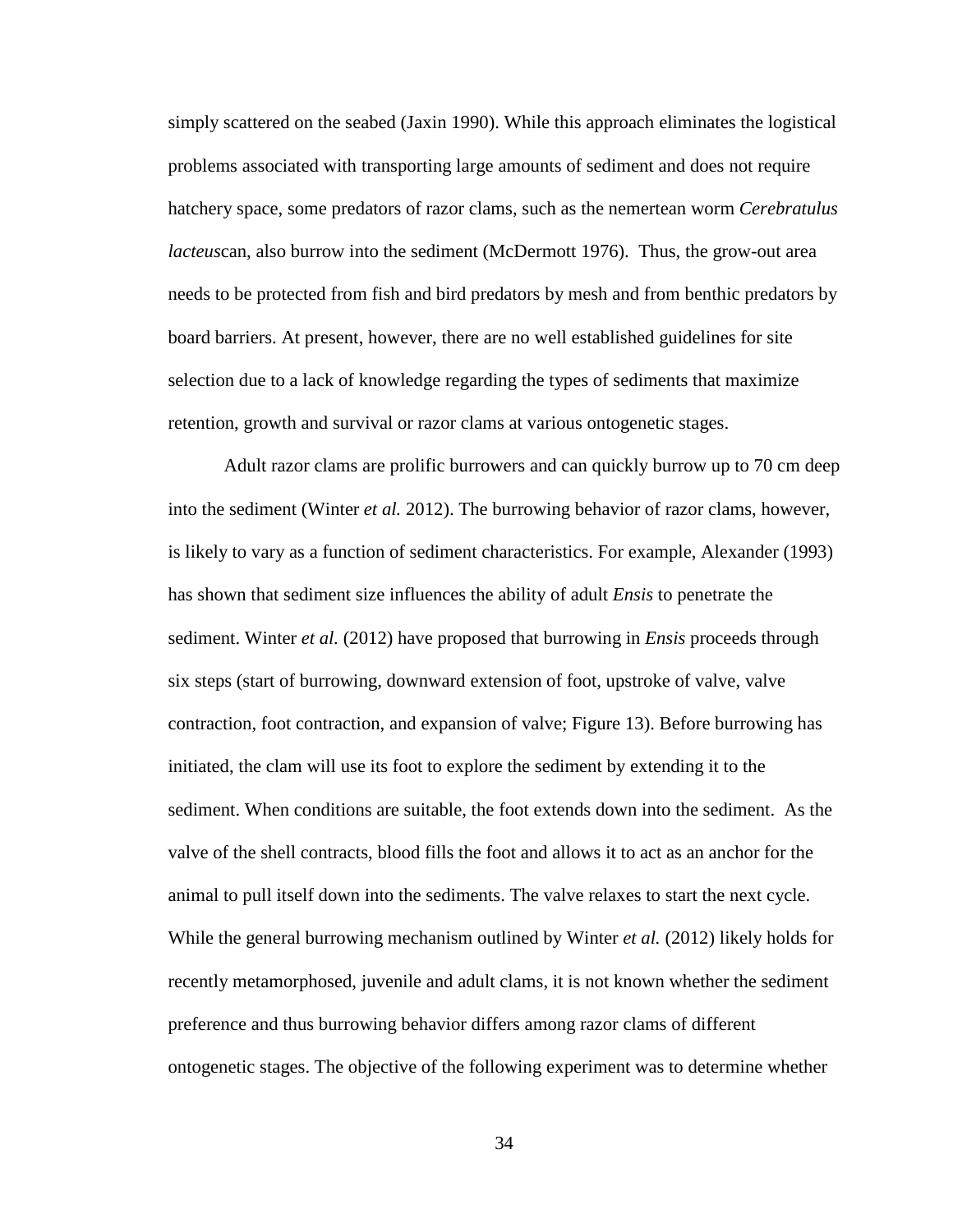simply scattered on the seabed (Jaxin 1990). While this approach eliminates the logistical problems associated with transporting large amounts of sediment and does not require hatchery space, some predators of razor clams, such as the nemertean worm *Cerebratulus lacteus*can, also burrow into the sediment (McDermott 1976). Thus, the grow-out area needs to be protected from fish and bird predators by mesh and from benthic predators by board barriers. At present, however, there are no well established guidelines for site selection due to a lack of knowledge regarding the types of sediments that maximize retention, growth and survival or razor clams at various ontogenetic stages.

Adult razor clams are prolific burrowers and can quickly burrow up to 70 cm deep into the sediment (Winter *et al.* 2012). The burrowing behavior of razor clams, however, is likely to vary as a function of sediment characteristics. For example, Alexander (1993) has shown that sediment size influences the ability of adult *Ensis* to penetrate the sediment. Winter *et al.* (2012) have proposed that burrowing in *Ensis* proceeds through six steps (start of burrowing, downward extension of foot, upstroke of valve, valve contraction, foot contraction, and expansion of valve; Figure 13). Before burrowing has initiated, the clam will use its foot to explore the sediment by extending it to the sediment. When conditions are suitable, the foot extends down into the sediment. As the valve of the shell contracts, blood fills the foot and allows it to act as an anchor for the animal to pull itself down into the sediments. The valve relaxes to start the next cycle. While the general burrowing mechanism outlined by Winter *et al.* (2012) likely holds for recently metamorphosed, juvenile and adult clams, it is not known whether the sediment preference and thus burrowing behavior differs among razor clams of different ontogenetic stages. The objective of the following experiment was to determine whether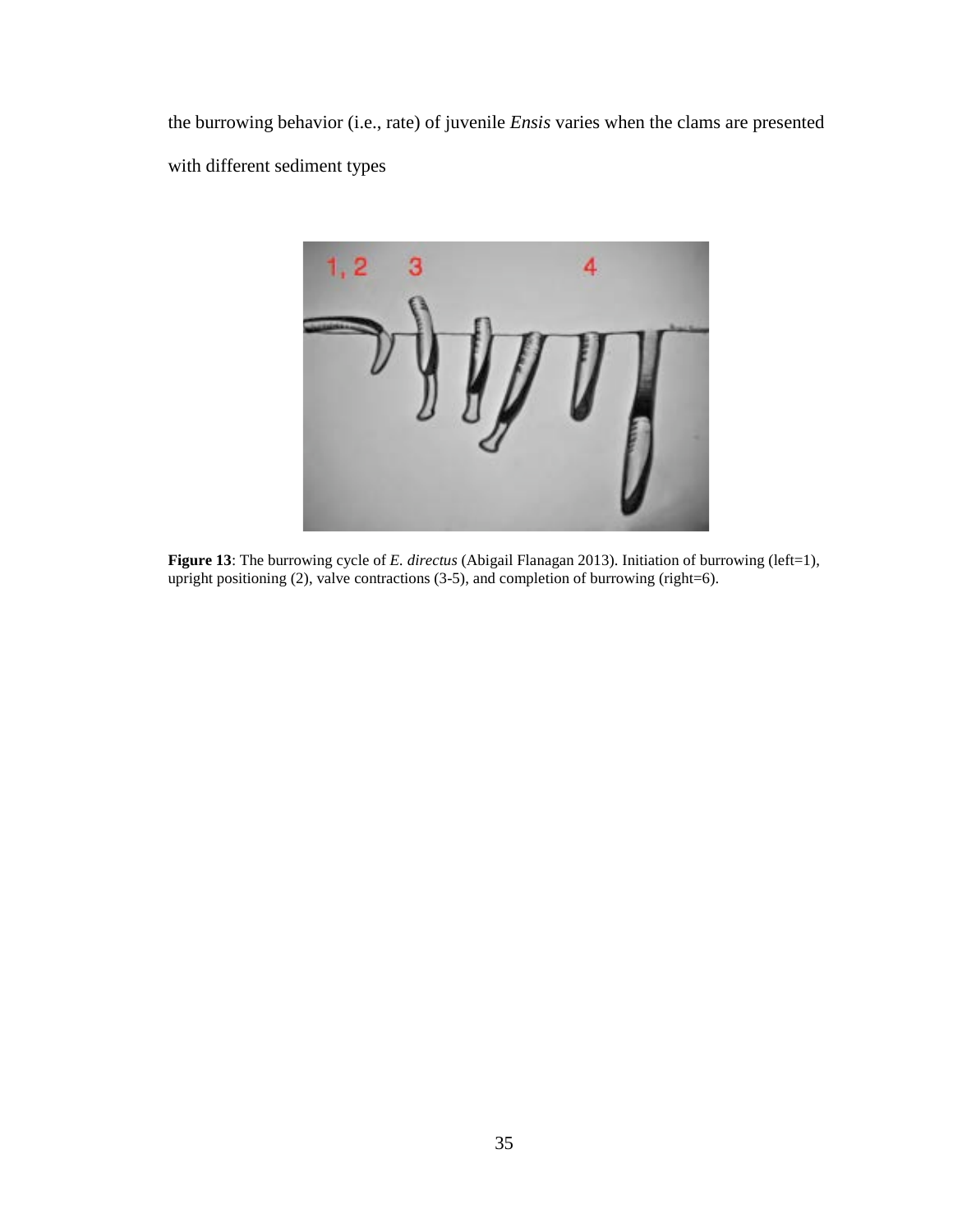the burrowing behavior (i.e., rate) of juvenile *Ensis* varies when the clams are presented with different sediment types

**Figure 13**: The burrowing cycle of *E. directus* (Abigail Flanagan 2013). Initiation of burrowing (left=1), upright positioning (2), valve contractions (3-5), and completion of burrowing (right=6).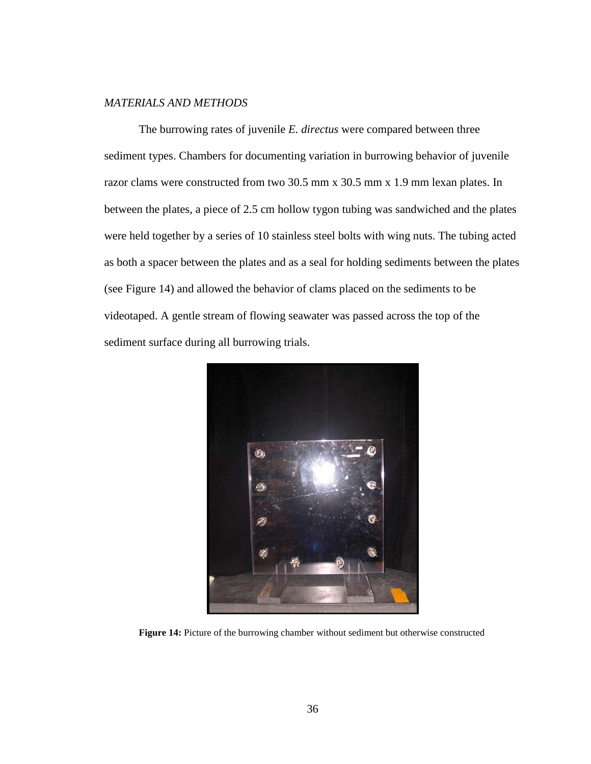*MATERIALS AND METHODS*

The burrowing rates of juvenile *E. directus* were compared between three sediment types. Chambers for documenting variation in burrowing behavior of juvenile razor clams were constructed from two 30.5 mm x 30.5 mm x 1.9 mm lexan plates. In between the plates, a piece of 2.5 cm hollow tygon tubing was sandwiched and the plates were held together by a series of 10 stainless steel bolts with wing nuts. The tubing acted as both a spacer between the plates and as a seal for holding sediments between the plates (see Figure 14) and allowed the behavior of clams placed on the sediments to be videotaped. A gentle stream of flowing seawater was passed across the top of the sediment surface during all burrowing trials.

**Figure 14:** Picture of the burrowing chamber without sediment but otherwise constructed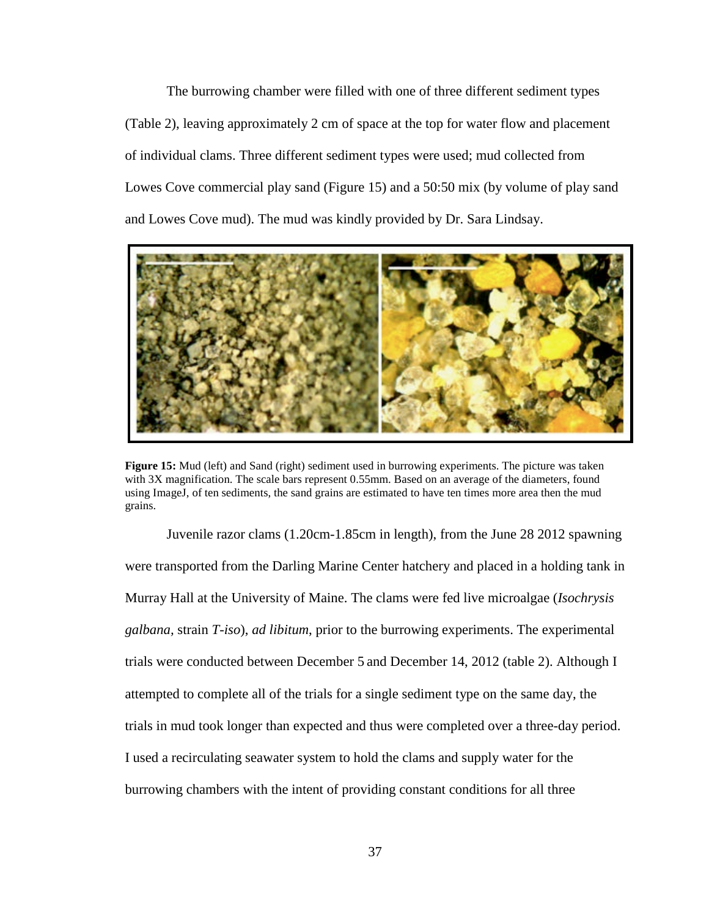The burrowing chamber were filled with one of three different sediment types (Table 2), leaving approximately 2 cm of space at the top for water flow and placement of individual clams. Three different sediment types were used; mud collected from Lowes Cove commercial play sand (Figure 15) and a 50:50 mix (by volume of play sand and Lowes Cove mud). The mud was kindly provided by Dr. Sara Lindsay.

**Figure 15:** Mud (left) and Sand (right) sediment used in burrowing experiments. The picture was taken with 3X magnification. The scale bars represent 0.55mm. Based on an average of the diameters, found using ImageJ, of ten sediments, the sand grains are estimated to have ten times more area then the mud grains.

Juvenile razor clams (1.20cm-1.85cm in length), from the June 28 2012 spawning were transported from the Darling Marine Center hatchery and placed in a holding tank in Murray Hall at the University of Maine. The clams were fed live microalgae (*Isochrysis galbana*, strain *T-iso*), *ad libitum*, prior to the burrowing experiments. The experimental trials were conducted between December 5 and December 14, 2012 (table 2). Although I attempted to complete all of the trials for a single sediment type on the same day, the trials in mud took longer than expected and thus were completed over a three-day period. I used a recirculating seawater system to hold the clams and supply water for the burrowing chambers with the intent of providing constant conditions for all three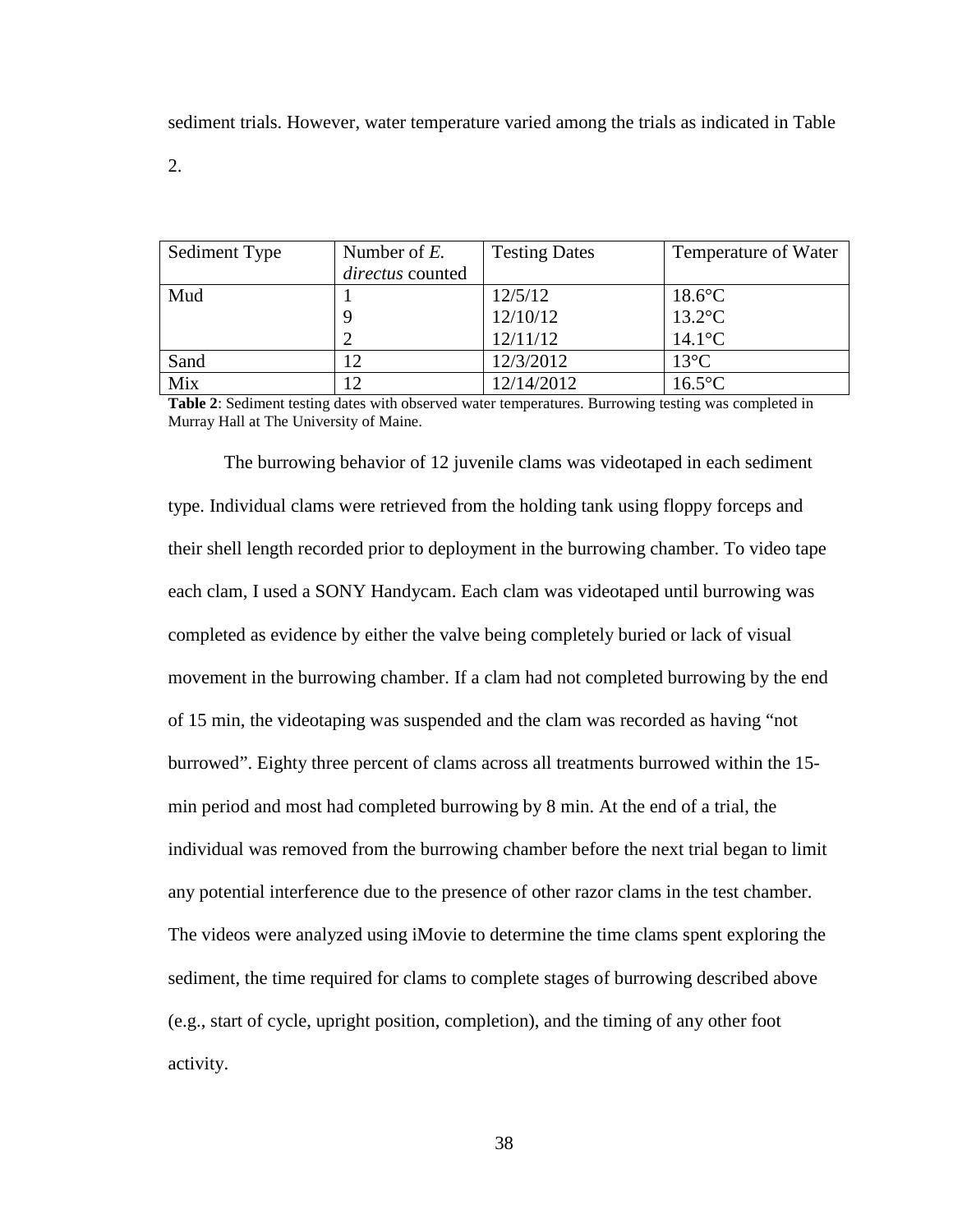sediment trials. However, water temperature varied among the trials as indicated in Table 2.

| Sediment Type | Number of *E. directus* counted | Testing Dates | Temperature of Water |
|---|---|---|---|
| Mud | 1 | 12/5/12 | 18.6°C |
| | 9 | 12/10/12 | 13.2°C |
| | 2 | 12/11/12 | 14.1°C |
| Sand | 12 | 12/3/2012 | 13°C |
| Mix | 12 | 12/14/2012 | 16.5°C |

**Table 2**: Sediment testing dates with observed water temperatures. Burrowing testing was completed in Murray Hall at The University of Maine.

The burrowing behavior of 12 juvenile clams was videotaped in each sediment type. Individual clams were retrieved from the holding tank using floppy forceps and their shell length recorded prior to deployment in the burrowing chamber. To video tape each clam, I used a SONY Handycam. Each clam was videotaped until burrowing was completed as evidence by either the valve being completely buried or lack of visual movement in the burrowing chamber. If a clam had not completed burrowing by the end of 15 min, the videotaping was suspended and the clam was recorded as having "not burrowed". Eighty three percent of clams across all treatments burrowed within the 15-min period and most had completed burrowing by 8 min. At the end of a trial, the individual was removed from the burrowing chamber before the next trial began to limit any potential interference due to the presence of other razor clams in the test chamber. The videos were analyzed using iMovie to determine the time clams spent exploring the sediment, the time required for clams to complete stages of burrowing described above (e.g., start of cycle, upright position, completion), and the timing of any other foot activity.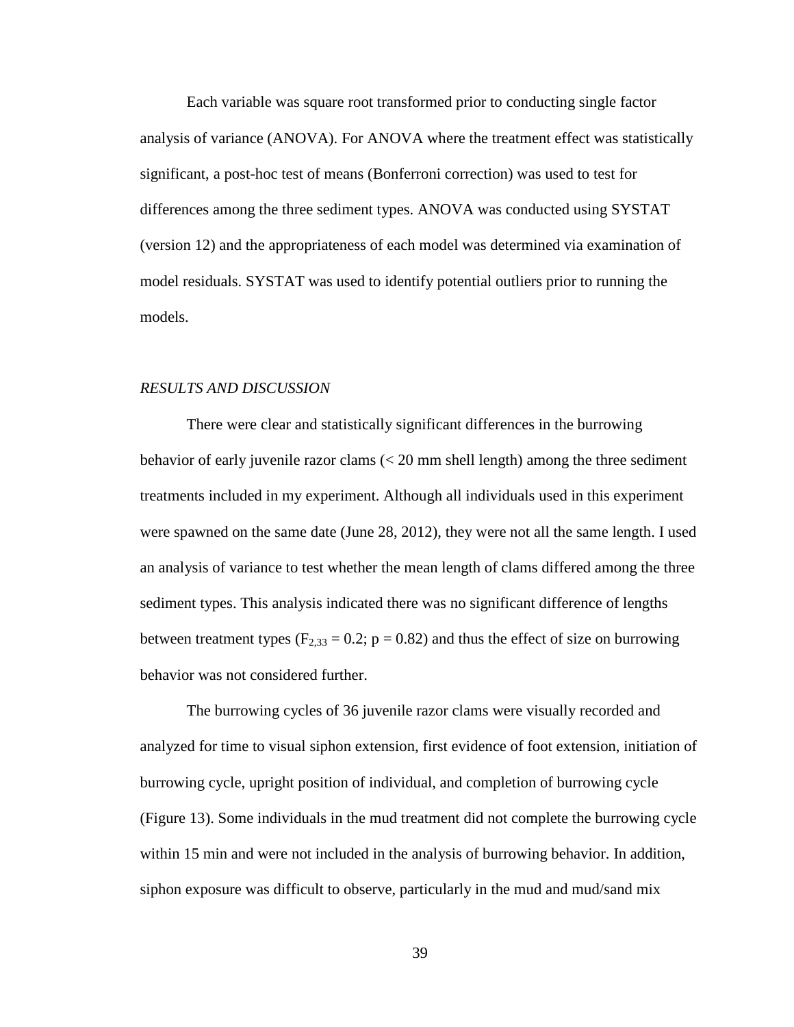Each variable was square root transformed prior to conducting single factor analysis of variance (ANOVA). For ANOVA where the treatment effect was statistically significant, a post-hoc test of means (Bonferroni correction) was used to test for differences among the three sediment types. ANOVA was conducted using SYSTAT (version 12) and the appropriateness of each model was determined via examination of model residuals. SYSTAT was used to identify potential outliers prior to running the models.

## *RESULTS AND DISCUSSION*

There were clear and statistically significant differences in the burrowing behavior of early juvenile razor clams (< 20 mm shell length) among the three sediment treatments included in my experiment. Although all individuals used in this experiment were spawned on the same date (June 28, 2012), they were not all the same length. I used an analysis of variance to test whether the mean length of clams differed among the three sediment types. This analysis indicated there was no significant difference of lengths between treatment types ($F_{2,33} = 0.2$; $p = 0.82$) and thus the effect of size on burrowing behavior was not considered further.

The burrowing cycles of 36 juvenile razor clams were visually recorded and analyzed for time to visual siphon extension, first evidence of foot extension, initiation of burrowing cycle, upright position of individual, and completion of burrowing cycle (Figure 13). Some individuals in the mud treatment did not complete the burrowing cycle within 15 min and were not included in the analysis of burrowing behavior. In addition, siphon exposure was difficult to observe, particularly in the mud and mud/sand mix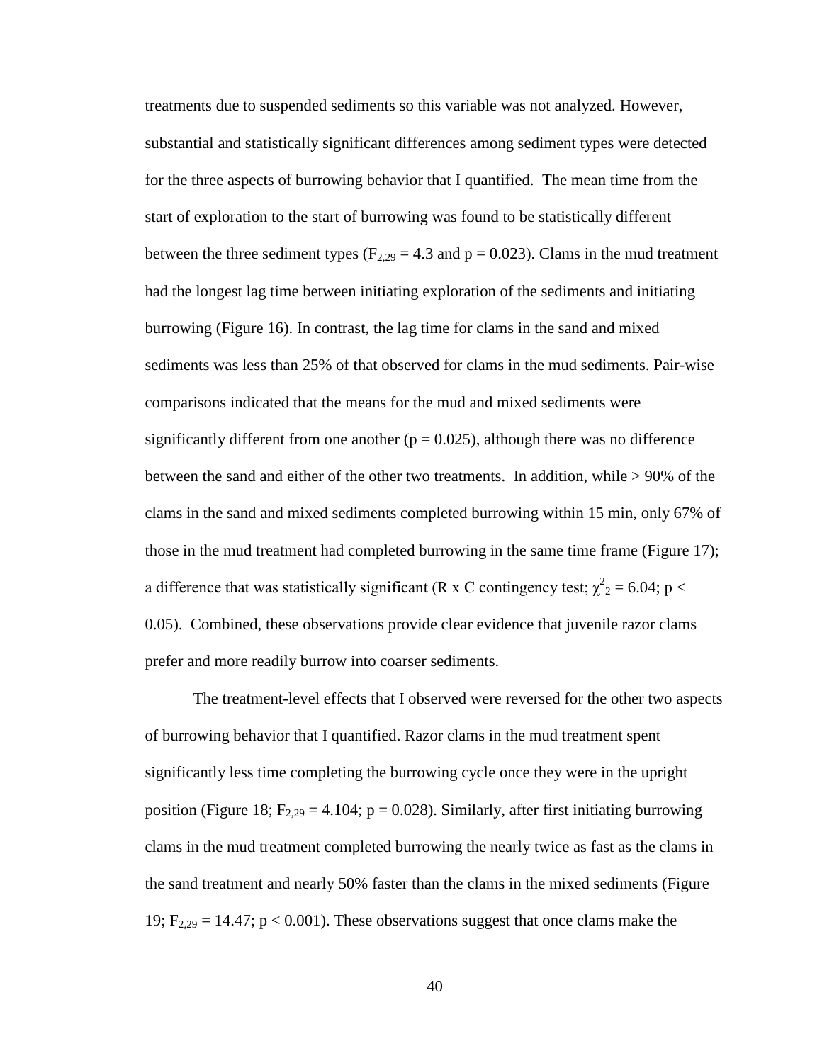treatments due to suspended sediments so this variable was not analyzed. However, substantial and statistically significant differences among sediment types were detected for the three aspects of burrowing behavior that I quantified. The mean time from the start of exploration to the start of burrowing was found to be statistically different between the three sediment types ($F_{2,29} = 4.3$ and $p = 0.023$). Clams in the mud treatment had the longest lag time between initiating exploration of the sediments and initiating burrowing (Figure 16). In contrast, the lag time for clams in the sand and mixed sediments was less than 25% of that observed for clams in the mud sediments. Pair-wise comparisons indicated that the means for the mud and mixed sediments were significantly different from one another ($p = 0.025$), although there was no difference between the sand and either of the other two treatments. In addition, while > 90% of the clams in the sand and mixed sediments completed burrowing within 15 min, only 67% of those in the mud treatment had completed burrowing in the same time frame (Figure 17); a difference that was statistically significant (R x C contingency test; $\chi^2_2 = 6.04$; $p < 0.05$). Combined, these observations provide clear evidence that juvenile razor clams prefer and more readily burrow into coarser sediments.

The treatment-level effects that I observed were reversed for the other two aspects of burrowing behavior that I quantified. Razor clams in the mud treatment spent significantly less time completing the burrowing cycle once they were in the upright position (Figure 18; $F_{2,29} = 4.104$; $p = 0.028$). Similarly, after first initiating burrowing clams in the mud treatment completed burrowing the nearly twice as fast as the clams in the sand treatment and nearly 50% faster than the clams in the mixed sediments (Figure 19; $F_{2,29} = 14.47$; $p < 0.001$). These observations suggest that once clams make the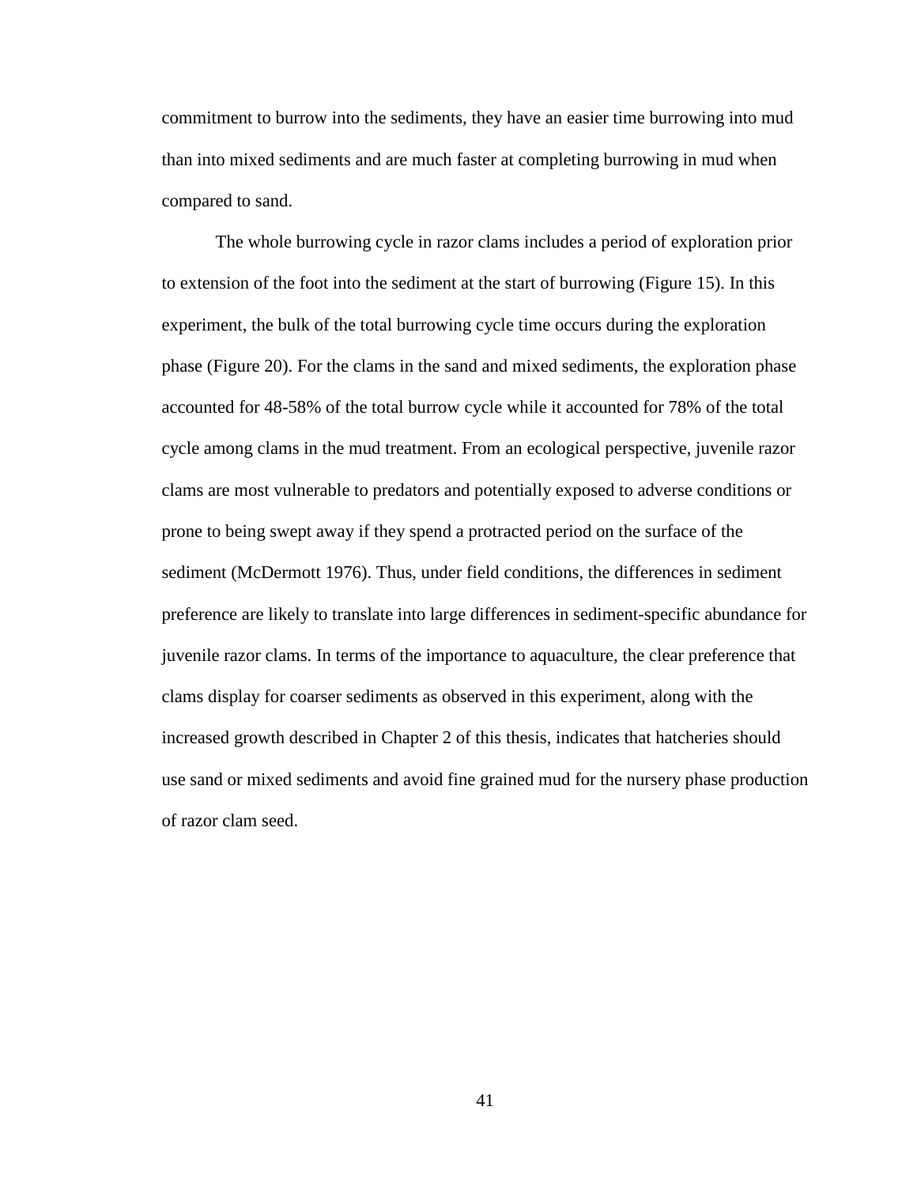commitment to burrow into the sediments, they have an easier time burrowing into mud than into mixed sediments and are much faster at completing burrowing in mud when compared to sand.

The whole burrowing cycle in razor clams includes a period of exploration prior to extension of the foot into the sediment at the start of burrowing (Figure 15). In this experiment, the bulk of the total burrowing cycle time occurs during the exploration phase (Figure 20). For the clams in the sand and mixed sediments, the exploration phase accounted for 48-58% of the total burrow cycle while it accounted for 78% of the total cycle among clams in the mud treatment. From an ecological perspective, juvenile razor clams are most vulnerable to predators and potentially exposed to adverse conditions or prone to being swept away if they spend a protracted period on the surface of the sediment (McDermott 1976). Thus, under field conditions, the differences in sediment preference are likely to translate into large differences in sediment-specific abundance for juvenile razor clams. In terms of the importance to aquaculture, the clear preference that clams display for coarser sediments as observed in this experiment, along with the increased growth described in Chapter 2 of this thesis, indicates that hatcheries should use sand or mixed sediments and avoid fine grained mud for the nursery phase production of razor clam seed.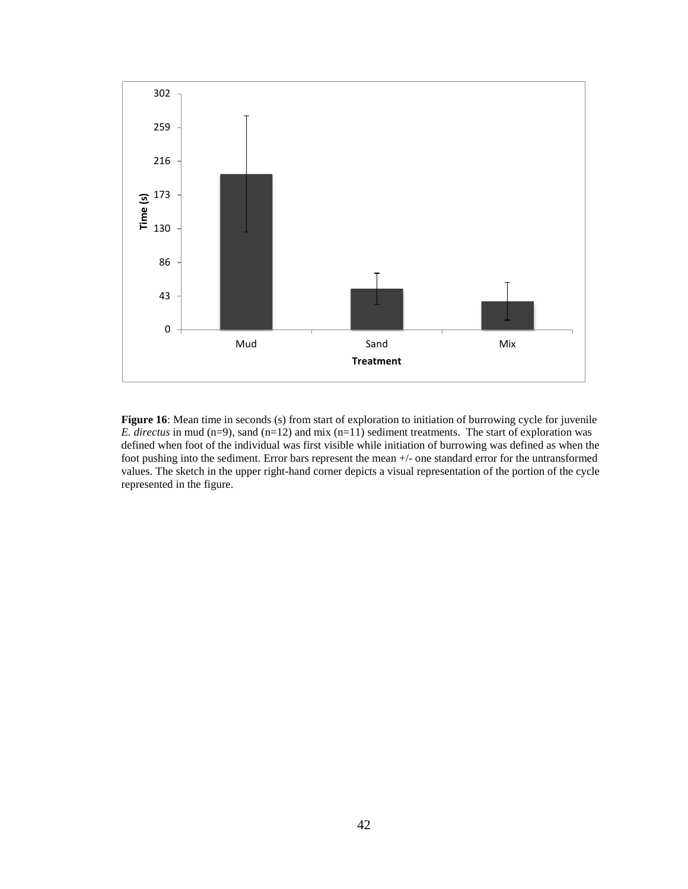**Figure 16**: Mean time in seconds (s) from start of exploration to initiation of burrowing cycle for juvenile *E. directus* in mud (n=9), sand (n=12) and mix (n=11) sediment treatments. The start of exploration was defined when foot of the individual was first visible while initiation of burrowing was defined as when the foot pushing into the sediment. Error bars represent the mean +/- one standard error for the untransformed values. The sketch in the upper right-hand corner depicts a visual representation of the portion of the cycle represented in the figure.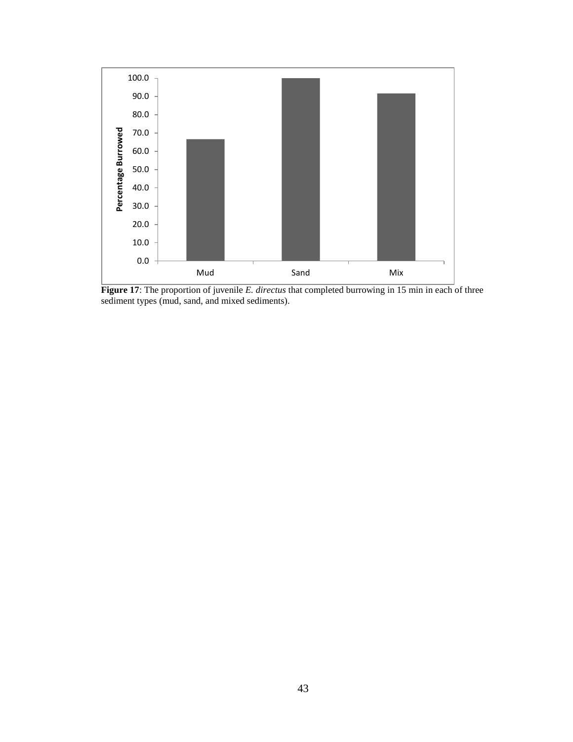**Figure 17**: The proportion of juvenile *E. directus* that completed burrowing in 15 min in each of three sediment types (mud, sand, and mixed sediments).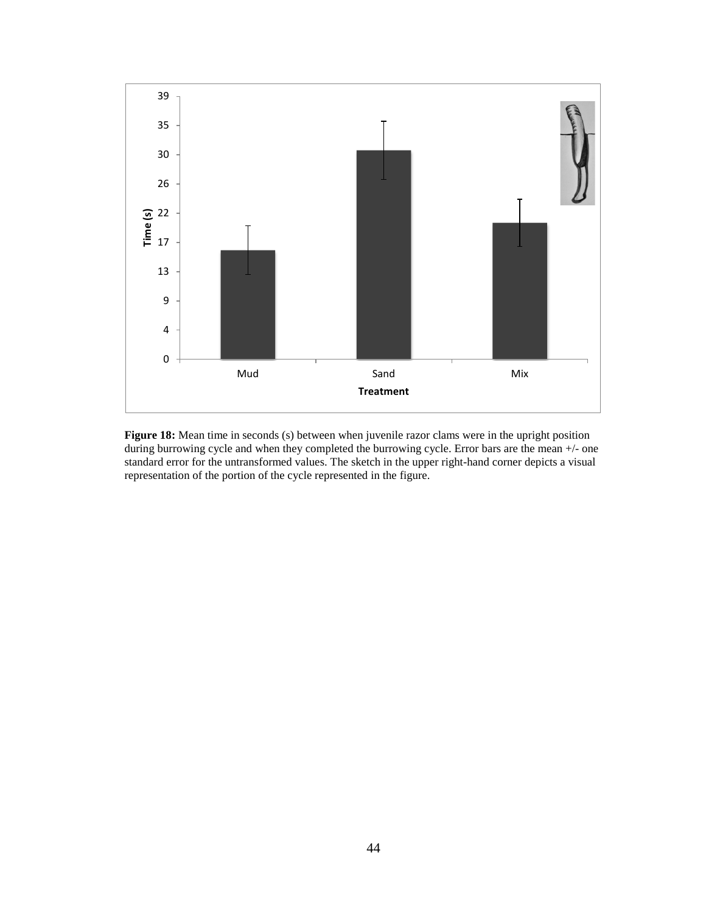**Figure 18:** Mean time in seconds (s) between when juvenile razor clams were in the upright position during burrowing cycle and when they completed the burrowing cycle. Error bars are the mean +/- one standard error for the untransformed values. The sketch in the upper right-hand corner depicts a visual representation of the portion of the cycle represented in the figure.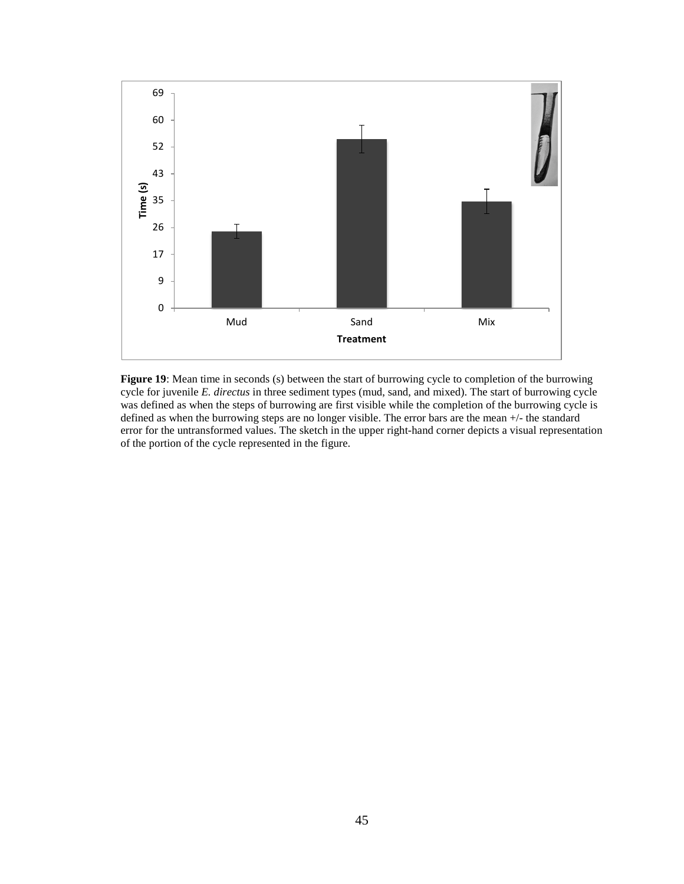**Figure 19**: Mean time in seconds (s) between the start of burrowing cycle to completion of the burrowing cycle for juvenile *E. directus* in three sediment types (mud, sand, and mixed). The start of burrowing cycle was defined as when the steps of burrowing are first visible while the completion of the burrowing cycle is defined as when the burrowing steps are no longer visible. The error bars are the mean +/- the standard error for the untransformed values. The sketch in the upper right-hand corner depicts a visual representation of the portion of the cycle represented in the figure.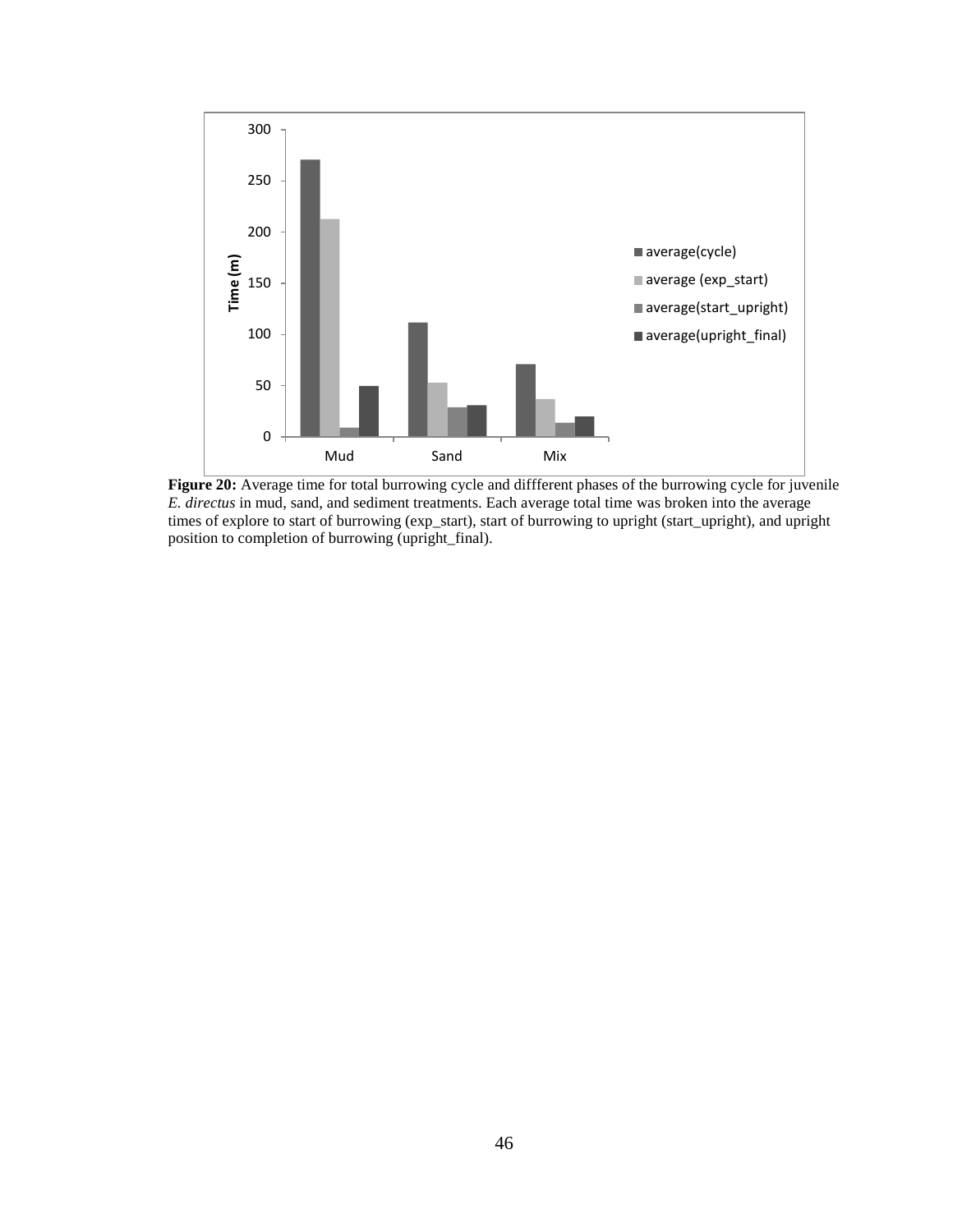**Figure 20:** Average time for total burrowing cycle and diffferent phases of the burrowing cycle for juvenile *E. directus* in mud, sand, and sediment treatments. Each average total time was broken into the average times of explore to start of burrowing (exp_start), start of burrowing to upright (start_upright), and upright position to completion of burrowing (upright_final).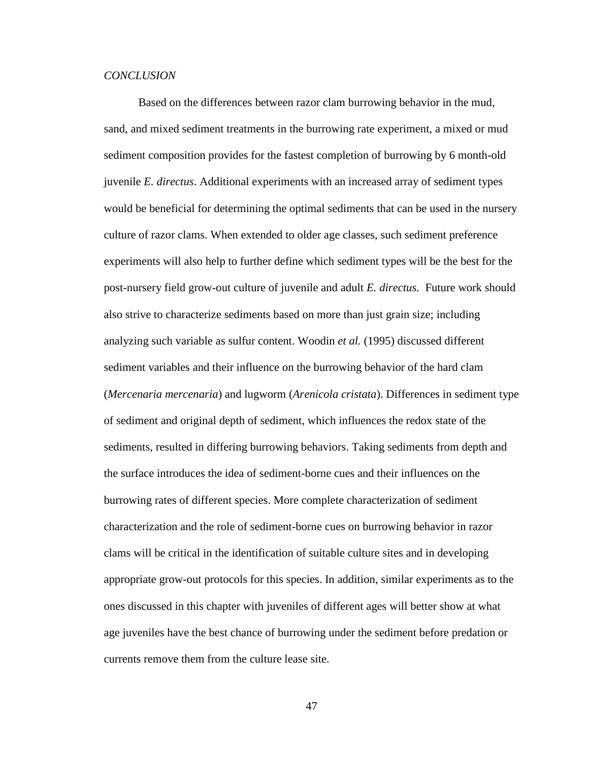*CONCLUSION*

Based on the differences between razor clam burrowing behavior in the mud, sand, and mixed sediment treatments in the burrowing rate experiment, a mixed or mud sediment composition provides for the fastest completion of burrowing by 6 month-old juvenile *E. directus*. Additional experiments with an increased array of sediment types would be beneficial for determining the optimal sediments that can be used in the nursery culture of razor clams. When extended to older age classes, such sediment preference experiments will also help to further define which sediment types will be the best for the post-nursery field grow-out culture of juvenile and adult *E. directus.* Future work should also strive to characterize sediments based on more than just grain size; including analyzing such variable as sulfur content. Woodin *et al.* (1995) discussed different sediment variables and their influence on the burrowing behavior of the hard clam (*Mercenaria mercenaria*) and lugworm (*Arenicola cristata*). Differences in sediment type of sediment and original depth of sediment, which influences the redox state of the sediments, resulted in differing burrowing behaviors. Taking sediments from depth and the surface introduces the idea of sediment-borne cues and their influences on the burrowing rates of different species. More complete characterization of sediment characterization and the role of sediment-borne cues on burrowing behavior in razor clams will be critical in the identification of suitable culture sites and in developing appropriate grow-out protocols for this species. In addition, similar experiments as to the ones discussed in this chapter with juveniles of different ages will better show at what age juveniles have the best chance of burrowing under the sediment before predation or currents remove them from the culture lease site.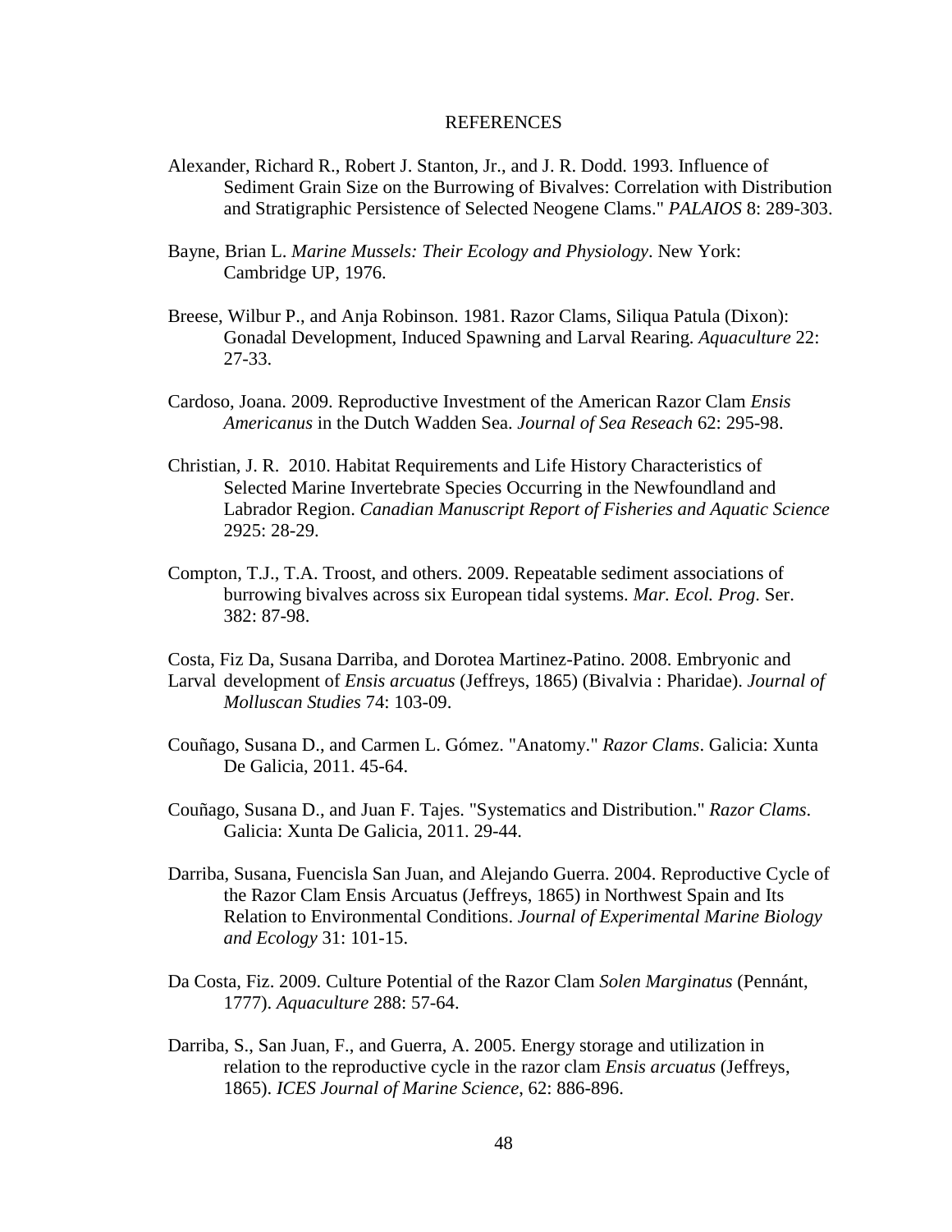# REFERENCES

Alexander, Richard R., Robert J. Stanton, Jr., and J. R. Dodd. 1993. Influence of Sediment Grain Size on the Burrowing of Bivalves: Correlation with Distribution and Stratigraphic Persistence of Selected Neogene Clams." *PALAIOS* 8: 289-303.

Bayne, Brian L. *Marine Mussels: Their Ecology and Physiology*. New York: Cambridge UP, 1976.

Breese, Wilbur P., and Anja Robinson. 1981. Razor Clams, Siliqua Patula (Dixon): Gonadal Development, Induced Spawning and Larval Rearing. *Aquaculture* 22: 27-33.

Cardoso, Joana. 2009. Reproductive Investment of the American Razor Clam *Ensis Americanus* in the Dutch Wadden Sea. *Journal of Sea Reseach* 62: 295-98.

Christian, J. R. 2010. Habitat Requirements and Life History Characteristics of Selected Marine Invertebrate Species Occurring in the Newfoundland and Labrador Region. *Canadian Manuscript Report of Fisheries and Aquatic Science* 2925: 28-29.

Compton, T.J., T.A. Troost, and others. 2009. Repeatable sediment associations of burrowing bivalves across six European tidal systems. *Mar. Ecol. Prog*. Ser. 382: 87-98.

Costa, Fiz Da, Susana Darriba, and Dorotea Martinez-Patino. 2008. Embryonic and Larval development of *Ensis arcuatus* (Jeffreys, 1865) (Bivalvia : Pharidae). *Journal of Molluscan Studies* 74: 103-09.

Couñago, Susana D., and Carmen L. Gómez. "Anatomy." *Razor Clams*. Galicia: Xunta De Galicia, 2011. 45-64.

Couñago, Susana D., and Juan F. Tajes. "Systematics and Distribution." *Razor Clams*. Galicia: Xunta De Galicia, 2011. 29-44.

Darriba, Susana, Fuencisla San Juan, and Alejando Guerra. 2004. Reproductive Cycle of the Razor Clam Ensis Arcuatus (Jeffreys, 1865) in Northwest Spain and Its Relation to Environmental Conditions. *Journal of Experimental Marine Biology and Ecology* 31: 101-15.

Da Costa, Fiz. 2009. Culture Potential of the Razor Clam *Solen Marginatus* (Pennánt, 1777). *Aquaculture* 288: 57-64.

Darriba, S., San Juan, F., and Guerra, A. 2005. Energy storage and utilization in relation to the reproductive cycle in the razor clam *Ensis arcuatus* (Jeffreys, 1865). *ICES Journal of Marine Science*, 62: 886-896.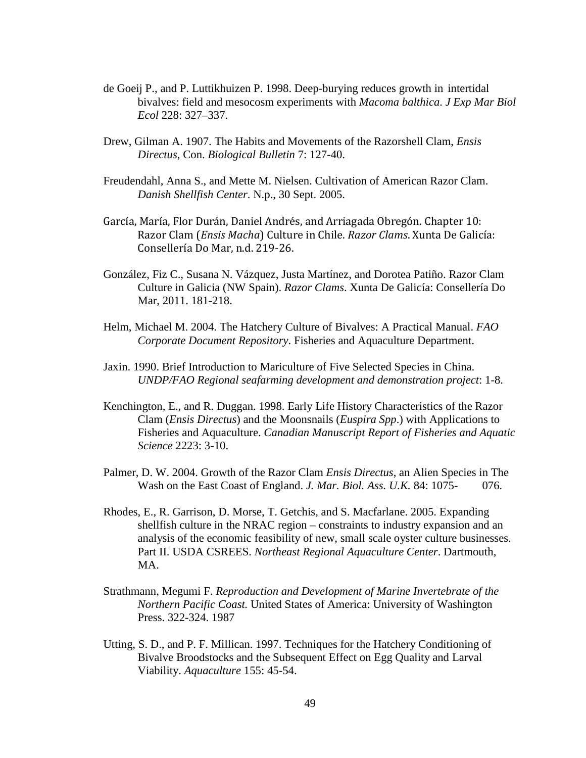de Goeij P., and P. Luttikhuizen P. 1998. Deep-burying reduces growth in intertidal bivalves: field and mesocosm experiments with *Macoma balthica*. *J Exp Mar Biol Ecol* 228: 327–337.

Drew, Gilman A. 1907. The Habits and Movements of the Razorshell Clam, *Ensis Directus*, Con. *Biological Bulletin* 7: 127-40.

Freudendahl, Anna S., and Mette M. Nielsen. Cultivation of American Razor Clam. *Danish Shellfish Center*. N.p., 30 Sept. 2005.

García, María, Flor Durán, Daniel Andrés, and Arriagada Obregón. Chapter 10: Razor Clam (*Ensis Macha*) Culture in Chile. *Razor Clams.* Xunta De Galicía: Consellería Do Mar, n.d. 219-26.

González, Fiz C., Susana N. Vázquez, Justa Martínez, and Dorotea Patiño. Razor Clam Culture in Galicia (NW Spain). *Razor Clams*. Xunta De Galicía: Consellería Do Mar, 2011. 181-218.

Helm, Michael M. 2004. The Hatchery Culture of Bivalves: A Practical Manual. *FAO Corporate Document Repository*. Fisheries and Aquaculture Department.

Jaxin. 1990. Brief Introduction to Mariculture of Five Selected Species in China. *UNDP/FAO Regional seafarming development and demonstration project*: 1-8.

Kenchington, E., and R. Duggan. 1998. Early Life History Characteristics of the Razor Clam (*Ensis Directus*) and the Moonsnails (*Euspira Spp*.) with Applications to Fisheries and Aquaculture. *Canadian Manuscript Report of Fisheries and Aquatic Science* 2223: 3-10.

Palmer, D. W. 2004. Growth of the Razor Clam *Ensis Directus*, an Alien Species in The Wash on the East Coast of England. *J. Mar. Biol. Ass. U.K.* 84: 1075- 076.

Rhodes, E., R. Garrison, D. Morse, T. Getchis, and S. Macfarlane. 2005. Expanding shellfish culture in the NRAC region – constraints to industry expansion and an analysis of the economic feasibility of new, small scale oyster culture businesses. Part II. USDA CSREES. *Northeast Regional Aquaculture Center*. Dartmouth, MA.

Strathmann, Megumi F. *Reproduction and Development of Marine Invertebrate of the Northern Pacific Coast.* United States of America: University of Washington Press. 322-324. 1987

Utting, S. D., and P. F. Millican. 1997. Techniques for the Hatchery Conditioning of Bivalve Broodstocks and the Subsequent Effect on Egg Quality and Larval Viability. *Aquaculture* 155: 45-54.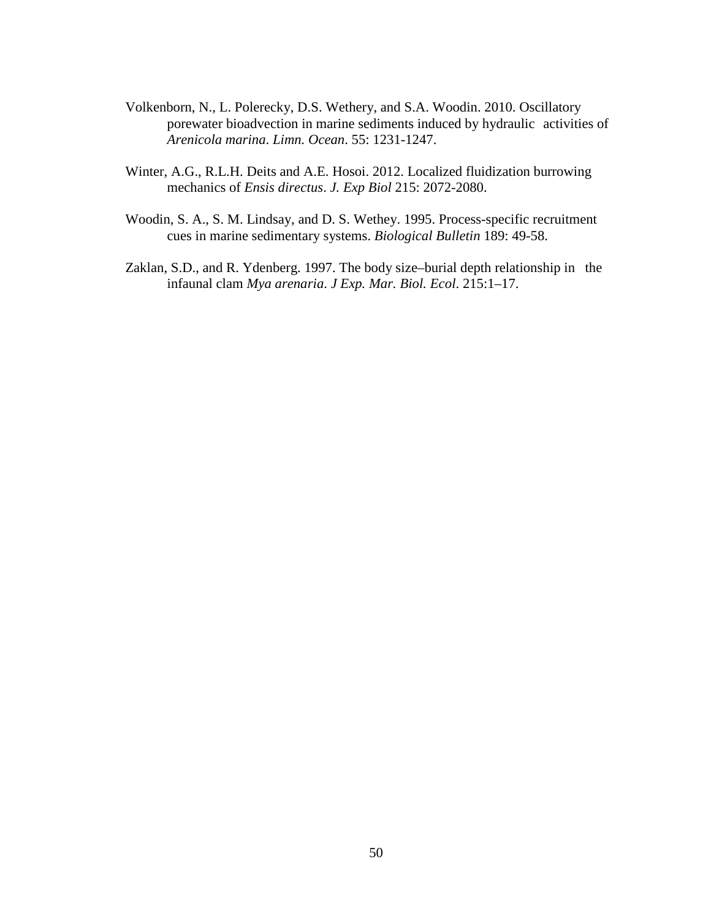Volkenborn, N., L. Polerecky, D.S. Wethery, and S.A. Woodin. 2010. Oscillatory porewater bioadvection in marine sediments induced by hydraulic activities of *Arenicola marina*. *Limn. Ocean*. 55: 1231-1247.

Winter, A.G., R.L.H. Deits and A.E. Hosoi. 2012. Localized fluidization burrowing mechanics of *Ensis directus*. *J. Exp Biol* 215: 2072-2080.

Woodin, S. A., S. M. Lindsay, and D. S. Wethey. 1995. Process-specific recruitment cues in marine sedimentary systems. *Biological Bulletin* 189: 49-58.

Zaklan, S.D., and R. Ydenberg. 1997. The body size–burial depth relationship in the infaunal clam *Mya arenaria*. *J Exp. Mar. Biol. Ecol*. 215:1–17.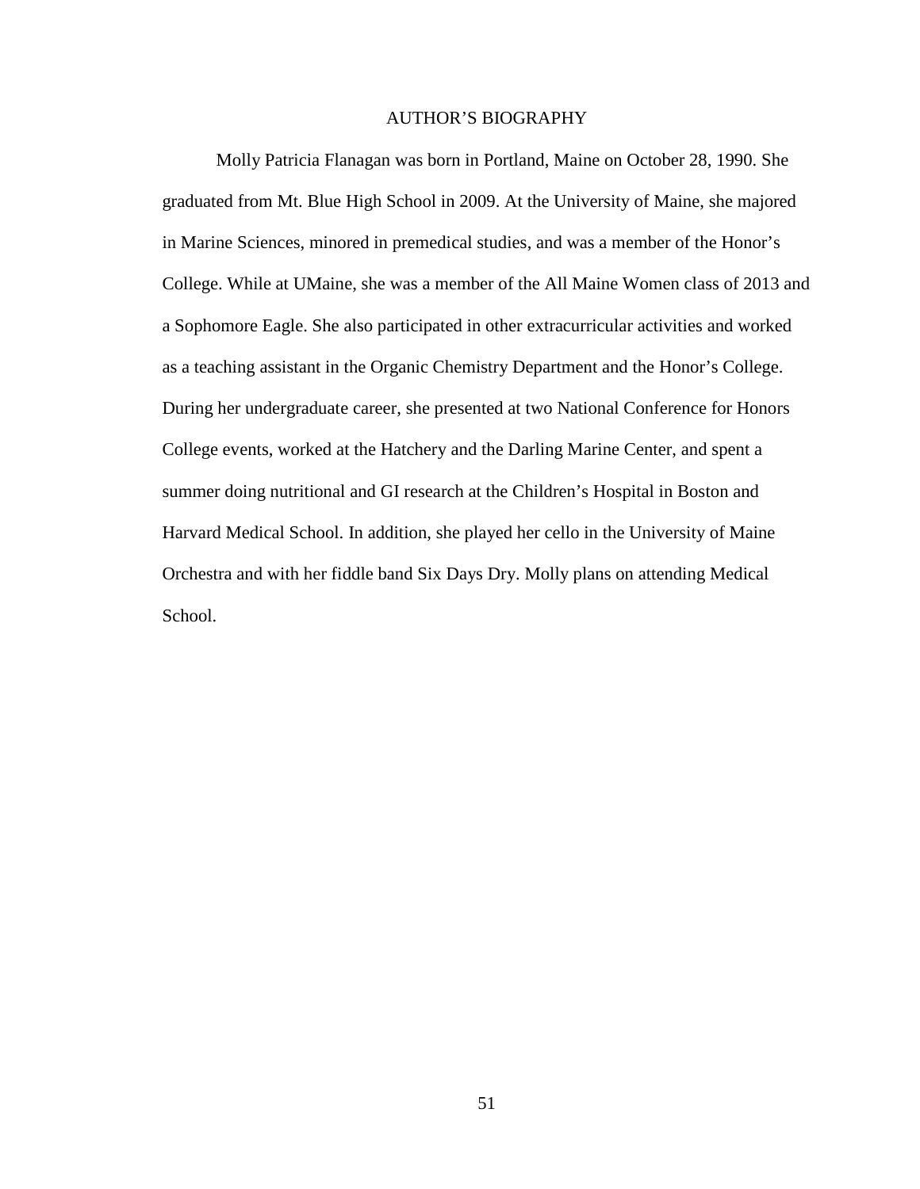# AUTHOR'S BIOGRAPHY

Molly Patricia Flanagan was born in Portland, Maine on October 28, 1990. She graduated from Mt. Blue High School in 2009. At the University of Maine, she majored in Marine Sciences, minored in premedical studies, and was a member of the Honor's College. While at UMaine, she was a member of the All Maine Women class of 2013 and a Sophomore Eagle. She also participated in other extracurricular activities and worked as a teaching assistant in the Organic Chemistry Department and the Honor's College. During her undergraduate career, she presented at two National Conference for Honors College events, worked at the Hatchery and the Darling Marine Center, and spent a summer doing nutritional and GI research at the Children's Hospital in Boston and Harvard Medical School. In addition, she played her cello in the University of Maine Orchestra and with her fiddle band Six Days Dry. Molly plans on attending Medical School.